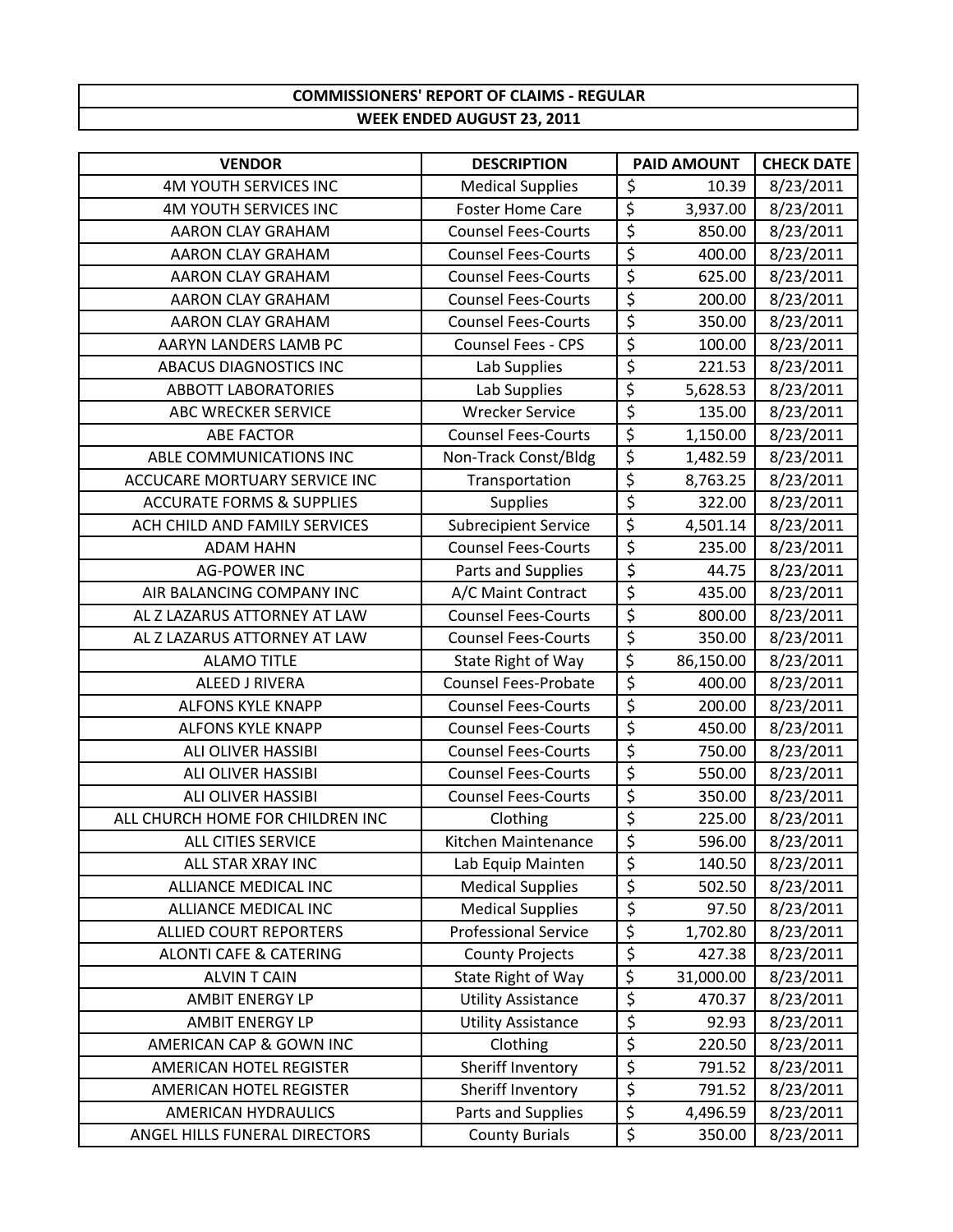# COMMISSIONERS' REPORT OF CLAIMS - REGULAR

## WEEK ENDED AUGUST 23, 2011

| VENDOR | DESCRIPTION | PAID AMOUNT | CHECK DATE |
|---|---|---|---|
| 4M YOUTH SERVICES INC | Medical Supplies | $ 10.39 | 8/23/2011 |
| 4M YOUTH SERVICES INC | Foster Home Care | $ 3,937.00 | 8/23/2011 |
| AARON CLAY GRAHAM | Counsel Fees-Courts | $ 850.00 | 8/23/2011 |
| AARON CLAY GRAHAM | Counsel Fees-Courts | $ 400.00 | 8/23/2011 |
| AARON CLAY GRAHAM | Counsel Fees-Courts | $ 625.00 | 8/23/2011 |
| AARON CLAY GRAHAM | Counsel Fees-Courts | $ 200.00 | 8/23/2011 |
| AARON CLAY GRAHAM | Counsel Fees-Courts | $ 350.00 | 8/23/2011 |
| AARYN LANDERS LAMB PC | Counsel Fees - CPS | $ 100.00 | 8/23/2011 |
| ABACUS DIAGNOSTICS INC | Lab Supplies | $ 221.53 | 8/23/2011 |
| ABBOTT LABORATORIES | Lab Supplies | $ 5,628.53 | 8/23/2011 |
| ABC WRECKER SERVICE | Wrecker Service | $ 135.00 | 8/23/2011 |
| ABE FACTOR | Counsel Fees-Courts | $ 1,150.00 | 8/23/2011 |
| ABLE COMMUNICATIONS INC | Non-Track Const/Bldg | $ 1,482.59 | 8/23/2011 |
| ACCUCARE MORTUARY SERVICE INC | Transportation | $ 8,763.25 | 8/23/2011 |
| ACCURATE FORMS & SUPPLIES | Supplies | $ 322.00 | 8/23/2011 |
| ACH CHILD AND FAMILY SERVICES | Subrecipient Service | $ 4,501.14 | 8/23/2011 |
| ADAM HAHN | Counsel Fees-Courts | $ 235.00 | 8/23/2011 |
| AG-POWER INC | Parts and Supplies | $ 44.75 | 8/23/2011 |
| AIR BALANCING COMPANY INC | A/C Maint Contract | $ 435.00 | 8/23/2011 |
| AL Z LAZARUS ATTORNEY AT LAW | Counsel Fees-Courts | $ 800.00 | 8/23/2011 |
| AL Z LAZARUS ATTORNEY AT LAW | Counsel Fees-Courts | $ 350.00 | 8/23/2011 |
| ALAMO TITLE | State Right of Way | $ 86,150.00 | 8/23/2011 |
| ALEED J RIVERA | Counsel Fees-Probate | $ 400.00 | 8/23/2011 |
| ALFONS KYLE KNAPP | Counsel Fees-Courts | $ 200.00 | 8/23/2011 |
| ALFONS KYLE KNAPP | Counsel Fees-Courts | $ 450.00 | 8/23/2011 |
| ALI OLIVER HASSIBI | Counsel Fees-Courts | $ 750.00 | 8/23/2011 |
| ALI OLIVER HASSIBI | Counsel Fees-Courts | $ 550.00 | 8/23/2011 |
| ALI OLIVER HASSIBI | Counsel Fees-Courts | $ 350.00 | 8/23/2011 |
| ALL CHURCH HOME FOR CHILDREN INC | Clothing | $ 225.00 | 8/23/2011 |
| ALL CITIES SERVICE | Kitchen Maintenance | $ 596.00 | 8/23/2011 |
| ALL STAR XRAY INC | Lab Equip Mainten | $ 140.50 | 8/23/2011 |
| ALLIANCE MEDICAL INC | Medical Supplies | $ 502.50 | 8/23/2011 |
| ALLIANCE MEDICAL INC | Medical Supplies | $ 97.50 | 8/23/2011 |
| ALLIED COURT REPORTERS | Professional Service | $ 1,702.80 | 8/23/2011 |
| ALONTI CAFE & CATERING | County Projects | $ 427.38 | 8/23/2011 |
| ALVIN T CAIN | State Right of Way | $ 31,000.00 | 8/23/2011 |
| AMBIT ENERGY LP | Utility Assistance | $ 470.37 | 8/23/2011 |
| AMBIT ENERGY LP | Utility Assistance | $ 92.93 | 8/23/2011 |
| AMERICAN CAP & GOWN INC | Clothing | $ 220.50 | 8/23/2011 |
| AMERICAN HOTEL REGISTER | Sheriff Inventory | $ 791.52 | 8/23/2011 |
| AMERICAN HOTEL REGISTER | Sheriff Inventory | $ 791.52 | 8/23/2011 |
| AMERICAN HYDRAULICS | Parts and Supplies | $ 4,496.59 | 8/23/2011 |
| ANGEL HILLS FUNERAL DIRECTORS | County Burials | $ 350.00 | 8/23/2011 |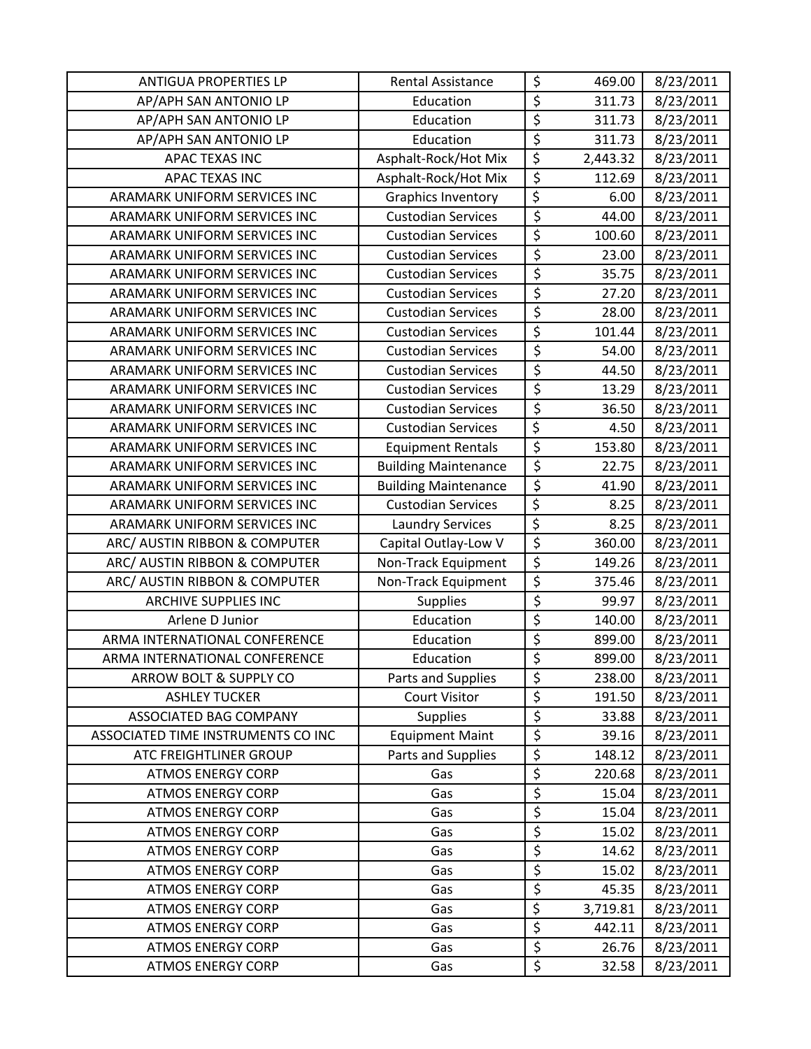| ANTIGUA PROPERTIES LP | Rental Assistance | $ | 469.00 | 8/23/2011 |
|---|---|---|---|---|
| AP/APH SAN ANTONIO LP | Education | $ | 311.73 | 8/23/2011 |
| AP/APH SAN ANTONIO LP | Education | $ | 311.73 | 8/23/2011 |
| AP/APH SAN ANTONIO LP | Education | $ | 311.73 | 8/23/2011 |
| APAC TEXAS INC | Asphalt-Rock/Hot Mix | $ | 2,443.32 | 8/23/2011 |
| APAC TEXAS INC | Asphalt-Rock/Hot Mix | $ | 112.69 | 8/23/2011 |
| ARAMARK UNIFORM SERVICES INC | Graphics Inventory | $ | 6.00 | 8/23/2011 |
| ARAMARK UNIFORM SERVICES INC | Custodian Services | $ | 44.00 | 8/23/2011 |
| ARAMARK UNIFORM SERVICES INC | Custodian Services | $ | 100.60 | 8/23/2011 |
| ARAMARK UNIFORM SERVICES INC | Custodian Services | $ | 23.00 | 8/23/2011 |
| ARAMARK UNIFORM SERVICES INC | Custodian Services | $ | 35.75 | 8/23/2011 |
| ARAMARK UNIFORM SERVICES INC | Custodian Services | $ | 27.20 | 8/23/2011 |
| ARAMARK UNIFORM SERVICES INC | Custodian Services | $ | 28.00 | 8/23/2011 |
| ARAMARK UNIFORM SERVICES INC | Custodian Services | $ | 101.44 | 8/23/2011 |
| ARAMARK UNIFORM SERVICES INC | Custodian Services | $ | 54.00 | 8/23/2011 |
| ARAMARK UNIFORM SERVICES INC | Custodian Services | $ | 44.50 | 8/23/2011 |
| ARAMARK UNIFORM SERVICES INC | Custodian Services | $ | 13.29 | 8/23/2011 |
| ARAMARK UNIFORM SERVICES INC | Custodian Services | $ | 36.50 | 8/23/2011 |
| ARAMARK UNIFORM SERVICES INC | Custodian Services | $ | 4.50 | 8/23/2011 |
| ARAMARK UNIFORM SERVICES INC | Equipment Rentals | $ | 153.80 | 8/23/2011 |
| ARAMARK UNIFORM SERVICES INC | Building Maintenance | $ | 22.75 | 8/23/2011 |
| ARAMARK UNIFORM SERVICES INC | Building Maintenance | $ | 41.90 | 8/23/2011 |
| ARAMARK UNIFORM SERVICES INC | Custodian Services | $ | 8.25 | 8/23/2011 |
| ARAMARK UNIFORM SERVICES INC | Laundry Services | $ | 8.25 | 8/23/2011 |
| ARC/ AUSTIN RIBBON & COMPUTER | Capital Outlay-Low V | $ | 360.00 | 8/23/2011 |
| ARC/ AUSTIN RIBBON & COMPUTER | Non-Track Equipment | $ | 149.26 | 8/23/2011 |
| ARC/ AUSTIN RIBBON & COMPUTER | Non-Track Equipment | $ | 375.46 | 8/23/2011 |
| ARCHIVE SUPPLIES INC | Supplies | $ | 99.97 | 8/23/2011 |
| Arlene D Junior | Education | $ | 140.00 | 8/23/2011 |
| ARMA INTERNATIONAL CONFERENCE | Education | $ | 899.00 | 8/23/2011 |
| ARMA INTERNATIONAL CONFERENCE | Education | $ | 899.00 | 8/23/2011 |
| ARROW BOLT & SUPPLY CO | Parts and Supplies | $ | 238.00 | 8/23/2011 |
| ASHLEY TUCKER | Court Visitor | $ | 191.50 | 8/23/2011 |
| ASSOCIATED BAG COMPANY | Supplies | $ | 33.88 | 8/23/2011 |
| ASSOCIATED TIME INSTRUMENTS CO INC | Equipment Maint | $ | 39.16 | 8/23/2011 |
| ATC FREIGHTLINER GROUP | Parts and Supplies | $ | 148.12 | 8/23/2011 |
| ATMOS ENERGY CORP | Gas | $ | 220.68 | 8/23/2011 |
| ATMOS ENERGY CORP | Gas | $ | 15.04 | 8/23/2011 |
| ATMOS ENERGY CORP | Gas | $ | 15.04 | 8/23/2011 |
| ATMOS ENERGY CORP | Gas | $ | 15.02 | 8/23/2011 |
| ATMOS ENERGY CORP | Gas | $ | 14.62 | 8/23/2011 |
| ATMOS ENERGY CORP | Gas | $ | 15.02 | 8/23/2011 |
| ATMOS ENERGY CORP | Gas | $ | 45.35 | 8/23/2011 |
| ATMOS ENERGY CORP | Gas | $ | 3,719.81 | 8/23/2011 |
| ATMOS ENERGY CORP | Gas | $ | 442.11 | 8/23/2011 |
| ATMOS ENERGY CORP | Gas | $ | 26.76 | 8/23/2011 |
| ATMOS ENERGY CORP | Gas | $ | 32.58 | 8/23/2011 |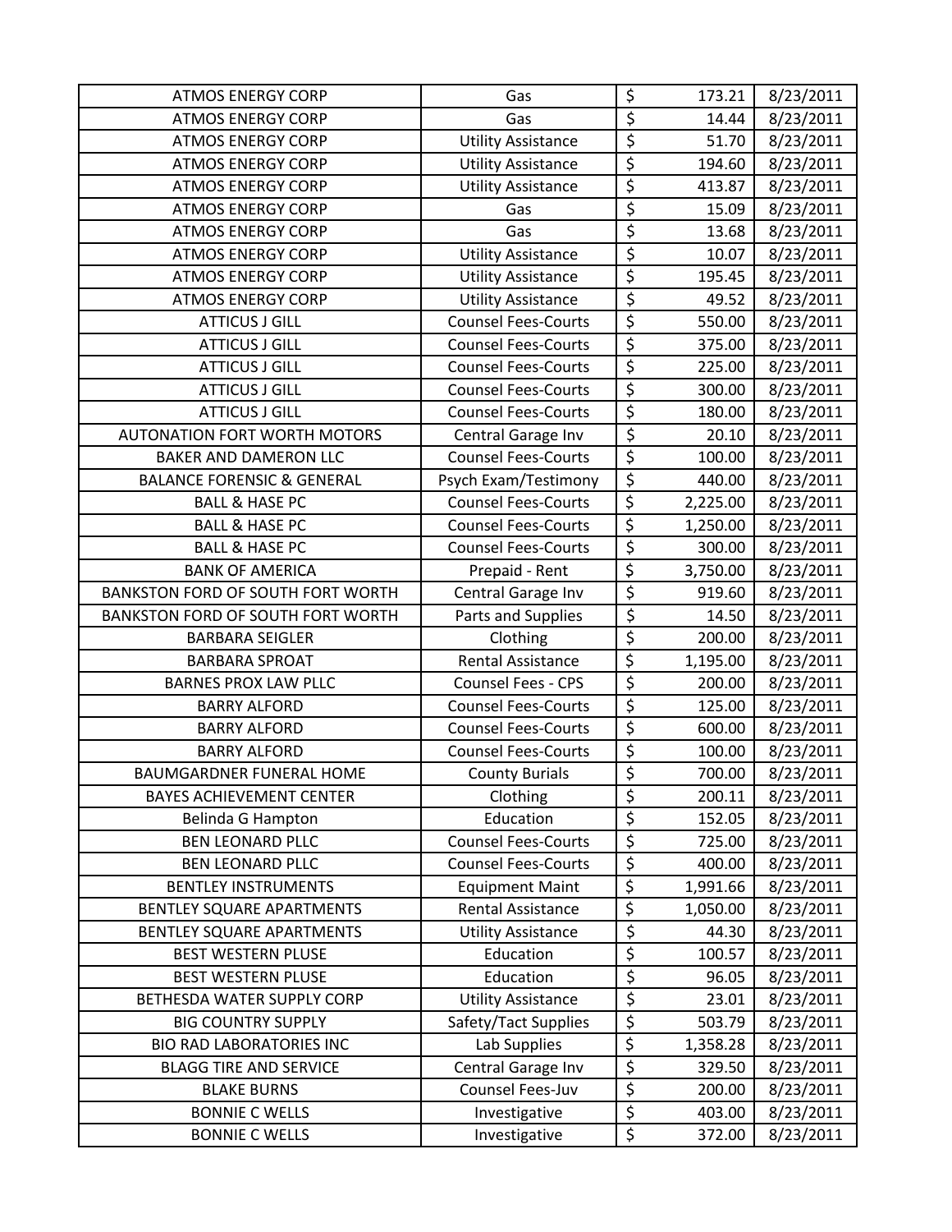| ATMOS ENERGY CORP | Gas | $ | 173.21 | 8/23/2011 |
|---|---|---|---|---|
| ATMOS ENERGY CORP | Gas | $ | 14.44 | 8/23/2011 |
| ATMOS ENERGY CORP | Utility Assistance | $ | 51.70 | 8/23/2011 |
| ATMOS ENERGY CORP | Utility Assistance | $ | 194.60 | 8/23/2011 |
| ATMOS ENERGY CORP | Utility Assistance | $ | 413.87 | 8/23/2011 |
| ATMOS ENERGY CORP | Gas | $ | 15.09 | 8/23/2011 |
| ATMOS ENERGY CORP | Gas | $ | 13.68 | 8/23/2011 |
| ATMOS ENERGY CORP | Utility Assistance | $ | 10.07 | 8/23/2011 |
| ATMOS ENERGY CORP | Utility Assistance | $ | 195.45 | 8/23/2011 |
| ATMOS ENERGY CORP | Utility Assistance | $ | 49.52 | 8/23/2011 |
| ATTICUS J GILL | Counsel Fees-Courts | $ | 550.00 | 8/23/2011 |
| ATTICUS J GILL | Counsel Fees-Courts | $ | 375.00 | 8/23/2011 |
| ATTICUS J GILL | Counsel Fees-Courts | $ | 225.00 | 8/23/2011 |
| ATTICUS J GILL | Counsel Fees-Courts | $ | 300.00 | 8/23/2011 |
| ATTICUS J GILL | Counsel Fees-Courts | $ | 180.00 | 8/23/2011 |
| AUTONATION FORT WORTH MOTORS | Central Garage Inv | $ | 20.10 | 8/23/2011 |
| BAKER AND DAMERON LLC | Counsel Fees-Courts | $ | 100.00 | 8/23/2011 |
| BALANCE FORENSIC & GENERAL | Psych Exam/Testimony | $ | 440.00 | 8/23/2011 |
| BALL & HASE PC | Counsel Fees-Courts | $ | 2,225.00 | 8/23/2011 |
| BALL & HASE PC | Counsel Fees-Courts | $ | 1,250.00 | 8/23/2011 |
| BALL & HASE PC | Counsel Fees-Courts | $ | 300.00 | 8/23/2011 |
| BANK OF AMERICA | Prepaid - Rent | $ | 3,750.00 | 8/23/2011 |
| BANKSTON FORD OF SOUTH FORT WORTH | Central Garage Inv | $ | 919.60 | 8/23/2011 |
| BANKSTON FORD OF SOUTH FORT WORTH | Parts and Supplies | $ | 14.50 | 8/23/2011 |
| BARBARA SEIGLER | Clothing | $ | 200.00 | 8/23/2011 |
| BARBARA SPROAT | Rental Assistance | $ | 1,195.00 | 8/23/2011 |
| BARNES PROX LAW PLLC | Counsel Fees - CPS | $ | 200.00 | 8/23/2011 |
| BARRY ALFORD | Counsel Fees-Courts | $ | 125.00 | 8/23/2011 |
| BARRY ALFORD | Counsel Fees-Courts | $ | 600.00 | 8/23/2011 |
| BARRY ALFORD | Counsel Fees-Courts | $ | 100.00 | 8/23/2011 |
| BAUMGARDNER FUNERAL HOME | County Burials | $ | 700.00 | 8/23/2011 |
| BAYES ACHIEVEMENT CENTER | Clothing | $ | 200.11 | 8/23/2011 |
| Belinda G Hampton | Education | $ | 152.05 | 8/23/2011 |
| BEN LEONARD PLLC | Counsel Fees-Courts | $ | 725.00 | 8/23/2011 |
| BEN LEONARD PLLC | Counsel Fees-Courts | $ | 400.00 | 8/23/2011 |
| BENTLEY INSTRUMENTS | Equipment Maint | $ | 1,991.66 | 8/23/2011 |
| BENTLEY SQUARE APARTMENTS | Rental Assistance | $ | 1,050.00 | 8/23/2011 |
| BENTLEY SQUARE APARTMENTS | Utility Assistance | $ | 44.30 | 8/23/2011 |
| BEST WESTERN PLUSE | Education | $ | 100.57 | 8/23/2011 |
| BEST WESTERN PLUSE | Education | $ | 96.05 | 8/23/2011 |
| BETHESDA WATER SUPPLY CORP | Utility Assistance | $ | 23.01 | 8/23/2011 |
| BIG COUNTRY SUPPLY | Safety/Tact Supplies | $ | 503.79 | 8/23/2011 |
| BIO RAD LABORATORIES INC | Lab Supplies | $ | 1,358.28 | 8/23/2011 |
| BLAGG TIRE AND SERVICE | Central Garage Inv | $ | 329.50 | 8/23/2011 |
| BLAKE BURNS | Counsel Fees-Juv | $ | 200.00 | 8/23/2011 |
| BONNIE C WELLS | Investigative | $ | 403.00 | 8/23/2011 |
| BONNIE C WELLS | Investigative | $ | 372.00 | 8/23/2011 |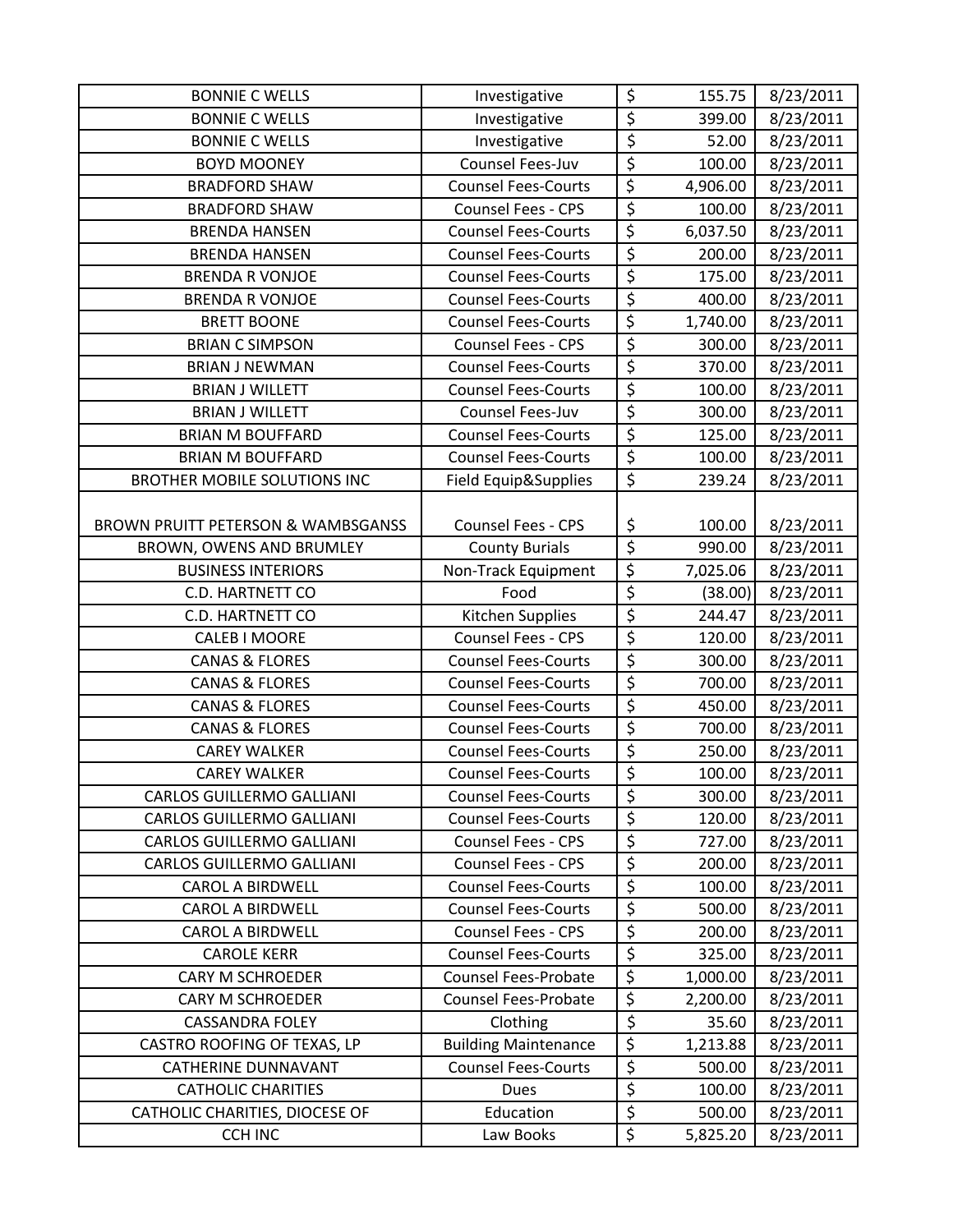| BONNIE C WELLS | Investigative | $ | 155.75 | 8/23/2011 |
|---|---|---|---|---|
| BONNIE C WELLS | Investigative | $ | 399.00 | 8/23/2011 |
| BONNIE C WELLS | Investigative | $ | 52.00 | 8/23/2011 |
| BOYD MOONEY | Counsel Fees-Juv | $ | 100.00 | 8/23/2011 |
| BRADFORD SHAW | Counsel Fees-Courts | $ | 4,906.00 | 8/23/2011 |
| BRADFORD SHAW | Counsel Fees - CPS | $ | 100.00 | 8/23/2011 |
| BRENDA HANSEN | Counsel Fees-Courts | $ | 6,037.50 | 8/23/2011 |
| BRENDA HANSEN | Counsel Fees-Courts | $ | 200.00 | 8/23/2011 |
| BRENDA R VONJOE | Counsel Fees-Courts | $ | 175.00 | 8/23/2011 |
| BRENDA R VONJOE | Counsel Fees-Courts | $ | 400.00 | 8/23/2011 |
| BRETT BOONE | Counsel Fees-Courts | $ | 1,740.00 | 8/23/2011 |
| BRIAN C SIMPSON | Counsel Fees - CPS | $ | 300.00 | 8/23/2011 |
| BRIAN J NEWMAN | Counsel Fees-Courts | $ | 370.00 | 8/23/2011 |
| BRIAN J WILLETT | Counsel Fees-Courts | $ | 100.00 | 8/23/2011 |
| BRIAN J WILLETT | Counsel Fees-Juv | $ | 300.00 | 8/23/2011 |
| BRIAN M BOUFFARD | Counsel Fees-Courts | $ | 125.00 | 8/23/2011 |
| BRIAN M BOUFFARD | Counsel Fees-Courts | $ | 100.00 | 8/23/2011 |
| BROTHER MOBILE SOLUTIONS INC | Field Equip&Supplies | $ | 239.24 | 8/23/2011 |
| BROWN PRUITT PETERSON & WAMBSGANSS | Counsel Fees - CPS | $ | 100.00 | 8/23/2011 |
| BROWN, OWENS AND BRUMLEY | County Burials | $ | 990.00 | 8/23/2011 |
| BUSINESS INTERIORS | Non-Track Equipment | $ | 7,025.06 | 8/23/2011 |
| C.D. HARTNETT CO | Food | $ | (38.00) | 8/23/2011 |
| C.D. HARTNETT CO | Kitchen Supplies | $ | 244.47 | 8/23/2011 |
| CALEB I MOORE | Counsel Fees - CPS | $ | 120.00 | 8/23/2011 |
| CANAS & FLORES | Counsel Fees-Courts | $ | 300.00 | 8/23/2011 |
| CANAS & FLORES | Counsel Fees-Courts | $ | 700.00 | 8/23/2011 |
| CANAS & FLORES | Counsel Fees-Courts | $ | 450.00 | 8/23/2011 |
| CANAS & FLORES | Counsel Fees-Courts | $ | 700.00 | 8/23/2011 |
| CAREY WALKER | Counsel Fees-Courts | $ | 250.00 | 8/23/2011 |
| CAREY WALKER | Counsel Fees-Courts | $ | 100.00 | 8/23/2011 |
| CARLOS GUILLERMO GALLIANI | Counsel Fees-Courts | $ | 300.00 | 8/23/2011 |
| CARLOS GUILLERMO GALLIANI | Counsel Fees-Courts | $ | 120.00 | 8/23/2011 |
| CARLOS GUILLERMO GALLIANI | Counsel Fees - CPS | $ | 727.00 | 8/23/2011 |
| CARLOS GUILLERMO GALLIANI | Counsel Fees - CPS | $ | 200.00 | 8/23/2011 |
| CAROL A BIRDWELL | Counsel Fees-Courts | $ | 100.00 | 8/23/2011 |
| CAROL A BIRDWELL | Counsel Fees-Courts | $ | 500.00 | 8/23/2011 |
| CAROL A BIRDWELL | Counsel Fees - CPS | $ | 200.00 | 8/23/2011 |
| CAROLE KERR | Counsel Fees-Courts | $ | 325.00 | 8/23/2011 |
| CARY M SCHROEDER | Counsel Fees-Probate | $ | 1,000.00 | 8/23/2011 |
| CARY M SCHROEDER | Counsel Fees-Probate | $ | 2,200.00 | 8/23/2011 |
| CASSANDRA FOLEY | Clothing | $ | 35.60 | 8/23/2011 |
| CASTRO ROOFING OF TEXAS, LP | Building Maintenance | $ | 1,213.88 | 8/23/2011 |
| CATHERINE DUNNAVANT | Counsel Fees-Courts | $ | 500.00 | 8/23/2011 |
| CATHOLIC CHARITIES | Dues | $ | 100.00 | 8/23/2011 |
| CATHOLIC CHARITIES, DIOCESE OF | Education | $ | 500.00 | 8/23/2011 |
| CCH INC | Law Books | $ | 5,825.20 | 8/23/2011 |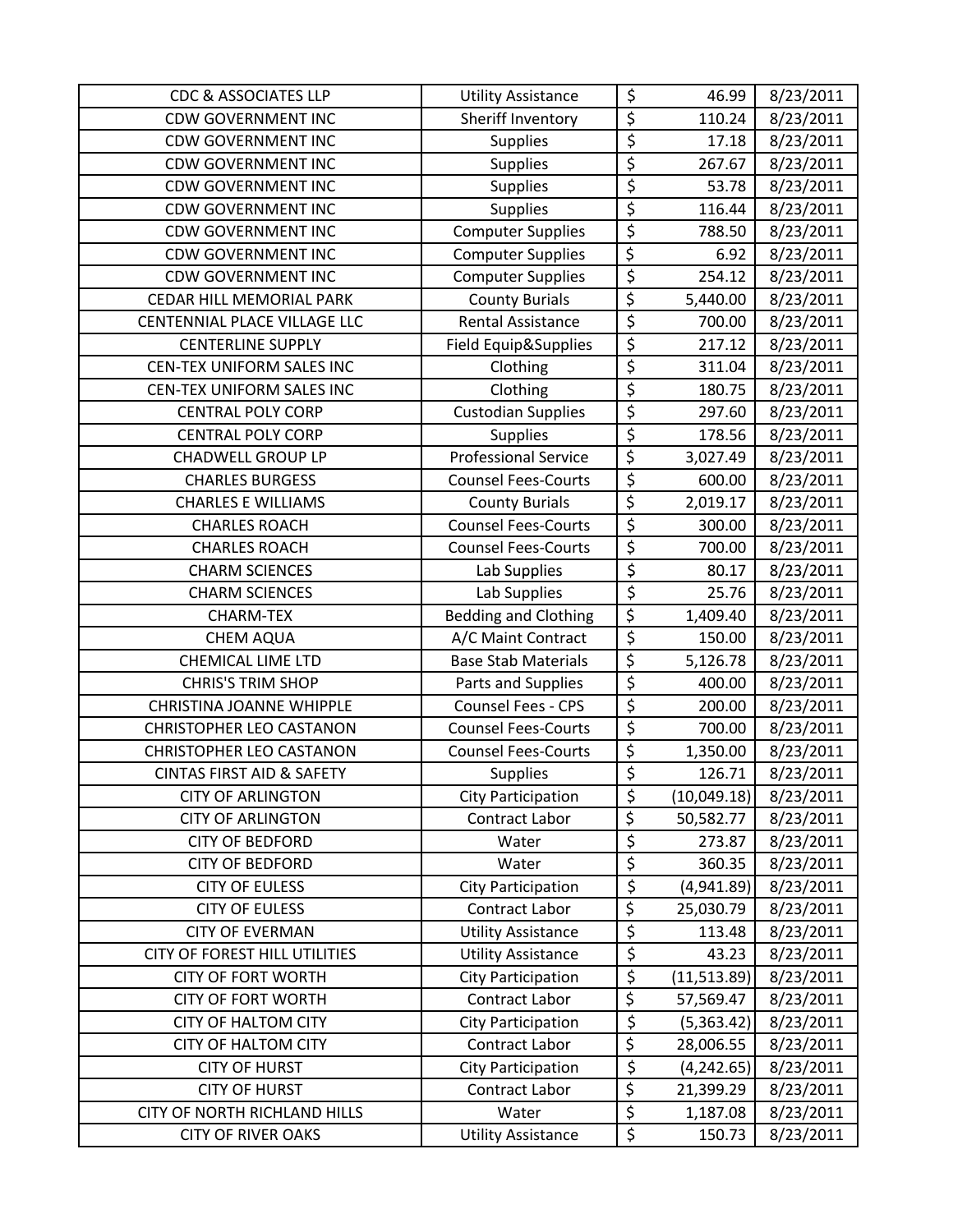| | | | | |
|---|---|---|---|---|
| CDC & ASSOCIATES LLP | Utility Assistance | $ | 46.99 | 8/23/2011 |
| CDW GOVERNMENT INC | Sheriff Inventory | $ | 110.24 | 8/23/2011 |
| CDW GOVERNMENT INC | Supplies | $ | 17.18 | 8/23/2011 |
| CDW GOVERNMENT INC | Supplies | $ | 267.67 | 8/23/2011 |
| CDW GOVERNMENT INC | Supplies | $ | 53.78 | 8/23/2011 |
| CDW GOVERNMENT INC | Supplies | $ | 116.44 | 8/23/2011 |
| CDW GOVERNMENT INC | Computer Supplies | $ | 788.50 | 8/23/2011 |
| CDW GOVERNMENT INC | Computer Supplies | $ | 6.92 | 8/23/2011 |
| CDW GOVERNMENT INC | Computer Supplies | $ | 254.12 | 8/23/2011 |
| CEDAR HILL MEMORIAL PARK | County Burials | $ | 5,440.00 | 8/23/2011 |
| CENTENNIAL PLACE VILLAGE LLC | Rental Assistance | $ | 700.00 | 8/23/2011 |
| CENTERLINE SUPPLY | Field Equip&Supplies | $ | 217.12 | 8/23/2011 |
| CEN-TEX UNIFORM SALES INC | Clothing | $ | 311.04 | 8/23/2011 |
| CEN-TEX UNIFORM SALES INC | Clothing | $ | 180.75 | 8/23/2011 |
| CENTRAL POLY CORP | Custodian Supplies | $ | 297.60 | 8/23/2011 |
| CENTRAL POLY CORP | Supplies | $ | 178.56 | 8/23/2011 |
| CHADWELL GROUP LP | Professional Service | $ | 3,027.49 | 8/23/2011 |
| CHARLES BURGESS | Counsel Fees-Courts | $ | 600.00 | 8/23/2011 |
| CHARLES E WILLIAMS | County Burials | $ | 2,019.17 | 8/23/2011 |
| CHARLES ROACH | Counsel Fees-Courts | $ | 300.00 | 8/23/2011 |
| CHARLES ROACH | Counsel Fees-Courts | $ | 700.00 | 8/23/2011 |
| CHARM SCIENCES | Lab Supplies | $ | 80.17 | 8/23/2011 |
| CHARM SCIENCES | Lab Supplies | $ | 25.76 | 8/23/2011 |
| CHARM-TEX | Bedding and Clothing | $ | 1,409.40 | 8/23/2011 |
| CHEM AQUA | A/C Maint Contract | $ | 150.00 | 8/23/2011 |
| CHEMICAL LIME LTD | Base Stab Materials | $ | 5,126.78 | 8/23/2011 |
| CHRIS'S TRIM SHOP | Parts and Supplies | $ | 400.00 | 8/23/2011 |
| CHRISTINA JOANNE WHIPPLE | Counsel Fees - CPS | $ | 200.00 | 8/23/2011 |
| CHRISTOPHER LEO CASTANON | Counsel Fees-Courts | $ | 700.00 | 8/23/2011 |
| CHRISTOPHER LEO CASTANON | Counsel Fees-Courts | $ | 1,350.00 | 8/23/2011 |
| CINTAS FIRST AID & SAFETY | Supplies | $ | 126.71 | 8/23/2011 |
| CITY OF ARLINGTON | City Participation | $ | (10,049.18) | 8/23/2011 |
| CITY OF ARLINGTON | Contract Labor | $ | 50,582.77 | 8/23/2011 |
| CITY OF BEDFORD | Water | $ | 273.87 | 8/23/2011 |
| CITY OF BEDFORD | Water | $ | 360.35 | 8/23/2011 |
| CITY OF EULESS | City Participation | $ | (4,941.89) | 8/23/2011 |
| CITY OF EULESS | Contract Labor | $ | 25,030.79 | 8/23/2011 |
| CITY OF EVERMAN | Utility Assistance | $ | 113.48 | 8/23/2011 |
| CITY OF FOREST HILL UTILITIES | Utility Assistance | $ | 43.23 | 8/23/2011 |
| CITY OF FORT WORTH | City Participation | $ | (11,513.89) | 8/23/2011 |
| CITY OF FORT WORTH | Contract Labor | $ | 57,569.47 | 8/23/2011 |
| CITY OF HALTOM CITY | City Participation | $ | (5,363.42) | 8/23/2011 |
| CITY OF HALTOM CITY | Contract Labor | $ | 28,006.55 | 8/23/2011 |
| CITY OF HURST | City Participation | $ | (4,242.65) | 8/23/2011 |
| CITY OF HURST | Contract Labor | $ | 21,399.29 | 8/23/2011 |
| CITY OF NORTH RICHLAND HILLS | Water | $ | 1,187.08 | 8/23/2011 |
| CITY OF RIVER OAKS | Utility Assistance | $ | 150.73 | 8/23/2011 |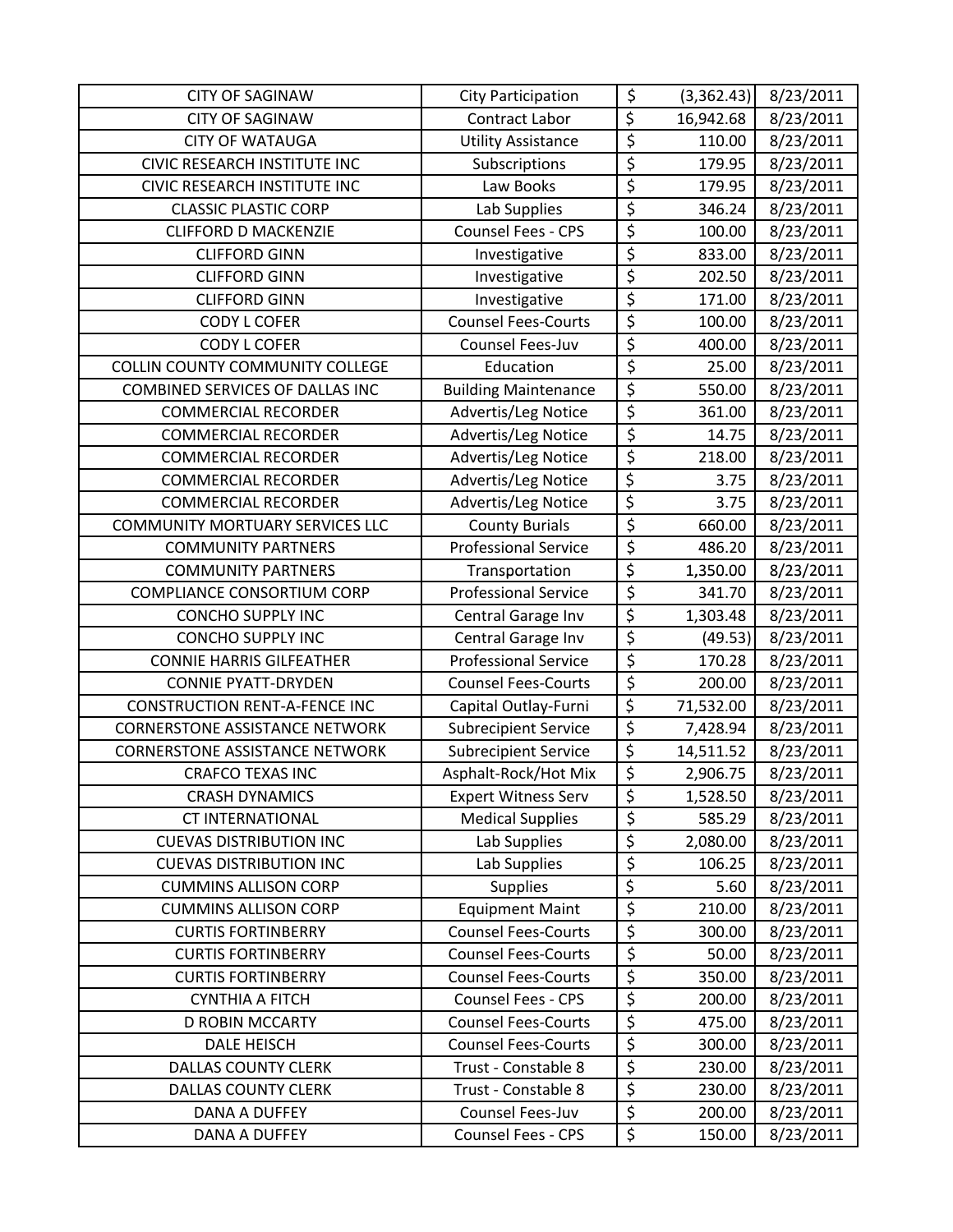| CITY OF SAGINAW | City Participation | $ | (3,362.43) | 8/23/2011 |
|---|---|---|---|---|
| CITY OF SAGINAW | Contract Labor | $ | 16,942.68 | 8/23/2011 |
| CITY OF WATAUGA | Utility Assistance | $ | 110.00 | 8/23/2011 |
| CIVIC RESEARCH INSTITUTE INC | Subscriptions | $ | 179.95 | 8/23/2011 |
| CIVIC RESEARCH INSTITUTE INC | Law Books | $ | 179.95 | 8/23/2011 |
| CLASSIC PLASTIC CORP | Lab Supplies | $ | 346.24 | 8/23/2011 |
| CLIFFORD D MACKENZIE | Counsel Fees - CPS | $ | 100.00 | 8/23/2011 |
| CLIFFORD GINN | Investigative | $ | 833.00 | 8/23/2011 |
| CLIFFORD GINN | Investigative | $ | 202.50 | 8/23/2011 |
| CLIFFORD GINN | Investigative | $ | 171.00 | 8/23/2011 |
| CODY L COFER | Counsel Fees-Courts | $ | 100.00 | 8/23/2011 |
| CODY L COFER | Counsel Fees-Juv | $ | 400.00 | 8/23/2011 |
| COLLIN COUNTY COMMUNITY COLLEGE | Education | $ | 25.00 | 8/23/2011 |
| COMBINED SERVICES OF DALLAS INC | Building Maintenance | $ | 550.00 | 8/23/2011 |
| COMMERCIAL RECORDER | Advertis/Leg Notice | $ | 361.00 | 8/23/2011 |
| COMMERCIAL RECORDER | Advertis/Leg Notice | $ | 14.75 | 8/23/2011 |
| COMMERCIAL RECORDER | Advertis/Leg Notice | $ | 218.00 | 8/23/2011 |
| COMMERCIAL RECORDER | Advertis/Leg Notice | $ | 3.75 | 8/23/2011 |
| COMMERCIAL RECORDER | Advertis/Leg Notice | $ | 3.75 | 8/23/2011 |
| COMMUNITY MORTUARY SERVICES LLC | County Burials | $ | 660.00 | 8/23/2011 |
| COMMUNITY PARTNERS | Professional Service | $ | 486.20 | 8/23/2011 |
| COMMUNITY PARTNERS | Transportation | $ | 1,350.00 | 8/23/2011 |
| COMPLIANCE CONSORTIUM CORP | Professional Service | $ | 341.70 | 8/23/2011 |
| CONCHO SUPPLY INC | Central Garage Inv | $ | 1,303.48 | 8/23/2011 |
| CONCHO SUPPLY INC | Central Garage Inv | $ | (49.53) | 8/23/2011 |
| CONNIE HARRIS GILFEATHER | Professional Service | $ | 170.28 | 8/23/2011 |
| CONNIE PYATT-DRYDEN | Counsel Fees-Courts | $ | 200.00 | 8/23/2011 |
| CONSTRUCTION RENT-A-FENCE INC | Capital Outlay-Furni | $ | 71,532.00 | 8/23/2011 |
| CORNERSTONE ASSISTANCE NETWORK | Subrecipient Service | $ | 7,428.94 | 8/23/2011 |
| CORNERSTONE ASSISTANCE NETWORK | Subrecipient Service | $ | 14,511.52 | 8/23/2011 |
| CRAFCO TEXAS INC | Asphalt-Rock/Hot Mix | $ | 2,906.75 | 8/23/2011 |
| CRASH DYNAMICS | Expert Witness Serv | $ | 1,528.50 | 8/23/2011 |
| CT INTERNATIONAL | Medical Supplies | $ | 585.29 | 8/23/2011 |
| CUEVAS DISTRIBUTION INC | Lab Supplies | $ | 2,080.00 | 8/23/2011 |
| CUEVAS DISTRIBUTION INC | Lab Supplies | $ | 106.25 | 8/23/2011 |
| CUMMINS ALLISON CORP | Supplies | $ | 5.60 | 8/23/2011 |
| CUMMINS ALLISON CORP | Equipment Maint | $ | 210.00 | 8/23/2011 |
| CURTIS FORTINBERRY | Counsel Fees-Courts | $ | 300.00 | 8/23/2011 |
| CURTIS FORTINBERRY | Counsel Fees-Courts | $ | 50.00 | 8/23/2011 |
| CURTIS FORTINBERRY | Counsel Fees-Courts | $ | 350.00 | 8/23/2011 |
| CYNTHIA A FITCH | Counsel Fees - CPS | $ | 200.00 | 8/23/2011 |
| D ROBIN MCCARTY | Counsel Fees-Courts | $ | 475.00 | 8/23/2011 |
| DALE HEISCH | Counsel Fees-Courts | $ | 300.00 | 8/23/2011 |
| DALLAS COUNTY CLERK | Trust - Constable 8 | $ | 230.00 | 8/23/2011 |
| DALLAS COUNTY CLERK | Trust - Constable 8 | $ | 230.00 | 8/23/2011 |
| DANA A DUFFEY | Counsel Fees-Juv | $ | 200.00 | 8/23/2011 |
| DANA A DUFFEY | Counsel Fees - CPS | $ | 150.00 | 8/23/2011 |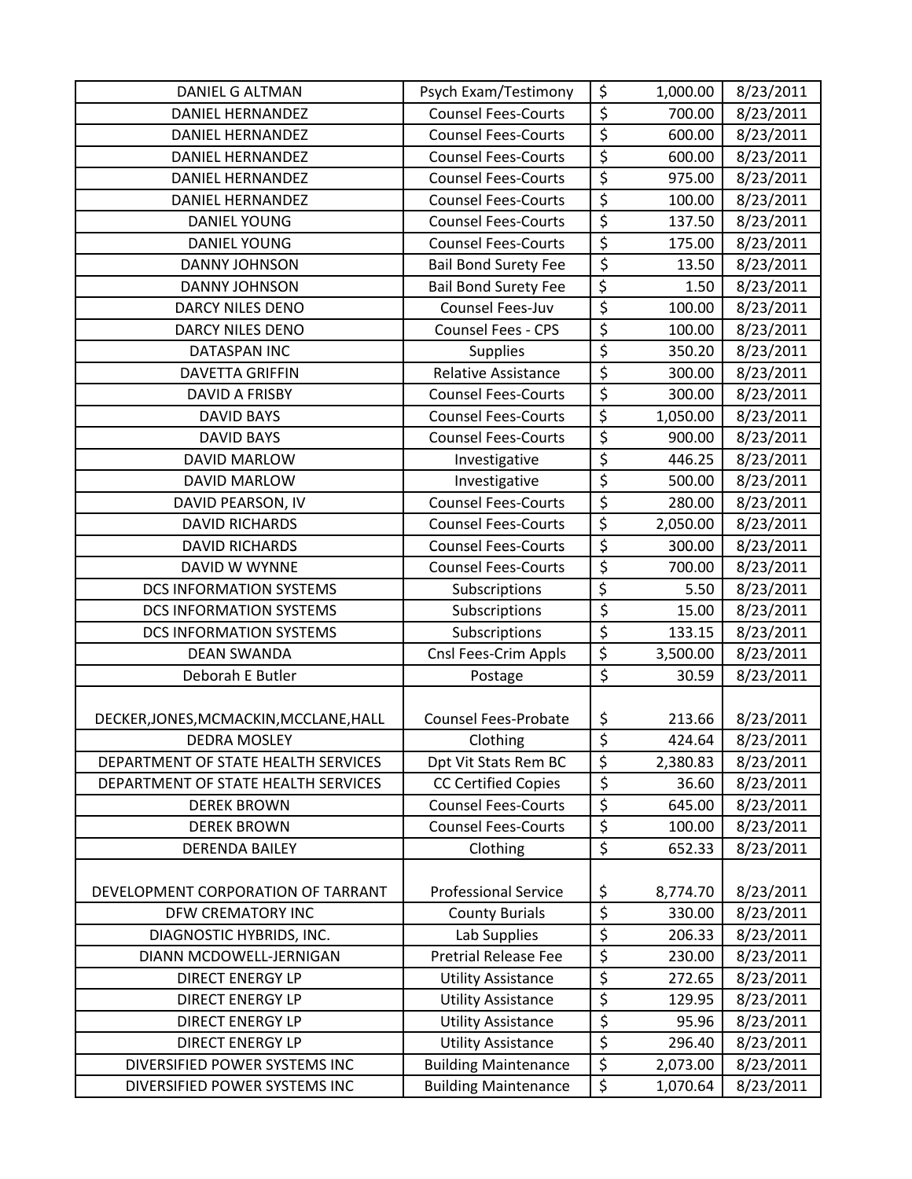| | | | |
|---|---|---|---|
| DANIEL G ALTMAN | Psych Exam/Testimony | $ 1,000.00 | 8/23/2011 |
| DANIEL HERNANDEZ | Counsel Fees-Courts | $ 700.00 | 8/23/2011 |
| DANIEL HERNANDEZ | Counsel Fees-Courts | $ 600.00 | 8/23/2011 |
| DANIEL HERNANDEZ | Counsel Fees-Courts | $ 600.00 | 8/23/2011 |
| DANIEL HERNANDEZ | Counsel Fees-Courts | $ 975.00 | 8/23/2011 |
| DANIEL HERNANDEZ | Counsel Fees-Courts | $ 100.00 | 8/23/2011 |
| DANIEL YOUNG | Counsel Fees-Courts | $ 137.50 | 8/23/2011 |
| DANIEL YOUNG | Counsel Fees-Courts | $ 175.00 | 8/23/2011 |
| DANNY JOHNSON | Bail Bond Surety Fee | $ 13.50 | 8/23/2011 |
| DANNY JOHNSON | Bail Bond Surety Fee | $ 1.50 | 8/23/2011 |
| DARCY NILES DENO | Counsel Fees-Juv | $ 100.00 | 8/23/2011 |
| DARCY NILES DENO | Counsel Fees - CPS | $ 100.00 | 8/23/2011 |
| DATASPAN INC | Supplies | $ 350.20 | 8/23/2011 |
| DAVETTA GRIFFIN | Relative Assistance | $ 300.00 | 8/23/2011 |
| DAVID A FRISBY | Counsel Fees-Courts | $ 300.00 | 8/23/2011 |
| DAVID BAYS | Counsel Fees-Courts | $ 1,050.00 | 8/23/2011 |
| DAVID BAYS | Counsel Fees-Courts | $ 900.00 | 8/23/2011 |
| DAVID MARLOW | Investigative | $ 446.25 | 8/23/2011 |
| DAVID MARLOW | Investigative | $ 500.00 | 8/23/2011 |
| DAVID PEARSON, IV | Counsel Fees-Courts | $ 280.00 | 8/23/2011 |
| DAVID RICHARDS | Counsel Fees-Courts | $ 2,050.00 | 8/23/2011 |
| DAVID RICHARDS | Counsel Fees-Courts | $ 300.00 | 8/23/2011 |
| DAVID W WYNNE | Counsel Fees-Courts | $ 700.00 | 8/23/2011 |
| DCS INFORMATION SYSTEMS | Subscriptions | $ 5.50 | 8/23/2011 |
| DCS INFORMATION SYSTEMS | Subscriptions | $ 15.00 | 8/23/2011 |
| DCS INFORMATION SYSTEMS | Subscriptions | $ 133.15 | 8/23/2011 |
| DEAN SWANDA | Cnsl Fees-Crim Appls | $ 3,500.00 | 8/23/2011 |
| Deborah E Butler | Postage | $ 30.59 | 8/23/2011 |
| DECKER,JONES,MCMACKIN,MCCLANE,HALL | Counsel Fees-Probate | $ 213.66 | 8/23/2011 |
| DEDRA MOSLEY | Clothing | $ 424.64 | 8/23/2011 |
| DEPARTMENT OF STATE HEALTH SERVICES | Dpt Vit Stats Rem BC | $ 2,380.83 | 8/23/2011 |
| DEPARTMENT OF STATE HEALTH SERVICES | CC Certified Copies | $ 36.60 | 8/23/2011 |
| DEREK BROWN | Counsel Fees-Courts | $ 645.00 | 8/23/2011 |
| DEREK BROWN | Counsel Fees-Courts | $ 100.00 | 8/23/2011 |
| DERENDA BAILEY | Clothing | $ 652.33 | 8/23/2011 |
| DEVELOPMENT CORPORATION OF TARRANT | Professional Service | $ 8,774.70 | 8/23/2011 |
| DFW CREMATORY INC | County Burials | $ 330.00 | 8/23/2011 |
| DIAGNOSTIC HYBRIDS, INC. | Lab Supplies | $ 206.33 | 8/23/2011 |
| DIANN MCDOWELL-JERNIGAN | Pretrial Release Fee | $ 230.00 | 8/23/2011 |
| DIRECT ENERGY LP | Utility Assistance | $ 272.65 | 8/23/2011 |
| DIRECT ENERGY LP | Utility Assistance | $ 129.95 | 8/23/2011 |
| DIRECT ENERGY LP | Utility Assistance | $ 95.96 | 8/23/2011 |
| DIRECT ENERGY LP | Utility Assistance | $ 296.40 | 8/23/2011 |
| DIVERSIFIED POWER SYSTEMS INC | Building Maintenance | $ 2,073.00 | 8/23/2011 |
| DIVERSIFIED POWER SYSTEMS INC | Building Maintenance | $ 1,070.64 | 8/23/2011 |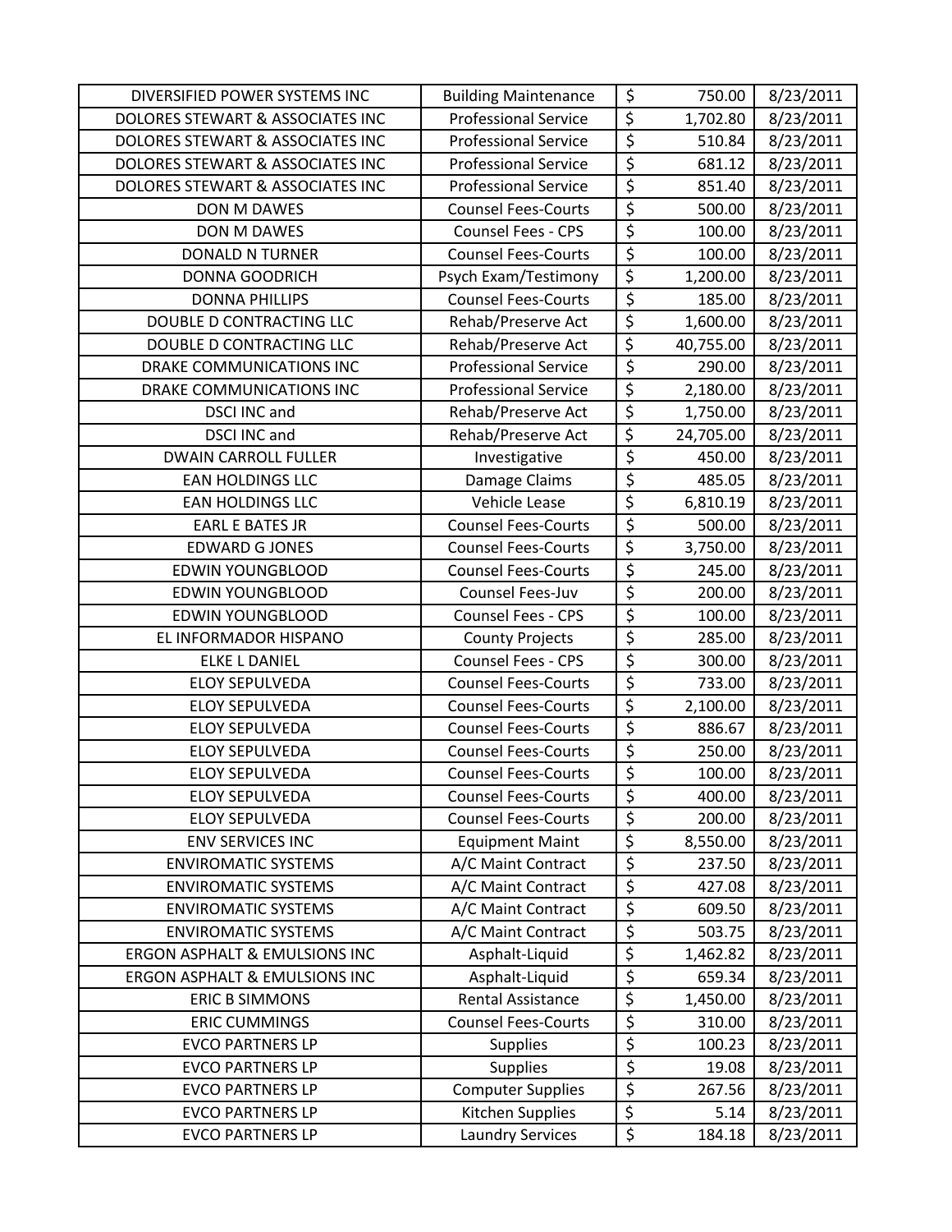| DIVERSIFIED POWER SYSTEMS INC | Building Maintenance | $ | 750.00 | 8/23/2011 |
|---|---|---|---|---|
| DOLORES STEWART & ASSOCIATES INC | Professional Service | $ | 1,702.80 | 8/23/2011 |
| DOLORES STEWART & ASSOCIATES INC | Professional Service | $ | 510.84 | 8/23/2011 |
| DOLORES STEWART & ASSOCIATES INC | Professional Service | $ | 681.12 | 8/23/2011 |
| DOLORES STEWART & ASSOCIATES INC | Professional Service | $ | 851.40 | 8/23/2011 |
| DON M DAWES | Counsel Fees-Courts | $ | 500.00 | 8/23/2011 |
| DON M DAWES | Counsel Fees - CPS | $ | 100.00 | 8/23/2011 |
| DONALD N TURNER | Counsel Fees-Courts | $ | 100.00 | 8/23/2011 |
| DONNA GOODRICH | Psych Exam/Testimony | $ | 1,200.00 | 8/23/2011 |
| DONNA PHILLIPS | Counsel Fees-Courts | $ | 185.00 | 8/23/2011 |
| DOUBLE D CONTRACTING LLC | Rehab/Preserve Act | $ | 1,600.00 | 8/23/2011 |
| DOUBLE D CONTRACTING LLC | Rehab/Preserve Act | $ | 40,755.00 | 8/23/2011 |
| DRAKE COMMUNICATIONS INC | Professional Service | $ | 290.00 | 8/23/2011 |
| DRAKE COMMUNICATIONS INC | Professional Service | $ | 2,180.00 | 8/23/2011 |
| DSCI INC and | Rehab/Preserve Act | $ | 1,750.00 | 8/23/2011 |
| DSCI INC and | Rehab/Preserve Act | $ | 24,705.00 | 8/23/2011 |
| DWAIN CARROLL FULLER | Investigative | $ | 450.00 | 8/23/2011 |
| EAN HOLDINGS LLC | Damage Claims | $ | 485.05 | 8/23/2011 |
| EAN HOLDINGS LLC | Vehicle Lease | $ | 6,810.19 | 8/23/2011 |
| EARL E BATES JR | Counsel Fees-Courts | $ | 500.00 | 8/23/2011 |
| EDWARD G JONES | Counsel Fees-Courts | $ | 3,750.00 | 8/23/2011 |
| EDWIN YOUNGBLOOD | Counsel Fees-Courts | $ | 245.00 | 8/23/2011 |
| EDWIN YOUNGBLOOD | Counsel Fees-Juv | $ | 200.00 | 8/23/2011 |
| EDWIN YOUNGBLOOD | Counsel Fees - CPS | $ | 100.00 | 8/23/2011 |
| EL INFORMADOR HISPANO | County Projects | $ | 285.00 | 8/23/2011 |
| ELKE L DANIEL | Counsel Fees - CPS | $ | 300.00 | 8/23/2011 |
| ELOY SEPULVEDA | Counsel Fees-Courts | $ | 733.00 | 8/23/2011 |
| ELOY SEPULVEDA | Counsel Fees-Courts | $ | 2,100.00 | 8/23/2011 |
| ELOY SEPULVEDA | Counsel Fees-Courts | $ | 886.67 | 8/23/2011 |
| ELOY SEPULVEDA | Counsel Fees-Courts | $ | 250.00 | 8/23/2011 |
| ELOY SEPULVEDA | Counsel Fees-Courts | $ | 100.00 | 8/23/2011 |
| ELOY SEPULVEDA | Counsel Fees-Courts | $ | 400.00 | 8/23/2011 |
| ELOY SEPULVEDA | Counsel Fees-Courts | $ | 200.00 | 8/23/2011 |
| ENV SERVICES INC | Equipment Maint | $ | 8,550.00 | 8/23/2011 |
| ENVIROMATIC SYSTEMS | A/C Maint Contract | $ | 237.50 | 8/23/2011 |
| ENVIROMATIC SYSTEMS | A/C Maint Contract | $ | 427.08 | 8/23/2011 |
| ENVIROMATIC SYSTEMS | A/C Maint Contract | $ | 609.50 | 8/23/2011 |
| ENVIROMATIC SYSTEMS | A/C Maint Contract | $ | 503.75 | 8/23/2011 |
| ERGON ASPHALT & EMULSIONS INC | Asphalt-Liquid | $ | 1,462.82 | 8/23/2011 |
| ERGON ASPHALT & EMULSIONS INC | Asphalt-Liquid | $ | 659.34 | 8/23/2011 |
| ERIC B SIMMONS | Rental Assistance | $ | 1,450.00 | 8/23/2011 |
| ERIC CUMMINGS | Counsel Fees-Courts | $ | 310.00 | 8/23/2011 |
| EVCO PARTNERS LP | Supplies | $ | 100.23 | 8/23/2011 |
| EVCO PARTNERS LP | Supplies | $ | 19.08 | 8/23/2011 |
| EVCO PARTNERS LP | Computer Supplies | $ | 267.56 | 8/23/2011 |
| EVCO PARTNERS LP | Kitchen Supplies | $ | 5.14 | 8/23/2011 |
| EVCO PARTNERS LP | Laundry Services | $ | 184.18 | 8/23/2011 |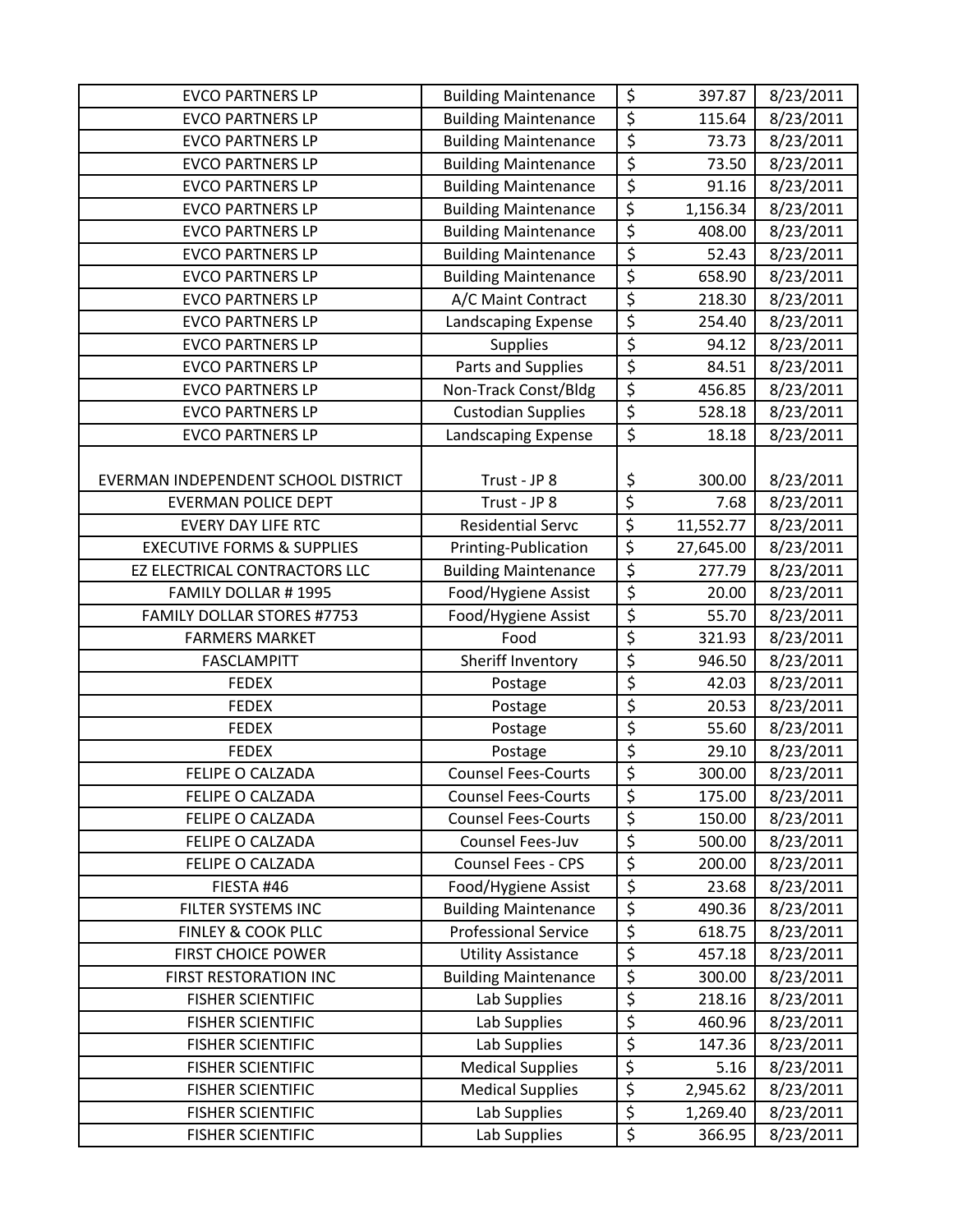| EVCO PARTNERS LP | Building Maintenance | $ | 397.87 | 8/23/2011 |
|---|---|---|---|---|
| EVCO PARTNERS LP | Building Maintenance | $ | 115.64 | 8/23/2011 |
| EVCO PARTNERS LP | Building Maintenance | $ | 73.73 | 8/23/2011 |
| EVCO PARTNERS LP | Building Maintenance | $ | 73.50 | 8/23/2011 |
| EVCO PARTNERS LP | Building Maintenance | $ | 91.16 | 8/23/2011 |
| EVCO PARTNERS LP | Building Maintenance | $ | 1,156.34 | 8/23/2011 |
| EVCO PARTNERS LP | Building Maintenance | $ | 408.00 | 8/23/2011 |
| EVCO PARTNERS LP | Building Maintenance | $ | 52.43 | 8/23/2011 |
| EVCO PARTNERS LP | Building Maintenance | $ | 658.90 | 8/23/2011 |
| EVCO PARTNERS LP | A/C Maint Contract | $ | 218.30 | 8/23/2011 |
| EVCO PARTNERS LP | Landscaping Expense | $ | 254.40 | 8/23/2011 |
| EVCO PARTNERS LP | Supplies | $ | 94.12 | 8/23/2011 |
| EVCO PARTNERS LP | Parts and Supplies | $ | 84.51 | 8/23/2011 |
| EVCO PARTNERS LP | Non-Track Const/Bldg | $ | 456.85 | 8/23/2011 |
| EVCO PARTNERS LP | Custodian Supplies | $ | 528.18 | 8/23/2011 |
| EVCO PARTNERS LP | Landscaping Expense | $ | 18.18 | 8/23/2011 |
| EVERMAN INDEPENDENT SCHOOL DISTRICT | Trust - JP 8 | $ | 300.00 | 8/23/2011 |
| EVERMAN POLICE DEPT | Trust - JP 8 | $ | 7.68 | 8/23/2011 |
| EVERY DAY LIFE RTC | Residential Servc | $ | 11,552.77 | 8/23/2011 |
| EXECUTIVE FORMS & SUPPLIES | Printing-Publication | $ | 27,645.00 | 8/23/2011 |
| EZ ELECTRICAL CONTRACTORS LLC | Building Maintenance | $ | 277.79 | 8/23/2011 |
| FAMILY DOLLAR # 1995 | Food/Hygiene Assist | $ | 20.00 | 8/23/2011 |
| FAMILY DOLLAR STORES #7753 | Food/Hygiene Assist | $ | 55.70 | 8/23/2011 |
| FARMERS MARKET | Food | $ | 321.93 | 8/23/2011 |
| FASCLAMPITT | Sheriff Inventory | $ | 946.50 | 8/23/2011 |
| FEDEX | Postage | $ | 42.03 | 8/23/2011 |
| FEDEX | Postage | $ | 20.53 | 8/23/2011 |
| FEDEX | Postage | $ | 55.60 | 8/23/2011 |
| FEDEX | Postage | $ | 29.10 | 8/23/2011 |
| FELIPE O CALZADA | Counsel Fees-Courts | $ | 300.00 | 8/23/2011 |
| FELIPE O CALZADA | Counsel Fees-Courts | $ | 175.00 | 8/23/2011 |
| FELIPE O CALZADA | Counsel Fees-Courts | $ | 150.00 | 8/23/2011 |
| FELIPE O CALZADA | Counsel Fees-Juv | $ | 500.00 | 8/23/2011 |
| FELIPE O CALZADA | Counsel Fees - CPS | $ | 200.00 | 8/23/2011 |
| FIESTA #46 | Food/Hygiene Assist | $ | 23.68 | 8/23/2011 |
| FILTER SYSTEMS INC | Building Maintenance | $ | 490.36 | 8/23/2011 |
| FINLEY & COOK PLLC | Professional Service | $ | 618.75 | 8/23/2011 |
| FIRST CHOICE POWER | Utility Assistance | $ | 457.18 | 8/23/2011 |
| FIRST RESTORATION INC | Building Maintenance | $ | 300.00 | 8/23/2011 |
| FISHER SCIENTIFIC | Lab Supplies | $ | 218.16 | 8/23/2011 |
| FISHER SCIENTIFIC | Lab Supplies | $ | 460.96 | 8/23/2011 |
| FISHER SCIENTIFIC | Lab Supplies | $ | 147.36 | 8/23/2011 |
| FISHER SCIENTIFIC | Medical Supplies | $ | 5.16 | 8/23/2011 |
| FISHER SCIENTIFIC | Medical Supplies | $ | 2,945.62 | 8/23/2011 |
| FISHER SCIENTIFIC | Lab Supplies | $ | 1,269.40 | 8/23/2011 |
| FISHER SCIENTIFIC | Lab Supplies | $ | 366.95 | 8/23/2011 |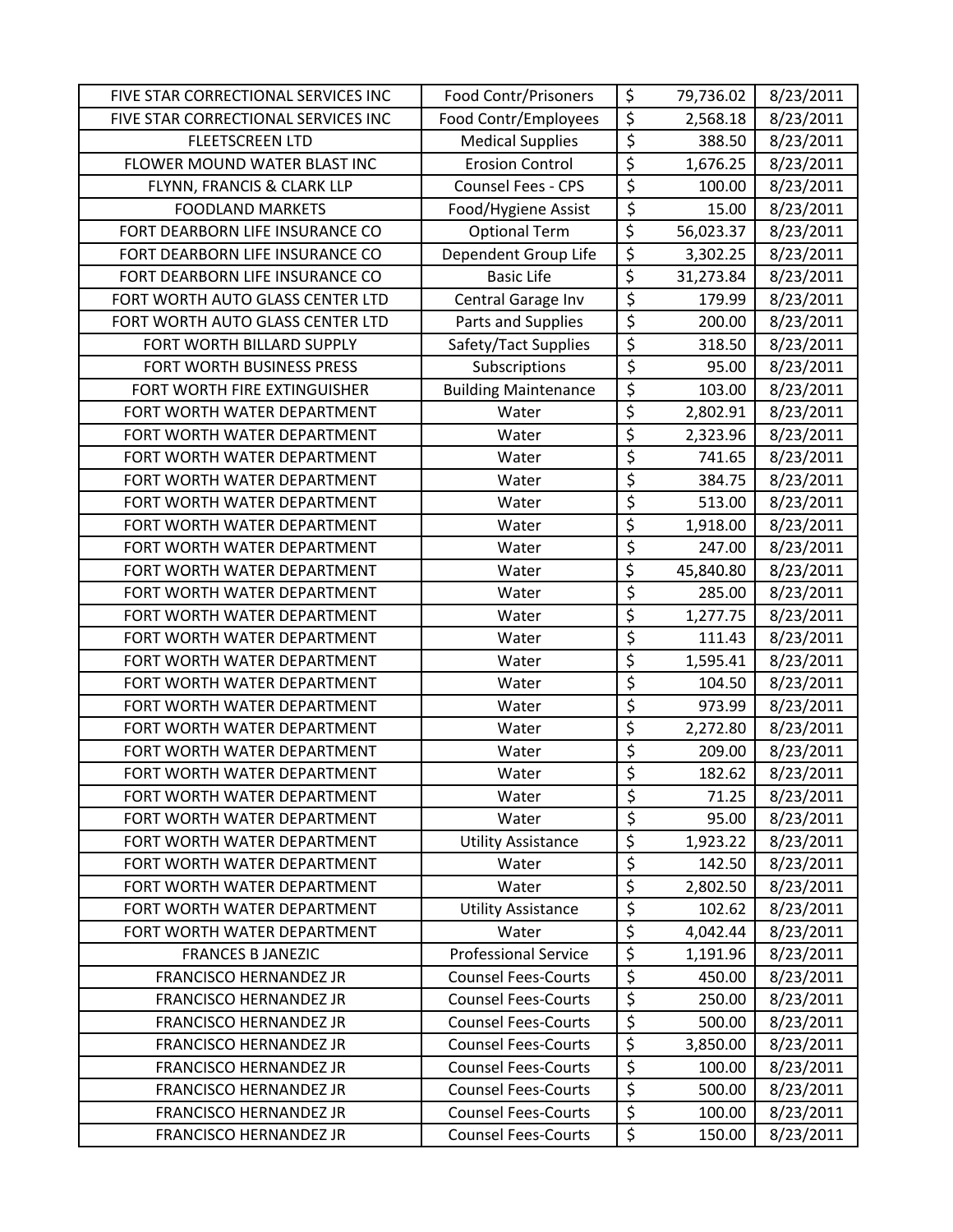| FIVE STAR CORRECTIONAL SERVICES INC | Food Contr/Prisoners | $ | 79,736.02 | 8/23/2011 |
|---|---|---|---|---|
| FIVE STAR CORRECTIONAL SERVICES INC | Food Contr/Employees | $ | 2,568.18 | 8/23/2011 |
| FLEETSCREEN LTD | Medical Supplies | $ | 388.50 | 8/23/2011 |
| FLOWER MOUND WATER BLAST INC | Erosion Control | $ | 1,676.25 | 8/23/2011 |
| FLYNN, FRANCIS & CLARK LLP | Counsel Fees - CPS | $ | 100.00 | 8/23/2011 |
| FOODLAND MARKETS | Food/Hygiene Assist | $ | 15.00 | 8/23/2011 |
| FORT DEARBORN LIFE INSURANCE CO | Optional Term | $ | 56,023.37 | 8/23/2011 |
| FORT DEARBORN LIFE INSURANCE CO | Dependent Group Life | $ | 3,302.25 | 8/23/2011 |
| FORT DEARBORN LIFE INSURANCE CO | Basic Life | $ | 31,273.84 | 8/23/2011 |
| FORT WORTH AUTO GLASS CENTER LTD | Central Garage Inv | $ | 179.99 | 8/23/2011 |
| FORT WORTH AUTO GLASS CENTER LTD | Parts and Supplies | $ | 200.00 | 8/23/2011 |
| FORT WORTH BILLARD SUPPLY | Safety/Tact Supplies | $ | 318.50 | 8/23/2011 |
| FORT WORTH BUSINESS PRESS | Subscriptions | $ | 95.00 | 8/23/2011 |
| FORT WORTH FIRE EXTINGUISHER | Building Maintenance | $ | 103.00 | 8/23/2011 |
| FORT WORTH WATER DEPARTMENT | Water | $ | 2,802.91 | 8/23/2011 |
| FORT WORTH WATER DEPARTMENT | Water | $ | 2,323.96 | 8/23/2011 |
| FORT WORTH WATER DEPARTMENT | Water | $ | 741.65 | 8/23/2011 |
| FORT WORTH WATER DEPARTMENT | Water | $ | 384.75 | 8/23/2011 |
| FORT WORTH WATER DEPARTMENT | Water | $ | 513.00 | 8/23/2011 |
| FORT WORTH WATER DEPARTMENT | Water | $ | 1,918.00 | 8/23/2011 |
| FORT WORTH WATER DEPARTMENT | Water | $ | 247.00 | 8/23/2011 |
| FORT WORTH WATER DEPARTMENT | Water | $ | 45,840.80 | 8/23/2011 |
| FORT WORTH WATER DEPARTMENT | Water | $ | 285.00 | 8/23/2011 |
| FORT WORTH WATER DEPARTMENT | Water | $ | 1,277.75 | 8/23/2011 |
| FORT WORTH WATER DEPARTMENT | Water | $ | 111.43 | 8/23/2011 |
| FORT WORTH WATER DEPARTMENT | Water | $ | 1,595.41 | 8/23/2011 |
| FORT WORTH WATER DEPARTMENT | Water | $ | 104.50 | 8/23/2011 |
| FORT WORTH WATER DEPARTMENT | Water | $ | 973.99 | 8/23/2011 |
| FORT WORTH WATER DEPARTMENT | Water | $ | 2,272.80 | 8/23/2011 |
| FORT WORTH WATER DEPARTMENT | Water | $ | 209.00 | 8/23/2011 |
| FORT WORTH WATER DEPARTMENT | Water | $ | 182.62 | 8/23/2011 |
| FORT WORTH WATER DEPARTMENT | Water | $ | 71.25 | 8/23/2011 |
| FORT WORTH WATER DEPARTMENT | Water | $ | 95.00 | 8/23/2011 |
| FORT WORTH WATER DEPARTMENT | Utility Assistance | $ | 1,923.22 | 8/23/2011 |
| FORT WORTH WATER DEPARTMENT | Water | $ | 142.50 | 8/23/2011 |
| FORT WORTH WATER DEPARTMENT | Water | $ | 2,802.50 | 8/23/2011 |
| FORT WORTH WATER DEPARTMENT | Utility Assistance | $ | 102.62 | 8/23/2011 |
| FORT WORTH WATER DEPARTMENT | Water | $ | 4,042.44 | 8/23/2011 |
| FRANCES B JANEZIC | Professional Service | $ | 1,191.96 | 8/23/2011 |
| FRANCISCO HERNANDEZ JR | Counsel Fees-Courts | $ | 450.00 | 8/23/2011 |
| FRANCISCO HERNANDEZ JR | Counsel Fees-Courts | $ | 250.00 | 8/23/2011 |
| FRANCISCO HERNANDEZ JR | Counsel Fees-Courts | $ | 500.00 | 8/23/2011 |
| FRANCISCO HERNANDEZ JR | Counsel Fees-Courts | $ | 3,850.00 | 8/23/2011 |
| FRANCISCO HERNANDEZ JR | Counsel Fees-Courts | $ | 100.00 | 8/23/2011 |
| FRANCISCO HERNANDEZ JR | Counsel Fees-Courts | $ | 500.00 | 8/23/2011 |
| FRANCISCO HERNANDEZ JR | Counsel Fees-Courts | $ | 100.00 | 8/23/2011 |
| FRANCISCO HERNANDEZ JR | Counsel Fees-Courts | $ | 150.00 | 8/23/2011 |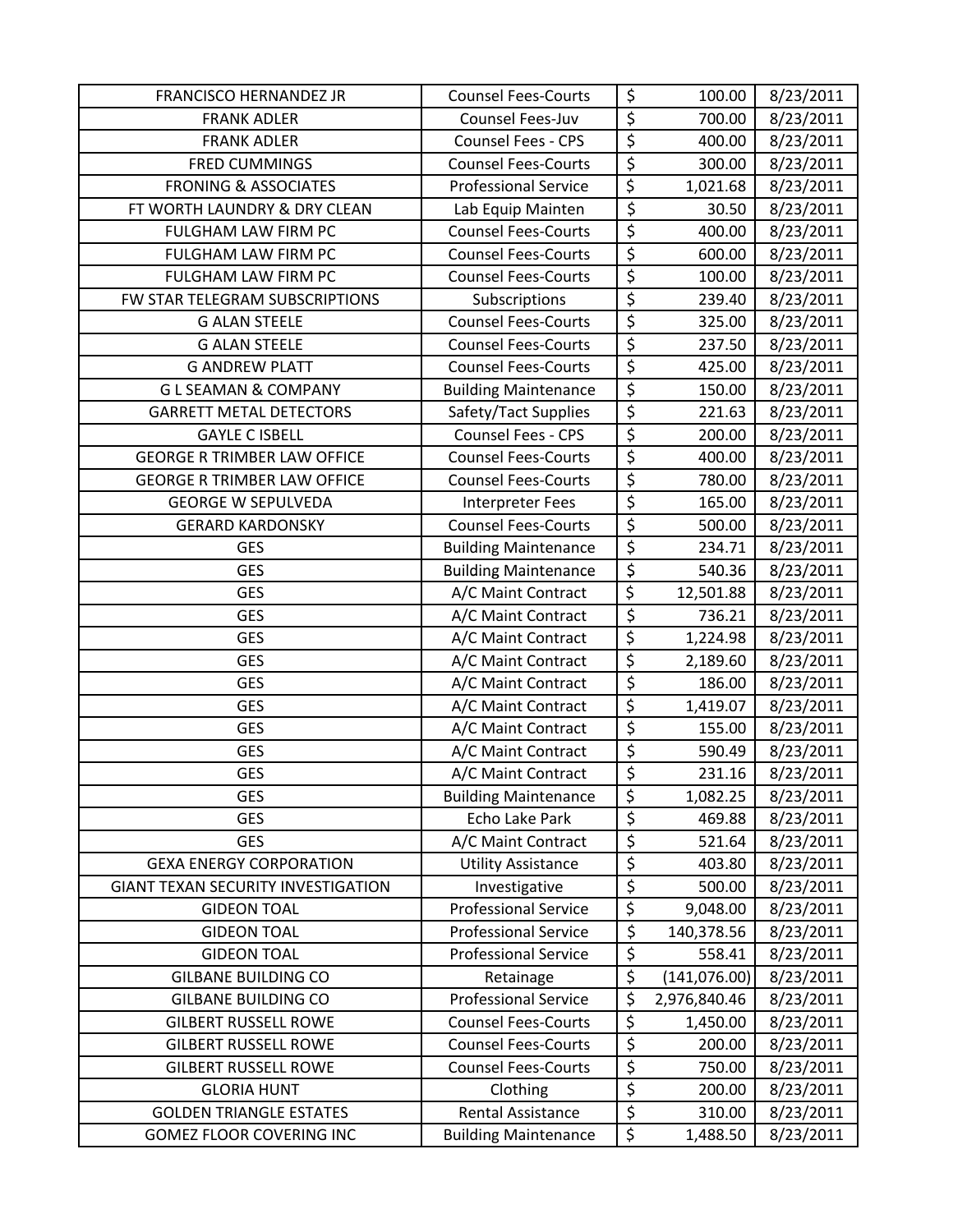| FRANCISCO HERNANDEZ JR | Counsel Fees-Courts | $ | 100.00 | 8/23/2011 |
|---|---|---|---|---|
| FRANK ADLER | Counsel Fees-Juv | $ | 700.00 | 8/23/2011 |
| FRANK ADLER | Counsel Fees - CPS | $ | 400.00 | 8/23/2011 |
| FRED CUMMINGS | Counsel Fees-Courts | $ | 300.00 | 8/23/2011 |
| FRONING & ASSOCIATES | Professional Service | $ | 1,021.68 | 8/23/2011 |
| FT WORTH LAUNDRY & DRY CLEAN | Lab Equip Mainten | $ | 30.50 | 8/23/2011 |
| FULGHAM LAW FIRM PC | Counsel Fees-Courts | $ | 400.00 | 8/23/2011 |
| FULGHAM LAW FIRM PC | Counsel Fees-Courts | $ | 600.00 | 8/23/2011 |
| FULGHAM LAW FIRM PC | Counsel Fees-Courts | $ | 100.00 | 8/23/2011 |
| FW STAR TELEGRAM SUBSCRIPTIONS | Subscriptions | $ | 239.40 | 8/23/2011 |
| G ALAN STEELE | Counsel Fees-Courts | $ | 325.00 | 8/23/2011 |
| G ALAN STEELE | Counsel Fees-Courts | $ | 237.50 | 8/23/2011 |
| G ANDREW PLATT | Counsel Fees-Courts | $ | 425.00 | 8/23/2011 |
| G L SEAMAN & COMPANY | Building Maintenance | $ | 150.00 | 8/23/2011 |
| GARRETT METAL DETECTORS | Safety/Tact Supplies | $ | 221.63 | 8/23/2011 |
| GAYLE C ISBELL | Counsel Fees - CPS | $ | 200.00 | 8/23/2011 |
| GEORGE R TRIMBER LAW OFFICE | Counsel Fees-Courts | $ | 400.00 | 8/23/2011 |
| GEORGE R TRIMBER LAW OFFICE | Counsel Fees-Courts | $ | 780.00 | 8/23/2011 |
| GEORGE W SEPULVEDA | Interpreter Fees | $ | 165.00 | 8/23/2011 |
| GERARD KARDONSKY | Counsel Fees-Courts | $ | 500.00 | 8/23/2011 |
| GES | Building Maintenance | $ | 234.71 | 8/23/2011 |
| GES | Building Maintenance | $ | 540.36 | 8/23/2011 |
| GES | A/C Maint Contract | $ | 12,501.88 | 8/23/2011 |
| GES | A/C Maint Contract | $ | 736.21 | 8/23/2011 |
| GES | A/C Maint Contract | $ | 1,224.98 | 8/23/2011 |
| GES | A/C Maint Contract | $ | 2,189.60 | 8/23/2011 |
| GES | A/C Maint Contract | $ | 186.00 | 8/23/2011 |
| GES | A/C Maint Contract | $ | 1,419.07 | 8/23/2011 |
| GES | A/C Maint Contract | $ | 155.00 | 8/23/2011 |
| GES | A/C Maint Contract | $ | 590.49 | 8/23/2011 |
| GES | A/C Maint Contract | $ | 231.16 | 8/23/2011 |
| GES | Building Maintenance | $ | 1,082.25 | 8/23/2011 |
| GES | Echo Lake Park | $ | 469.88 | 8/23/2011 |
| GES | A/C Maint Contract | $ | 521.64 | 8/23/2011 |
| GEXA ENERGY CORPORATION | Utility Assistance | $ | 403.80 | 8/23/2011 |
| GIANT TEXAN SECURITY INVESTIGATION | Investigative | $ | 500.00 | 8/23/2011 |
| GIDEON TOAL | Professional Service | $ | 9,048.00 | 8/23/2011 |
| GIDEON TOAL | Professional Service | $ | 140,378.56 | 8/23/2011 |
| GIDEON TOAL | Professional Service | $ | 558.41 | 8/23/2011 |
| GILBANE BUILDING CO | Retainage | $ | (141,076.00) | 8/23/2011 |
| GILBANE BUILDING CO | Professional Service | $ | 2,976,840.46 | 8/23/2011 |
| GILBERT RUSSELL ROWE | Counsel Fees-Courts | $ | 1,450.00 | 8/23/2011 |
| GILBERT RUSSELL ROWE | Counsel Fees-Courts | $ | 200.00 | 8/23/2011 |
| GILBERT RUSSELL ROWE | Counsel Fees-Courts | $ | 750.00 | 8/23/2011 |
| GLORIA HUNT | Clothing | $ | 200.00 | 8/23/2011 |
| GOLDEN TRIANGLE ESTATES | Rental Assistance | $ | 310.00 | 8/23/2011 |
| GOMEZ FLOOR COVERING INC | Building Maintenance | $ | 1,488.50 | 8/23/2011 |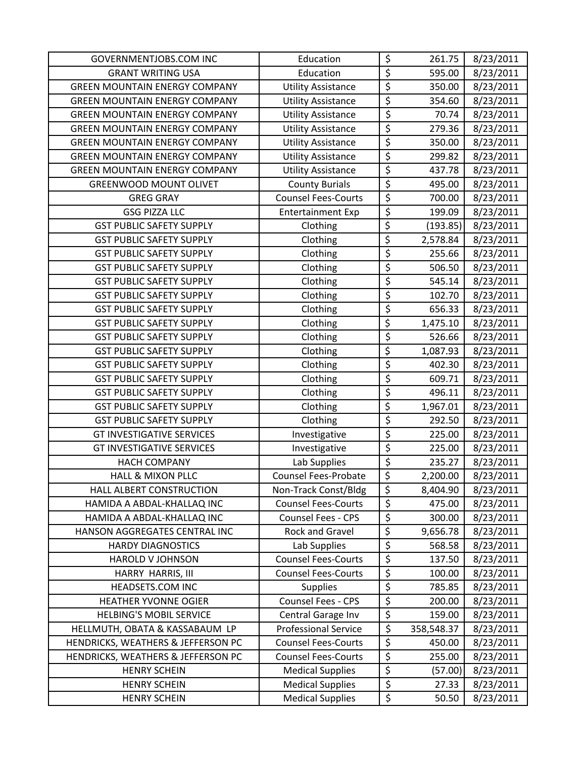| GOVERNMENTJOBS.COM INC | Education | $ | 261.75 | 8/23/2011 |
|---|---|---|---|---|
| GRANT WRITING USA | Education | $ | 595.00 | 8/23/2011 |
| GREEN MOUNTAIN ENERGY COMPANY | Utility Assistance | $ | 350.00 | 8/23/2011 |
| GREEN MOUNTAIN ENERGY COMPANY | Utility Assistance | $ | 354.60 | 8/23/2011 |
| GREEN MOUNTAIN ENERGY COMPANY | Utility Assistance | $ | 70.74 | 8/23/2011 |
| GREEN MOUNTAIN ENERGY COMPANY | Utility Assistance | $ | 279.36 | 8/23/2011 |
| GREEN MOUNTAIN ENERGY COMPANY | Utility Assistance | $ | 350.00 | 8/23/2011 |
| GREEN MOUNTAIN ENERGY COMPANY | Utility Assistance | $ | 299.82 | 8/23/2011 |
| GREEN MOUNTAIN ENERGY COMPANY | Utility Assistance | $ | 437.78 | 8/23/2011 |
| GREENWOOD MOUNT OLIVET | County Burials | $ | 495.00 | 8/23/2011 |
| GREG GRAY | Counsel Fees-Courts | $ | 700.00 | 8/23/2011 |
| GSG PIZZA LLC | Entertainment Exp | $ | 199.09 | 8/23/2011 |
| GST PUBLIC SAFETY SUPPLY | Clothing | $ | (193.85) | 8/23/2011 |
| GST PUBLIC SAFETY SUPPLY | Clothing | $ | 2,578.84 | 8/23/2011 |
| GST PUBLIC SAFETY SUPPLY | Clothing | $ | 255.66 | 8/23/2011 |
| GST PUBLIC SAFETY SUPPLY | Clothing | $ | 506.50 | 8/23/2011 |
| GST PUBLIC SAFETY SUPPLY | Clothing | $ | 545.14 | 8/23/2011 |
| GST PUBLIC SAFETY SUPPLY | Clothing | $ | 102.70 | 8/23/2011 |
| GST PUBLIC SAFETY SUPPLY | Clothing | $ | 656.33 | 8/23/2011 |
| GST PUBLIC SAFETY SUPPLY | Clothing | $ | 1,475.10 | 8/23/2011 |
| GST PUBLIC SAFETY SUPPLY | Clothing | $ | 526.66 | 8/23/2011 |
| GST PUBLIC SAFETY SUPPLY | Clothing | $ | 1,087.93 | 8/23/2011 |
| GST PUBLIC SAFETY SUPPLY | Clothing | $ | 402.30 | 8/23/2011 |
| GST PUBLIC SAFETY SUPPLY | Clothing | $ | 609.71 | 8/23/2011 |
| GST PUBLIC SAFETY SUPPLY | Clothing | $ | 496.11 | 8/23/2011 |
| GST PUBLIC SAFETY SUPPLY | Clothing | $ | 1,967.01 | 8/23/2011 |
| GST PUBLIC SAFETY SUPPLY | Clothing | $ | 292.50 | 8/23/2011 |
| GT INVESTIGATIVE SERVICES | Investigative | $ | 225.00 | 8/23/2011 |
| GT INVESTIGATIVE SERVICES | Investigative | $ | 225.00 | 8/23/2011 |
| HACH COMPANY | Lab Supplies | $ | 235.27 | 8/23/2011 |
| HALL & MIXON PLLC | Counsel Fees-Probate | $ | 2,200.00 | 8/23/2011 |
| HALL ALBERT CONSTRUCTION | Non-Track Const/Bldg | $ | 8,404.90 | 8/23/2011 |
| HAMIDA A ABDAL-KHALLAQ INC | Counsel Fees-Courts | $ | 475.00 | 8/23/2011 |
| HAMIDA A ABDAL-KHALLAQ INC | Counsel Fees - CPS | $ | 300.00 | 8/23/2011 |
| HANSON AGGREGATES CENTRAL INC | Rock and Gravel | $ | 9,656.78 | 8/23/2011 |
| HARDY DIAGNOSTICS | Lab Supplies | $ | 568.58 | 8/23/2011 |
| HAROLD V JOHNSON | Counsel Fees-Courts | $ | 137.50 | 8/23/2011 |
| HARRY HARRIS, III | Counsel Fees-Courts | $ | 100.00 | 8/23/2011 |
| HEADSETS.COM INC | Supplies | $ | 785.85 | 8/23/2011 |
| HEATHER YVONNE OGIER | Counsel Fees - CPS | $ | 200.00 | 8/23/2011 |
| HELBING'S MOBIL SERVICE | Central Garage Inv | $ | 159.00 | 8/23/2011 |
| HELLMUTH, OBATA & KASSABAUM LP | Professional Service | $ | 358,548.37 | 8/23/2011 |
| HENDRICKS, WEATHERS & JEFFERSON PC | Counsel Fees-Courts | $ | 450.00 | 8/23/2011 |
| HENDRICKS, WEATHERS & JEFFERSON PC | Counsel Fees-Courts | $ | 255.00 | 8/23/2011 |
| HENRY SCHEIN | Medical Supplies | $ | (57.00) | 8/23/2011 |
| HENRY SCHEIN | Medical Supplies | $ | 27.33 | 8/23/2011 |
| HENRY SCHEIN | Medical Supplies | $ | 50.50 | 8/23/2011 |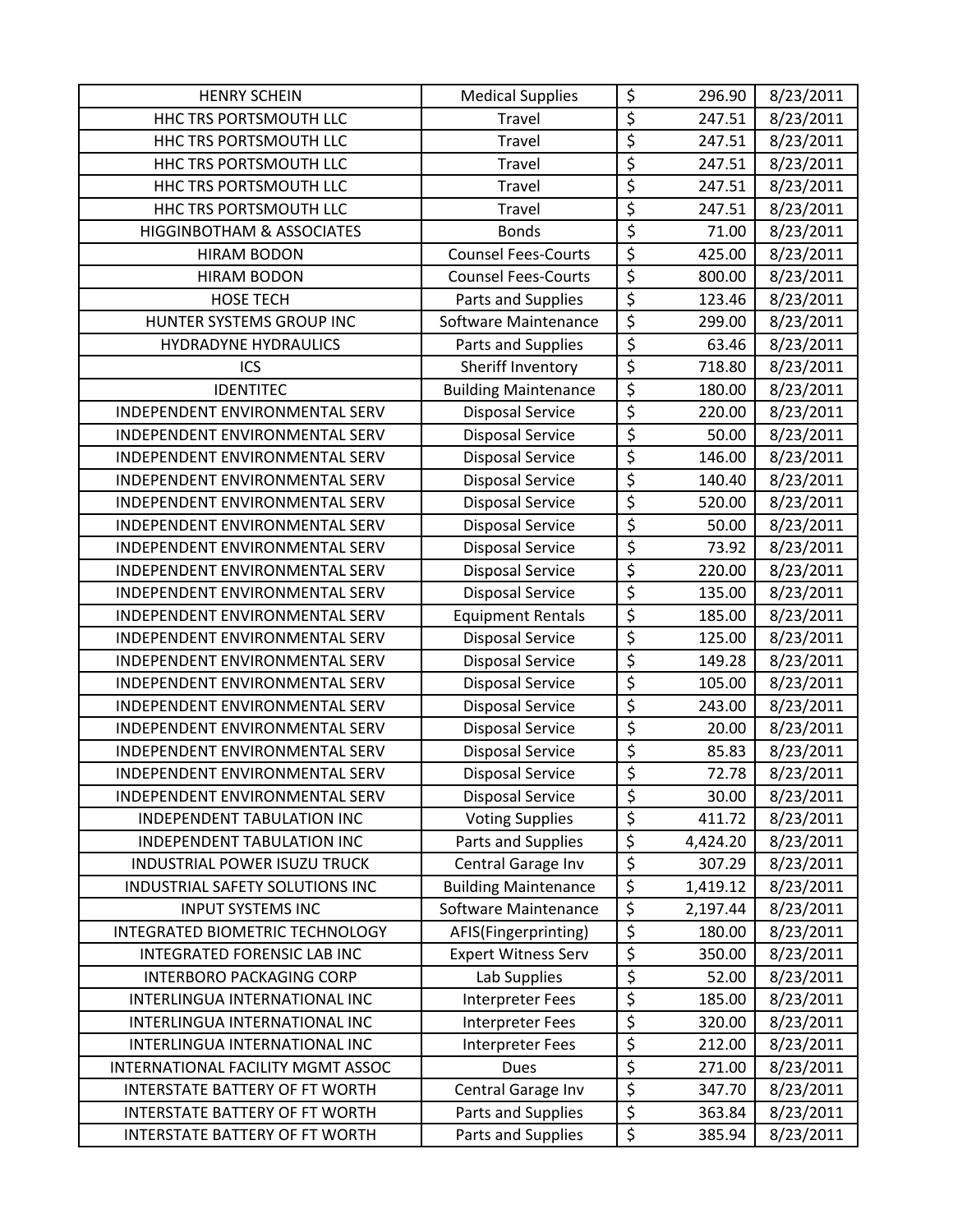| HENRY SCHEIN | Medical Supplies | $ | 296.90 | 8/23/2011 |
|---|---|---|---|---|
| HHC TRS PORTSMOUTH LLC | Travel | $ | 247.51 | 8/23/2011 |
| HHC TRS PORTSMOUTH LLC | Travel | $ | 247.51 | 8/23/2011 |
| HHC TRS PORTSMOUTH LLC | Travel | $ | 247.51 | 8/23/2011 |
| HHC TRS PORTSMOUTH LLC | Travel | $ | 247.51 | 8/23/2011 |
| HHC TRS PORTSMOUTH LLC | Travel | $ | 247.51 | 8/23/2011 |
| HIGGINBOTHAM & ASSOCIATES | Bonds | $ | 71.00 | 8/23/2011 |
| HIRAM BODON | Counsel Fees-Courts | $ | 425.00 | 8/23/2011 |
| HIRAM BODON | Counsel Fees-Courts | $ | 800.00 | 8/23/2011 |
| HOSE TECH | Parts and Supplies | $ | 123.46 | 8/23/2011 |
| HUNTER SYSTEMS GROUP INC | Software Maintenance | $ | 299.00 | 8/23/2011 |
| HYDRADYNE HYDRAULICS | Parts and Supplies | $ | 63.46 | 8/23/2011 |
| ICS | Sheriff Inventory | $ | 718.80 | 8/23/2011 |
| IDENTITEC | Building Maintenance | $ | 180.00 | 8/23/2011 |
| INDEPENDENT ENVIRONMENTAL SERV | Disposal Service | $ | 220.00 | 8/23/2011 |
| INDEPENDENT ENVIRONMENTAL SERV | Disposal Service | $ | 50.00 | 8/23/2011 |
| INDEPENDENT ENVIRONMENTAL SERV | Disposal Service | $ | 146.00 | 8/23/2011 |
| INDEPENDENT ENVIRONMENTAL SERV | Disposal Service | $ | 140.40 | 8/23/2011 |
| INDEPENDENT ENVIRONMENTAL SERV | Disposal Service | $ | 520.00 | 8/23/2011 |
| INDEPENDENT ENVIRONMENTAL SERV | Disposal Service | $ | 50.00 | 8/23/2011 |
| INDEPENDENT ENVIRONMENTAL SERV | Disposal Service | $ | 73.92 | 8/23/2011 |
| INDEPENDENT ENVIRONMENTAL SERV | Disposal Service | $ | 220.00 | 8/23/2011 |
| INDEPENDENT ENVIRONMENTAL SERV | Disposal Service | $ | 135.00 | 8/23/2011 |
| INDEPENDENT ENVIRONMENTAL SERV | Equipment Rentals | $ | 185.00 | 8/23/2011 |
| INDEPENDENT ENVIRONMENTAL SERV | Disposal Service | $ | 125.00 | 8/23/2011 |
| INDEPENDENT ENVIRONMENTAL SERV | Disposal Service | $ | 149.28 | 8/23/2011 |
| INDEPENDENT ENVIRONMENTAL SERV | Disposal Service | $ | 105.00 | 8/23/2011 |
| INDEPENDENT ENVIRONMENTAL SERV | Disposal Service | $ | 243.00 | 8/23/2011 |
| INDEPENDENT ENVIRONMENTAL SERV | Disposal Service | $ | 20.00 | 8/23/2011 |
| INDEPENDENT ENVIRONMENTAL SERV | Disposal Service | $ | 85.83 | 8/23/2011 |
| INDEPENDENT ENVIRONMENTAL SERV | Disposal Service | $ | 72.78 | 8/23/2011 |
| INDEPENDENT ENVIRONMENTAL SERV | Disposal Service | $ | 30.00 | 8/23/2011 |
| INDEPENDENT TABULATION INC | Voting Supplies | $ | 411.72 | 8/23/2011 |
| INDEPENDENT TABULATION INC | Parts and Supplies | $ | 4,424.20 | 8/23/2011 |
| INDUSTRIAL POWER ISUZU TRUCK | Central Garage Inv | $ | 307.29 | 8/23/2011 |
| INDUSTRIAL SAFETY SOLUTIONS INC | Building Maintenance | $ | 1,419.12 | 8/23/2011 |
| INPUT SYSTEMS INC | Software Maintenance | $ | 2,197.44 | 8/23/2011 |
| INTEGRATED BIOMETRIC TECHNOLOGY | AFIS(Fingerprinting) | $ | 180.00 | 8/23/2011 |
| INTEGRATED FORENSIC LAB INC | Expert Witness Serv | $ | 350.00 | 8/23/2011 |
| INTERBORO PACKAGING CORP | Lab Supplies | $ | 52.00 | 8/23/2011 |
| INTERLINGUA INTERNATIONAL INC | Interpreter Fees | $ | 185.00 | 8/23/2011 |
| INTERLINGUA INTERNATIONAL INC | Interpreter Fees | $ | 320.00 | 8/23/2011 |
| INTERLINGUA INTERNATIONAL INC | Interpreter Fees | $ | 212.00 | 8/23/2011 |
| INTERNATIONAL FACILITY MGMT ASSOC | Dues | $ | 271.00 | 8/23/2011 |
| INTERSTATE BATTERY OF FT WORTH | Central Garage Inv | $ | 347.70 | 8/23/2011 |
| INTERSTATE BATTERY OF FT WORTH | Parts and Supplies | $ | 363.84 | 8/23/2011 |
| INTERSTATE BATTERY OF FT WORTH | Parts and Supplies | $ | 385.94 | 8/23/2011 |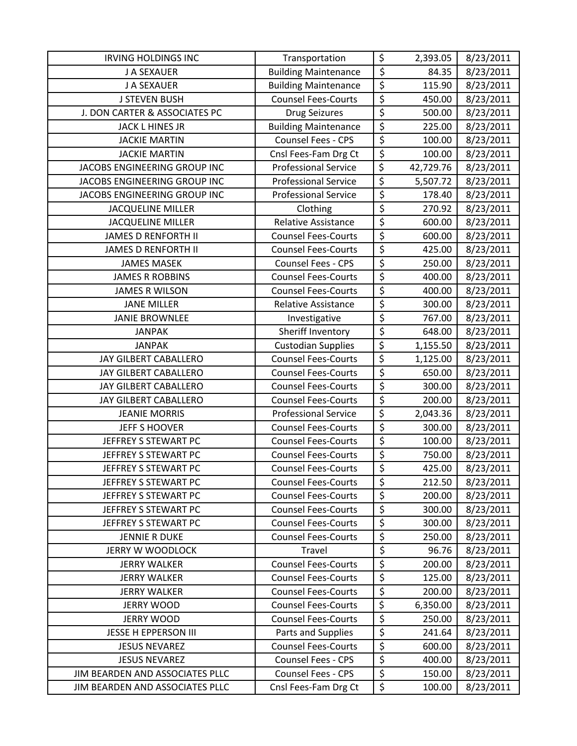| IRVING HOLDINGS INC | Transportation | $ | 2,393.05 | 8/23/2011 |
|---|---|---|---|---|
| J A SEXAUER | Building Maintenance | $ | 84.35 | 8/23/2011 |
| J A SEXAUER | Building Maintenance | $ | 115.90 | 8/23/2011 |
| J STEVEN BUSH | Counsel Fees-Courts | $ | 450.00 | 8/23/2011 |
| J. DON CARTER & ASSOCIATES PC | Drug Seizures | $ | 500.00 | 8/23/2011 |
| JACK L HINES JR | Building Maintenance | $ | 225.00 | 8/23/2011 |
| JACKIE MARTIN | Counsel Fees - CPS | $ | 100.00 | 8/23/2011 |
| JACKIE MARTIN | Cnsl Fees-Fam Drg Ct | $ | 100.00 | 8/23/2011 |
| JACOBS ENGINEERING GROUP INC | Professional Service | $ | 42,729.76 | 8/23/2011 |
| JACOBS ENGINEERING GROUP INC | Professional Service | $ | 5,507.72 | 8/23/2011 |
| JACOBS ENGINEERING GROUP INC | Professional Service | $ | 178.40 | 8/23/2011 |
| JACQUELINE MILLER | Clothing | $ | 270.92 | 8/23/2011 |
| JACQUELINE MILLER | Relative Assistance | $ | 600.00 | 8/23/2011 |
| JAMES D RENFORTH II | Counsel Fees-Courts | $ | 600.00 | 8/23/2011 |
| JAMES D RENFORTH II | Counsel Fees-Courts | $ | 425.00 | 8/23/2011 |
| JAMES MASEK | Counsel Fees - CPS | $ | 250.00 | 8/23/2011 |
| JAMES R ROBBINS | Counsel Fees-Courts | $ | 400.00 | 8/23/2011 |
| JAMES R WILSON | Counsel Fees-Courts | $ | 400.00 | 8/23/2011 |
| JANE MILLER | Relative Assistance | $ | 300.00 | 8/23/2011 |
| JANIE BROWNLEE | Investigative | $ | 767.00 | 8/23/2011 |
| JANPAK | Sheriff Inventory | $ | 648.00 | 8/23/2011 |
| JANPAK | Custodian Supplies | $ | 1,155.50 | 8/23/2011 |
| JAY GILBERT CABALLERO | Counsel Fees-Courts | $ | 1,125.00 | 8/23/2011 |
| JAY GILBERT CABALLERO | Counsel Fees-Courts | $ | 650.00 | 8/23/2011 |
| JAY GILBERT CABALLERO | Counsel Fees-Courts | $ | 300.00 | 8/23/2011 |
| JAY GILBERT CABALLERO | Counsel Fees-Courts | $ | 200.00 | 8/23/2011 |
| JEANIE MORRIS | Professional Service | $ | 2,043.36 | 8/23/2011 |
| JEFF S HOOVER | Counsel Fees-Courts | $ | 300.00 | 8/23/2011 |
| JEFFREY S STEWART PC | Counsel Fees-Courts | $ | 100.00 | 8/23/2011 |
| JEFFREY S STEWART PC | Counsel Fees-Courts | $ | 750.00 | 8/23/2011 |
| JEFFREY S STEWART PC | Counsel Fees-Courts | $ | 425.00 | 8/23/2011 |
| JEFFREY S STEWART PC | Counsel Fees-Courts | $ | 212.50 | 8/23/2011 |
| JEFFREY S STEWART PC | Counsel Fees-Courts | $ | 200.00 | 8/23/2011 |
| JEFFREY S STEWART PC | Counsel Fees-Courts | $ | 300.00 | 8/23/2011 |
| JEFFREY S STEWART PC | Counsel Fees-Courts | $ | 300.00 | 8/23/2011 |
| JENNIE R DUKE | Counsel Fees-Courts | $ | 250.00 | 8/23/2011 |
| JERRY W WOODLOCK | Travel | $ | 96.76 | 8/23/2011 |
| JERRY WALKER | Counsel Fees-Courts | $ | 200.00 | 8/23/2011 |
| JERRY WALKER | Counsel Fees-Courts | $ | 125.00 | 8/23/2011 |
| JERRY WALKER | Counsel Fees-Courts | $ | 200.00 | 8/23/2011 |
| JERRY WOOD | Counsel Fees-Courts | $ | 6,350.00 | 8/23/2011 |
| JERRY WOOD | Counsel Fees-Courts | $ | 250.00 | 8/23/2011 |
| JESSE H EPPERSON III | Parts and Supplies | $ | 241.64 | 8/23/2011 |
| JESUS NEVAREZ | Counsel Fees-Courts | $ | 600.00 | 8/23/2011 |
| JESUS NEVAREZ | Counsel Fees - CPS | $ | 400.00 | 8/23/2011 |
| JIM BEARDEN AND ASSOCIATES PLLC | Counsel Fees - CPS | $ | 150.00 | 8/23/2011 |
| JIM BEARDEN AND ASSOCIATES PLLC | Cnsl Fees-Fam Drg Ct | $ | 100.00 | 8/23/2011 |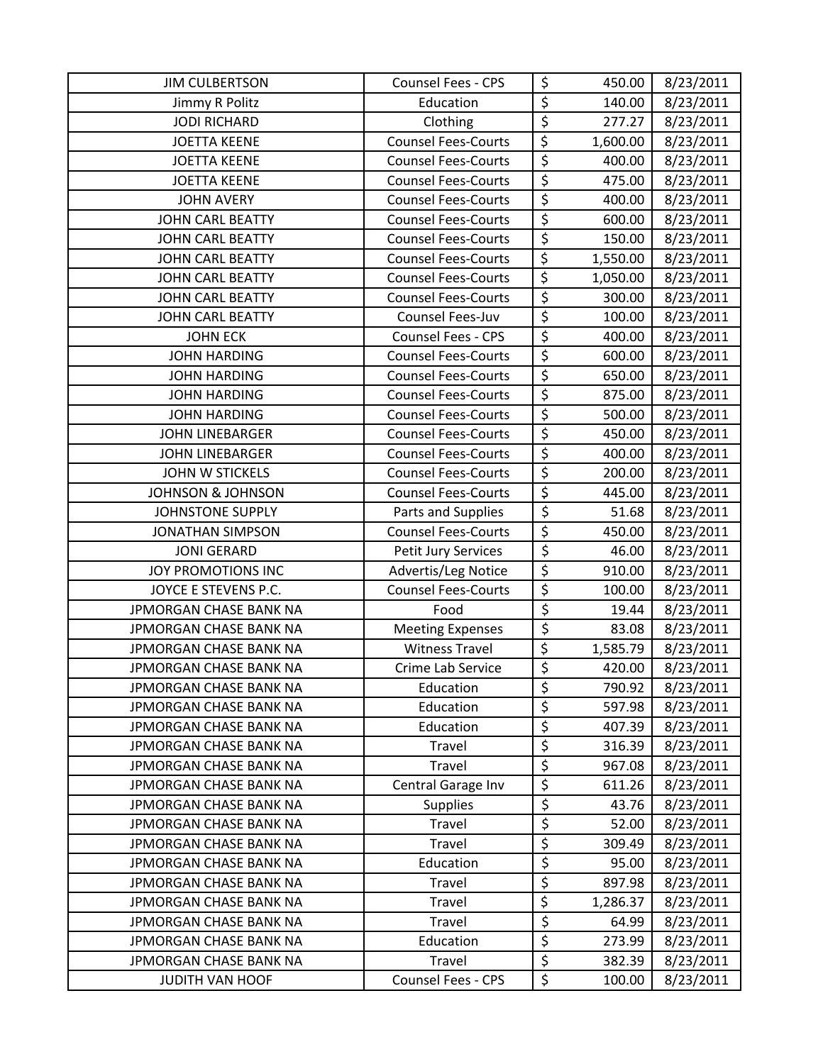| | | | | |
|---|---|---|---|---|
| JIM CULBERTSON | Counsel Fees - CPS | $ | 450.00 | 8/23/2011 |
| Jimmy R Politz | Education | $ | 140.00 | 8/23/2011 |
| JODI RICHARD | Clothing | $ | 277.27 | 8/23/2011 |
| JOETTA KEENE | Counsel Fees-Courts | $ | 1,600.00 | 8/23/2011 |
| JOETTA KEENE | Counsel Fees-Courts | $ | 400.00 | 8/23/2011 |
| JOETTA KEENE | Counsel Fees-Courts | $ | 475.00 | 8/23/2011 |
| JOHN AVERY | Counsel Fees-Courts | $ | 400.00 | 8/23/2011 |
| JOHN CARL BEATTY | Counsel Fees-Courts | $ | 600.00 | 8/23/2011 |
| JOHN CARL BEATTY | Counsel Fees-Courts | $ | 150.00 | 8/23/2011 |
| JOHN CARL BEATTY | Counsel Fees-Courts | $ | 1,550.00 | 8/23/2011 |
| JOHN CARL BEATTY | Counsel Fees-Courts | $ | 1,050.00 | 8/23/2011 |
| JOHN CARL BEATTY | Counsel Fees-Courts | $ | 300.00 | 8/23/2011 |
| JOHN CARL BEATTY | Counsel Fees-Juv | $ | 100.00 | 8/23/2011 |
| JOHN ECK | Counsel Fees - CPS | $ | 400.00 | 8/23/2011 |
| JOHN HARDING | Counsel Fees-Courts | $ | 600.00 | 8/23/2011 |
| JOHN HARDING | Counsel Fees-Courts | $ | 650.00 | 8/23/2011 |
| JOHN HARDING | Counsel Fees-Courts | $ | 875.00 | 8/23/2011 |
| JOHN HARDING | Counsel Fees-Courts | $ | 500.00 | 8/23/2011 |
| JOHN LINEBARGER | Counsel Fees-Courts | $ | 450.00 | 8/23/2011 |
| JOHN LINEBARGER | Counsel Fees-Courts | $ | 400.00 | 8/23/2011 |
| JOHN W STICKELS | Counsel Fees-Courts | $ | 200.00 | 8/23/2011 |
| JOHNSON & JOHNSON | Counsel Fees-Courts | $ | 445.00 | 8/23/2011 |
| JOHNSTONE SUPPLY | Parts and Supplies | $ | 51.68 | 8/23/2011 |
| JONATHAN SIMPSON | Counsel Fees-Courts | $ | 450.00 | 8/23/2011 |
| JONI GERARD | Petit Jury Services | $ | 46.00 | 8/23/2011 |
| JOY PROMOTIONS INC | Advertis/Leg Notice | $ | 910.00 | 8/23/2011 |
| JOYCE E STEVENS P.C. | Counsel Fees-Courts | $ | 100.00 | 8/23/2011 |
| JPMORGAN CHASE BANK NA | Food | $ | 19.44 | 8/23/2011 |
| JPMORGAN CHASE BANK NA | Meeting Expenses | $ | 83.08 | 8/23/2011 |
| JPMORGAN CHASE BANK NA | Witness Travel | $ | 1,585.79 | 8/23/2011 |
| JPMORGAN CHASE BANK NA | Crime Lab Service | $ | 420.00 | 8/23/2011 |
| JPMORGAN CHASE BANK NA | Education | $ | 790.92 | 8/23/2011 |
| JPMORGAN CHASE BANK NA | Education | $ | 597.98 | 8/23/2011 |
| JPMORGAN CHASE BANK NA | Education | $ | 407.39 | 8/23/2011 |
| JPMORGAN CHASE BANK NA | Travel | $ | 316.39 | 8/23/2011 |
| JPMORGAN CHASE BANK NA | Travel | $ | 967.08 | 8/23/2011 |
| JPMORGAN CHASE BANK NA | Central Garage Inv | $ | 611.26 | 8/23/2011 |
| JPMORGAN CHASE BANK NA | Supplies | $ | 43.76 | 8/23/2011 |
| JPMORGAN CHASE BANK NA | Travel | $ | 52.00 | 8/23/2011 |
| JPMORGAN CHASE BANK NA | Travel | $ | 309.49 | 8/23/2011 |
| JPMORGAN CHASE BANK NA | Education | $ | 95.00 | 8/23/2011 |
| JPMORGAN CHASE BANK NA | Travel | $ | 897.98 | 8/23/2011 |
| JPMORGAN CHASE BANK NA | Travel | $ | 1,286.37 | 8/23/2011 |
| JPMORGAN CHASE BANK NA | Travel | $ | 64.99 | 8/23/2011 |
| JPMORGAN CHASE BANK NA | Education | $ | 273.99 | 8/23/2011 |
| JPMORGAN CHASE BANK NA | Travel | $ | 382.39 | 8/23/2011 |
| JUDITH VAN HOOF | Counsel Fees - CPS | $ | 100.00 | 8/23/2011 |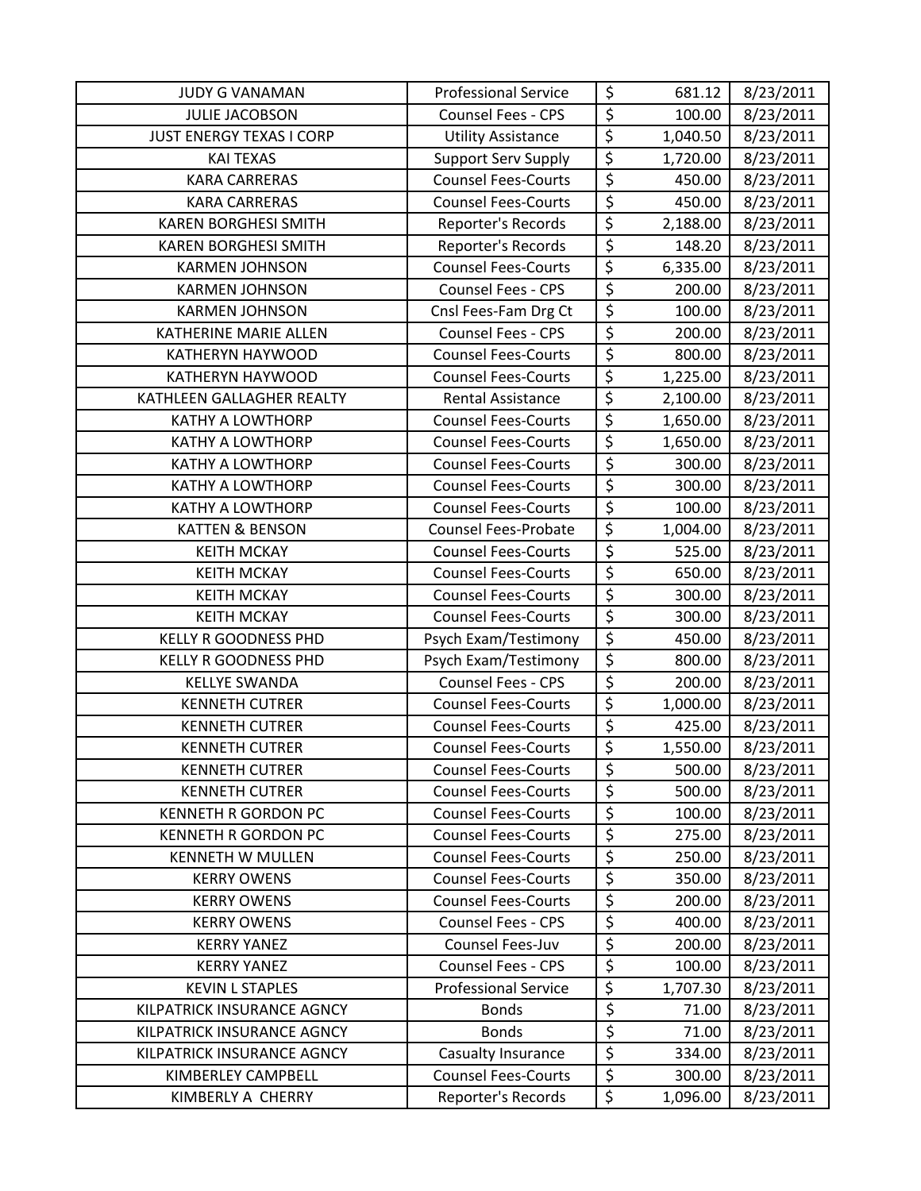| JUDY G VANAMAN | Professional Service | $ | 681.12 | 8/23/2011 |
|---|---|---|---|---|
| JULIE JACOBSON | Counsel Fees - CPS | $ | 100.00 | 8/23/2011 |
| JUST ENERGY TEXAS I CORP | Utility Assistance | $ | 1,040.50 | 8/23/2011 |
| KAI TEXAS | Support Serv Supply | $ | 1,720.00 | 8/23/2011 |
| KARA CARRERAS | Counsel Fees-Courts | $ | 450.00 | 8/23/2011 |
| KARA CARRERAS | Counsel Fees-Courts | $ | 450.00 | 8/23/2011 |
| KAREN BORGHESI SMITH | Reporter's Records | $ | 2,188.00 | 8/23/2011 |
| KAREN BORGHESI SMITH | Reporter's Records | $ | 148.20 | 8/23/2011 |
| KARMEN JOHNSON | Counsel Fees-Courts | $ | 6,335.00 | 8/23/2011 |
| KARMEN JOHNSON | Counsel Fees - CPS | $ | 200.00 | 8/23/2011 |
| KARMEN JOHNSON | Cnsl Fees-Fam Drg Ct | $ | 100.00 | 8/23/2011 |
| KATHERINE MARIE ALLEN | Counsel Fees - CPS | $ | 200.00 | 8/23/2011 |
| KATHERYN HAYWOOD | Counsel Fees-Courts | $ | 800.00 | 8/23/2011 |
| KATHERYN HAYWOOD | Counsel Fees-Courts | $ | 1,225.00 | 8/23/2011 |
| KATHLEEN GALLAGHER REALTY | Rental Assistance | $ | 2,100.00 | 8/23/2011 |
| KATHY A LOWTHORP | Counsel Fees-Courts | $ | 1,650.00 | 8/23/2011 |
| KATHY A LOWTHORP | Counsel Fees-Courts | $ | 1,650.00 | 8/23/2011 |
| KATHY A LOWTHORP | Counsel Fees-Courts | $ | 300.00 | 8/23/2011 |
| KATHY A LOWTHORP | Counsel Fees-Courts | $ | 300.00 | 8/23/2011 |
| KATHY A LOWTHORP | Counsel Fees-Courts | $ | 100.00 | 8/23/2011 |
| KATTEN & BENSON | Counsel Fees-Probate | $ | 1,004.00 | 8/23/2011 |
| KEITH MCKAY | Counsel Fees-Courts | $ | 525.00 | 8/23/2011 |
| KEITH MCKAY | Counsel Fees-Courts | $ | 650.00 | 8/23/2011 |
| KEITH MCKAY | Counsel Fees-Courts | $ | 300.00 | 8/23/2011 |
| KEITH MCKAY | Counsel Fees-Courts | $ | 300.00 | 8/23/2011 |
| KELLY R GOODNESS PHD | Psych Exam/Testimony | $ | 450.00 | 8/23/2011 |
| KELLY R GOODNESS PHD | Psych Exam/Testimony | $ | 800.00 | 8/23/2011 |
| KELLYE SWANDA | Counsel Fees - CPS | $ | 200.00 | 8/23/2011 |
| KENNETH CUTRER | Counsel Fees-Courts | $ | 1,000.00 | 8/23/2011 |
| KENNETH CUTRER | Counsel Fees-Courts | $ | 425.00 | 8/23/2011 |
| KENNETH CUTRER | Counsel Fees-Courts | $ | 1,550.00 | 8/23/2011 |
| KENNETH CUTRER | Counsel Fees-Courts | $ | 500.00 | 8/23/2011 |
| KENNETH CUTRER | Counsel Fees-Courts | $ | 500.00 | 8/23/2011 |
| KENNETH R GORDON PC | Counsel Fees-Courts | $ | 100.00 | 8/23/2011 |
| KENNETH R GORDON PC | Counsel Fees-Courts | $ | 275.00 | 8/23/2011 |
| KENNETH W MULLEN | Counsel Fees-Courts | $ | 250.00 | 8/23/2011 |
| KERRY OWENS | Counsel Fees-Courts | $ | 350.00 | 8/23/2011 |
| KERRY OWENS | Counsel Fees-Courts | $ | 200.00 | 8/23/2011 |
| KERRY OWENS | Counsel Fees - CPS | $ | 400.00 | 8/23/2011 |
| KERRY YANEZ | Counsel Fees-Juv | $ | 200.00 | 8/23/2011 |
| KERRY YANEZ | Counsel Fees - CPS | $ | 100.00 | 8/23/2011 |
| KEVIN L STAPLES | Professional Service | $ | 1,707.30 | 8/23/2011 |
| KILPATRICK INSURANCE AGNCY | Bonds | $ | 71.00 | 8/23/2011 |
| KILPATRICK INSURANCE AGNCY | Bonds | $ | 71.00 | 8/23/2011 |
| KILPATRICK INSURANCE AGNCY | Casualty Insurance | $ | 334.00 | 8/23/2011 |
| KIMBERLEY CAMPBELL | Counsel Fees-Courts | $ | 300.00 | 8/23/2011 |
| KIMBERLY A CHERRY | Reporter's Records | $ | 1,096.00 | 8/23/2011 |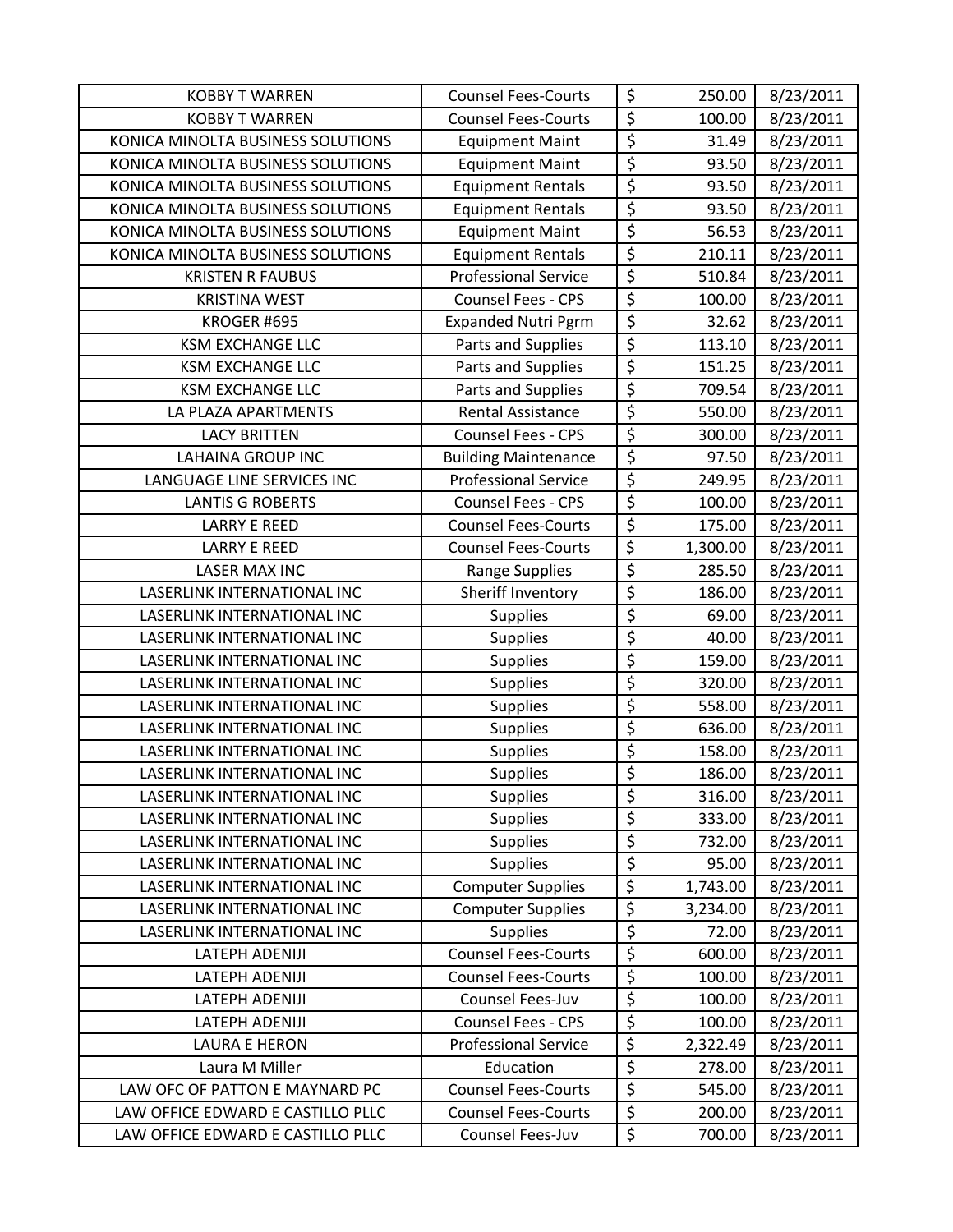| KOBBY T WARREN | Counsel Fees-Courts | $ | 250.00 | 8/23/2011 |
|---|---|---|---|---|
| KOBBY T WARREN | Counsel Fees-Courts | $ | 100.00 | 8/23/2011 |
| KONICA MINOLTA BUSINESS SOLUTIONS | Equipment Maint | $ | 31.49 | 8/23/2011 |
| KONICA MINOLTA BUSINESS SOLUTIONS | Equipment Maint | $ | 93.50 | 8/23/2011 |
| KONICA MINOLTA BUSINESS SOLUTIONS | Equipment Rentals | $ | 93.50 | 8/23/2011 |
| KONICA MINOLTA BUSINESS SOLUTIONS | Equipment Rentals | $ | 93.50 | 8/23/2011 |
| KONICA MINOLTA BUSINESS SOLUTIONS | Equipment Maint | $ | 56.53 | 8/23/2011 |
| KONICA MINOLTA BUSINESS SOLUTIONS | Equipment Rentals | $ | 210.11 | 8/23/2011 |
| KRISTEN R FAUBUS | Professional Service | $ | 510.84 | 8/23/2011 |
| KRISTINA WEST | Counsel Fees - CPS | $ | 100.00 | 8/23/2011 |
| KROGER #695 | Expanded Nutri Pgrm | $ | 32.62 | 8/23/2011 |
| KSM EXCHANGE LLC | Parts and Supplies | $ | 113.10 | 8/23/2011 |
| KSM EXCHANGE LLC | Parts and Supplies | $ | 151.25 | 8/23/2011 |
| KSM EXCHANGE LLC | Parts and Supplies | $ | 709.54 | 8/23/2011 |
| LA PLAZA APARTMENTS | Rental Assistance | $ | 550.00 | 8/23/2011 |
| LACY BRITTEN | Counsel Fees - CPS | $ | 300.00 | 8/23/2011 |
| LAHAINA GROUP INC | Building Maintenance | $ | 97.50 | 8/23/2011 |
| LANGUAGE LINE SERVICES INC | Professional Service | $ | 249.95 | 8/23/2011 |
| LANTIS G ROBERTS | Counsel Fees - CPS | $ | 100.00 | 8/23/2011 |
| LARRY E REED | Counsel Fees-Courts | $ | 175.00 | 8/23/2011 |
| LARRY E REED | Counsel Fees-Courts | $ | 1,300.00 | 8/23/2011 |
| LASER MAX INC | Range Supplies | $ | 285.50 | 8/23/2011 |
| LASERLINK INTERNATIONAL INC | Sheriff Inventory | $ | 186.00 | 8/23/2011 |
| LASERLINK INTERNATIONAL INC | Supplies | $ | 69.00 | 8/23/2011 |
| LASERLINK INTERNATIONAL INC | Supplies | $ | 40.00 | 8/23/2011 |
| LASERLINK INTERNATIONAL INC | Supplies | $ | 159.00 | 8/23/2011 |
| LASERLINK INTERNATIONAL INC | Supplies | $ | 320.00 | 8/23/2011 |
| LASERLINK INTERNATIONAL INC | Supplies | $ | 558.00 | 8/23/2011 |
| LASERLINK INTERNATIONAL INC | Supplies | $ | 636.00 | 8/23/2011 |
| LASERLINK INTERNATIONAL INC | Supplies | $ | 158.00 | 8/23/2011 |
| LASERLINK INTERNATIONAL INC | Supplies | $ | 186.00 | 8/23/2011 |
| LASERLINK INTERNATIONAL INC | Supplies | $ | 316.00 | 8/23/2011 |
| LASERLINK INTERNATIONAL INC | Supplies | $ | 333.00 | 8/23/2011 |
| LASERLINK INTERNATIONAL INC | Supplies | $ | 732.00 | 8/23/2011 |
| LASERLINK INTERNATIONAL INC | Supplies | $ | 95.00 | 8/23/2011 |
| LASERLINK INTERNATIONAL INC | Computer Supplies | $ | 1,743.00 | 8/23/2011 |
| LASERLINK INTERNATIONAL INC | Computer Supplies | $ | 3,234.00 | 8/23/2011 |
| LASERLINK INTERNATIONAL INC | Supplies | $ | 72.00 | 8/23/2011 |
| LATEPH ADENIJI | Counsel Fees-Courts | $ | 600.00 | 8/23/2011 |
| LATEPH ADENIJI | Counsel Fees-Courts | $ | 100.00 | 8/23/2011 |
| LATEPH ADENIJI | Counsel Fees-Juv | $ | 100.00 | 8/23/2011 |
| LATEPH ADENIJI | Counsel Fees - CPS | $ | 100.00 | 8/23/2011 |
| LAURA E HERON | Professional Service | $ | 2,322.49 | 8/23/2011 |
| Laura M Miller | Education | $ | 278.00 | 8/23/2011 |
| LAW OFC OF PATTON E MAYNARD PC | Counsel Fees-Courts | $ | 545.00 | 8/23/2011 |
| LAW OFFICE EDWARD E CASTILLO PLLC | Counsel Fees-Courts | $ | 200.00 | 8/23/2011 |
| LAW OFFICE EDWARD E CASTILLO PLLC | Counsel Fees-Juv | $ | 700.00 | 8/23/2011 |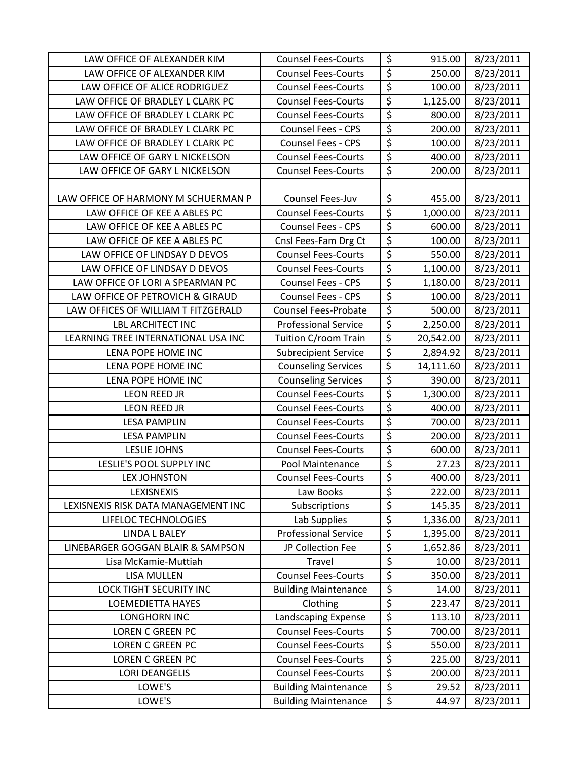| | | | | |
|---|---|---|---|---|
| LAW OFFICE OF ALEXANDER KIM | Counsel Fees-Courts | $ | 915.00 | 8/23/2011 |
| LAW OFFICE OF ALEXANDER KIM | Counsel Fees-Courts | $ | 250.00 | 8/23/2011 |
| LAW OFFICE OF ALICE RODRIGUEZ | Counsel Fees-Courts | $ | 100.00 | 8/23/2011 |
| LAW OFFICE OF BRADLEY L CLARK PC | Counsel Fees-Courts | $ | 1,125.00 | 8/23/2011 |
| LAW OFFICE OF BRADLEY L CLARK PC | Counsel Fees-Courts | $ | 800.00 | 8/23/2011 |
| LAW OFFICE OF BRADLEY L CLARK PC | Counsel Fees - CPS | $ | 200.00 | 8/23/2011 |
| LAW OFFICE OF BRADLEY L CLARK PC | Counsel Fees - CPS | $ | 100.00 | 8/23/2011 |
| LAW OFFICE OF GARY L NICKELSON | Counsel Fees-Courts | $ | 400.00 | 8/23/2011 |
| LAW OFFICE OF GARY L NICKELSON | Counsel Fees-Courts | $ | 200.00 | 8/23/2011 |
| LAW OFFICE OF HARMONY M SCHUERMAN P | Counsel Fees-Juv | $ | 455.00 | 8/23/2011 |
| LAW OFFICE OF KEE A ABLES PC | Counsel Fees-Courts | $ | 1,000.00 | 8/23/2011 |
| LAW OFFICE OF KEE A ABLES PC | Counsel Fees - CPS | $ | 600.00 | 8/23/2011 |
| LAW OFFICE OF KEE A ABLES PC | Cnsl Fees-Fam Drg Ct | $ | 100.00 | 8/23/2011 |
| LAW OFFICE OF LINDSAY D DEVOS | Counsel Fees-Courts | $ | 550.00 | 8/23/2011 |
| LAW OFFICE OF LINDSAY D DEVOS | Counsel Fees-Courts | $ | 1,100.00 | 8/23/2011 |
| LAW OFFICE OF LORI A SPEARMAN PC | Counsel Fees - CPS | $ | 1,180.00 | 8/23/2011 |
| LAW OFFICE OF PETROVICH & GIRAUD | Counsel Fees - CPS | $ | 100.00 | 8/23/2011 |
| LAW OFFICES OF WILLIAM T FITZGERALD | Counsel Fees-Probate | $ | 500.00 | 8/23/2011 |
| LBL ARCHITECT INC | Professional Service | $ | 2,250.00 | 8/23/2011 |
| LEARNING TREE INTERNATIONAL USA INC | Tuition C/room Train | $ | 20,542.00 | 8/23/2011 |
| LENA POPE HOME INC | Subrecipient Service | $ | 2,894.92 | 8/23/2011 |
| LENA POPE HOME INC | Counseling Services | $ | 14,111.60 | 8/23/2011 |
| LENA POPE HOME INC | Counseling Services | $ | 390.00 | 8/23/2011 |
| LEON REED JR | Counsel Fees-Courts | $ | 1,300.00 | 8/23/2011 |
| LEON REED JR | Counsel Fees-Courts | $ | 400.00 | 8/23/2011 |
| LESA PAMPLIN | Counsel Fees-Courts | $ | 700.00 | 8/23/2011 |
| LESA PAMPLIN | Counsel Fees-Courts | $ | 200.00 | 8/23/2011 |
| LESLIE JOHNS | Counsel Fees-Courts | $ | 600.00 | 8/23/2011 |
| LESLIE'S POOL SUPPLY INC | Pool Maintenance | $ | 27.23 | 8/23/2011 |
| LEX JOHNSTON | Counsel Fees-Courts | $ | 400.00 | 8/23/2011 |
| LEXISNEXIS | Law Books | $ | 222.00 | 8/23/2011 |
| LEXISNEXIS RISK DATA MANAGEMENT INC | Subscriptions | $ | 145.35 | 8/23/2011 |
| LIFELOC TECHNOLOGIES | Lab Supplies | $ | 1,336.00 | 8/23/2011 |
| LINDA L BALEY | Professional Service | $ | 1,395.00 | 8/23/2011 |
| LINEBARGER GOGGAN BLAIR & SAMPSON | JP Collection Fee | $ | 1,652.86 | 8/23/2011 |
| Lisa McKamie-Muttiah | Travel | $ | 10.00 | 8/23/2011 |
| LISA MULLEN | Counsel Fees-Courts | $ | 350.00 | 8/23/2011 |
| LOCK TIGHT SECURITY INC | Building Maintenance | $ | 14.00 | 8/23/2011 |
| LOEMEDIETTA HAYES | Clothing | $ | 223.47 | 8/23/2011 |
| LONGHORN INC | Landscaping Expense | $ | 113.10 | 8/23/2011 |
| LOREN C GREEN PC | Counsel Fees-Courts | $ | 700.00 | 8/23/2011 |
| LOREN C GREEN PC | Counsel Fees-Courts | $ | 550.00 | 8/23/2011 |
| LOREN C GREEN PC | Counsel Fees-Courts | $ | 225.00 | 8/23/2011 |
| LORI DEANGELIS | Counsel Fees-Courts | $ | 200.00 | 8/23/2011 |
| LOWE'S | Building Maintenance | $ | 29.52 | 8/23/2011 |
| LOWE'S | Building Maintenance | $ | 44.97 | 8/23/2011 |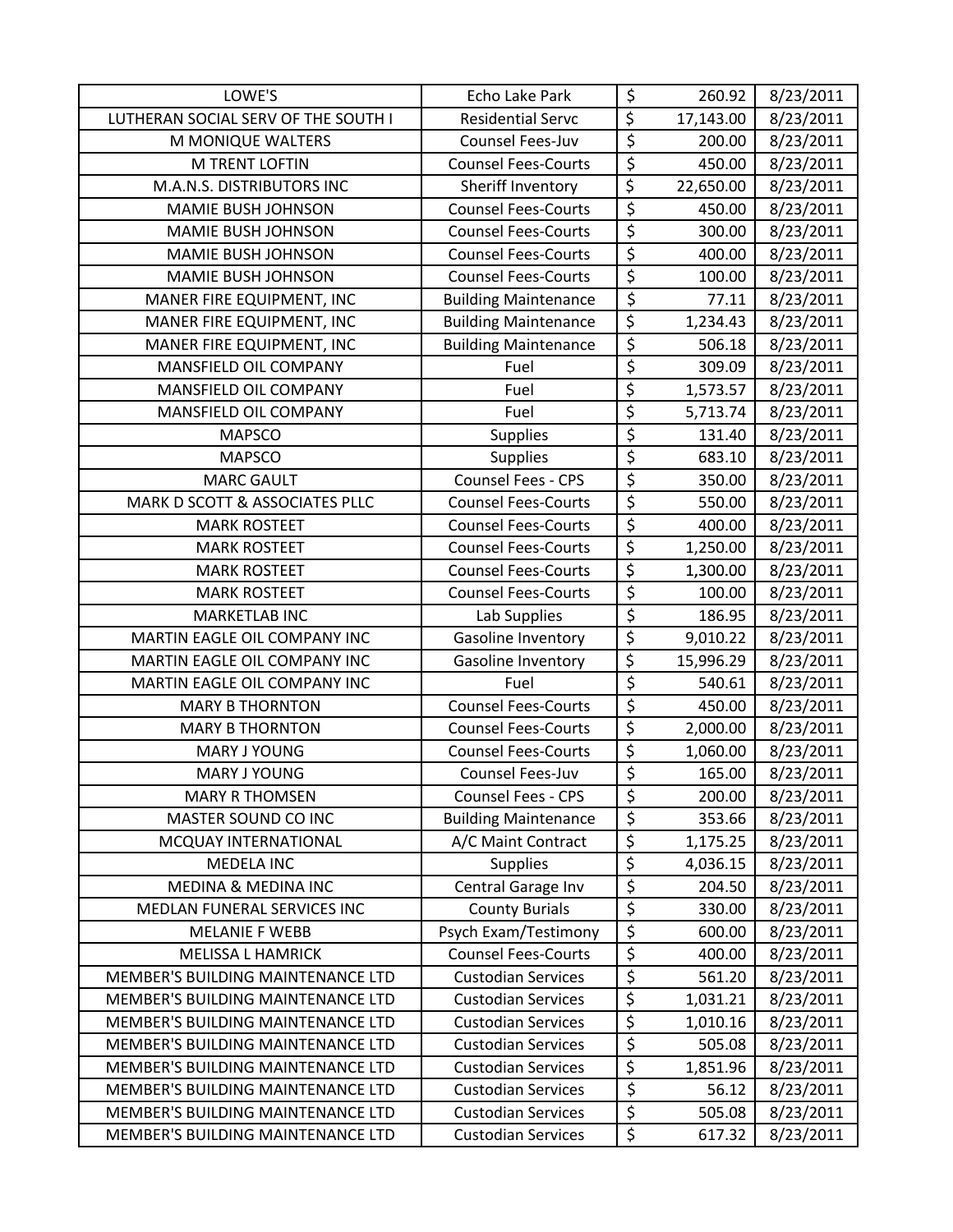| LOWE'S | Echo Lake Park | $ | 260.92 | 8/23/2011 |
|---|---|---|---|---|
| LUTHERAN SOCIAL SERV OF THE SOUTH I | Residential Servc | $ | 17,143.00 | 8/23/2011 |
| M MONIQUE WALTERS | Counsel Fees-Juv | $ | 200.00 | 8/23/2011 |
| M TRENT LOFTIN | Counsel Fees-Courts | $ | 450.00 | 8/23/2011 |
| M.A.N.S. DISTRIBUTORS INC | Sheriff Inventory | $ | 22,650.00 | 8/23/2011 |
| MAMIE BUSH JOHNSON | Counsel Fees-Courts | $ | 450.00 | 8/23/2011 |
| MAMIE BUSH JOHNSON | Counsel Fees-Courts | $ | 300.00 | 8/23/2011 |
| MAMIE BUSH JOHNSON | Counsel Fees-Courts | $ | 400.00 | 8/23/2011 |
| MAMIE BUSH JOHNSON | Counsel Fees-Courts | $ | 100.00 | 8/23/2011 |
| MANER FIRE EQUIPMENT, INC | Building Maintenance | $ | 77.11 | 8/23/2011 |
| MANER FIRE EQUIPMENT, INC | Building Maintenance | $ | 1,234.43 | 8/23/2011 |
| MANER FIRE EQUIPMENT, INC | Building Maintenance | $ | 506.18 | 8/23/2011 |
| MANSFIELD OIL COMPANY | Fuel | $ | 309.09 | 8/23/2011 |
| MANSFIELD OIL COMPANY | Fuel | $ | 1,573.57 | 8/23/2011 |
| MANSFIELD OIL COMPANY | Fuel | $ | 5,713.74 | 8/23/2011 |
| MAPSCO | Supplies | $ | 131.40 | 8/23/2011 |
| MAPSCO | Supplies | $ | 683.10 | 8/23/2011 |
| MARC GAULT | Counsel Fees - CPS | $ | 350.00 | 8/23/2011 |
| MARK D SCOTT & ASSOCIATES PLLC | Counsel Fees-Courts | $ | 550.00 | 8/23/2011 |
| MARK ROSTEET | Counsel Fees-Courts | $ | 400.00 | 8/23/2011 |
| MARK ROSTEET | Counsel Fees-Courts | $ | 1,250.00 | 8/23/2011 |
| MARK ROSTEET | Counsel Fees-Courts | $ | 1,300.00 | 8/23/2011 |
| MARK ROSTEET | Counsel Fees-Courts | $ | 100.00 | 8/23/2011 |
| MARKETLAB INC | Lab Supplies | $ | 186.95 | 8/23/2011 |
| MARTIN EAGLE OIL COMPANY INC | Gasoline Inventory | $ | 9,010.22 | 8/23/2011 |
| MARTIN EAGLE OIL COMPANY INC | Gasoline Inventory | $ | 15,996.29 | 8/23/2011 |
| MARTIN EAGLE OIL COMPANY INC | Fuel | $ | 540.61 | 8/23/2011 |
| MARY B THORNTON | Counsel Fees-Courts | $ | 450.00 | 8/23/2011 |
| MARY B THORNTON | Counsel Fees-Courts | $ | 2,000.00 | 8/23/2011 |
| MARY J YOUNG | Counsel Fees-Courts | $ | 1,060.00 | 8/23/2011 |
| MARY J YOUNG | Counsel Fees-Juv | $ | 165.00 | 8/23/2011 |
| MARY R THOMSEN | Counsel Fees - CPS | $ | 200.00 | 8/23/2011 |
| MASTER SOUND CO INC | Building Maintenance | $ | 353.66 | 8/23/2011 |
| MCQUAY INTERNATIONAL | A/C Maint Contract | $ | 1,175.25 | 8/23/2011 |
| MEDELA INC | Supplies | $ | 4,036.15 | 8/23/2011 |
| MEDINA & MEDINA INC | Central Garage Inv | $ | 204.50 | 8/23/2011 |
| MEDLAN FUNERAL SERVICES INC | County Burials | $ | 330.00 | 8/23/2011 |
| MELANIE F WEBB | Psych Exam/Testimony | $ | 600.00 | 8/23/2011 |
| MELISSA L HAMRICK | Counsel Fees-Courts | $ | 400.00 | 8/23/2011 |
| MEMBER'S BUILDING MAINTENANCE LTD | Custodian Services | $ | 561.20 | 8/23/2011 |
| MEMBER'S BUILDING MAINTENANCE LTD | Custodian Services | $ | 1,031.21 | 8/23/2011 |
| MEMBER'S BUILDING MAINTENANCE LTD | Custodian Services | $ | 1,010.16 | 8/23/2011 |
| MEMBER'S BUILDING MAINTENANCE LTD | Custodian Services | $ | 505.08 | 8/23/2011 |
| MEMBER'S BUILDING MAINTENANCE LTD | Custodian Services | $ | 1,851.96 | 8/23/2011 |
| MEMBER'S BUILDING MAINTENANCE LTD | Custodian Services | $ | 56.12 | 8/23/2011 |
| MEMBER'S BUILDING MAINTENANCE LTD | Custodian Services | $ | 505.08 | 8/23/2011 |
| MEMBER'S BUILDING MAINTENANCE LTD | Custodian Services | $ | 617.32 | 8/23/2011 |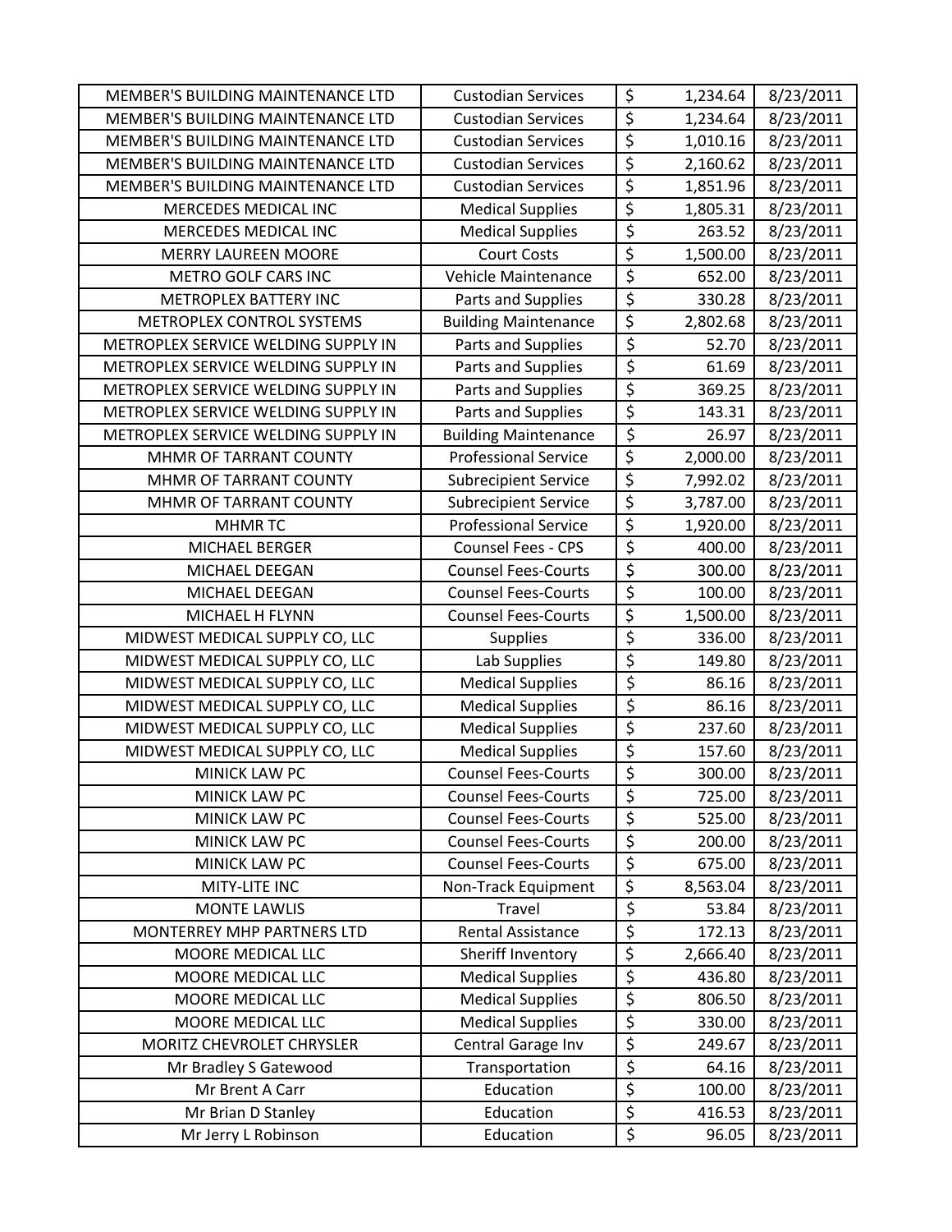| MEMBER'S BUILDING MAINTENANCE LTD | Custodian Services | $ | 1,234.64 | 8/23/2011 |
|---|---|---|---|---|
| MEMBER'S BUILDING MAINTENANCE LTD | Custodian Services | $ | 1,234.64 | 8/23/2011 |
| MEMBER'S BUILDING MAINTENANCE LTD | Custodian Services | $ | 1,010.16 | 8/23/2011 |
| MEMBER'S BUILDING MAINTENANCE LTD | Custodian Services | $ | 2,160.62 | 8/23/2011 |
| MEMBER'S BUILDING MAINTENANCE LTD | Custodian Services | $ | 1,851.96 | 8/23/2011 |
| MERCEDES MEDICAL INC | Medical Supplies | $ | 1,805.31 | 8/23/2011 |
| MERCEDES MEDICAL INC | Medical Supplies | $ | 263.52 | 8/23/2011 |
| MERRY LAUREEN MOORE | Court Costs | $ | 1,500.00 | 8/23/2011 |
| METRO GOLF CARS INC | Vehicle Maintenance | $ | 652.00 | 8/23/2011 |
| METROPLEX BATTERY INC | Parts and Supplies | $ | 330.28 | 8/23/2011 |
| METROPLEX CONTROL SYSTEMS | Building Maintenance | $ | 2,802.68 | 8/23/2011 |
| METROPLEX SERVICE WELDING SUPPLY IN | Parts and Supplies | $ | 52.70 | 8/23/2011 |
| METROPLEX SERVICE WELDING SUPPLY IN | Parts and Supplies | $ | 61.69 | 8/23/2011 |
| METROPLEX SERVICE WELDING SUPPLY IN | Parts and Supplies | $ | 369.25 | 8/23/2011 |
| METROPLEX SERVICE WELDING SUPPLY IN | Parts and Supplies | $ | 143.31 | 8/23/2011 |
| METROPLEX SERVICE WELDING SUPPLY IN | Building Maintenance | $ | 26.97 | 8/23/2011 |
| MHMR OF TARRANT COUNTY | Professional Service | $ | 2,000.00 | 8/23/2011 |
| MHMR OF TARRANT COUNTY | Subrecipient Service | $ | 7,992.02 | 8/23/2011 |
| MHMR OF TARRANT COUNTY | Subrecipient Service | $ | 3,787.00 | 8/23/2011 |
| MHMR TC | Professional Service | $ | 1,920.00 | 8/23/2011 |
| MICHAEL BERGER | Counsel Fees - CPS | $ | 400.00 | 8/23/2011 |
| MICHAEL DEEGAN | Counsel Fees-Courts | $ | 300.00 | 8/23/2011 |
| MICHAEL DEEGAN | Counsel Fees-Courts | $ | 100.00 | 8/23/2011 |
| MICHAEL H FLYNN | Counsel Fees-Courts | $ | 1,500.00 | 8/23/2011 |
| MIDWEST MEDICAL SUPPLY CO, LLC | Supplies | $ | 336.00 | 8/23/2011 |
| MIDWEST MEDICAL SUPPLY CO, LLC | Lab Supplies | $ | 149.80 | 8/23/2011 |
| MIDWEST MEDICAL SUPPLY CO, LLC | Medical Supplies | $ | 86.16 | 8/23/2011 |
| MIDWEST MEDICAL SUPPLY CO, LLC | Medical Supplies | $ | 86.16 | 8/23/2011 |
| MIDWEST MEDICAL SUPPLY CO, LLC | Medical Supplies | $ | 237.60 | 8/23/2011 |
| MIDWEST MEDICAL SUPPLY CO, LLC | Medical Supplies | $ | 157.60 | 8/23/2011 |
| MINICK LAW PC | Counsel Fees-Courts | $ | 300.00 | 8/23/2011 |
| MINICK LAW PC | Counsel Fees-Courts | $ | 725.00 | 8/23/2011 |
| MINICK LAW PC | Counsel Fees-Courts | $ | 525.00 | 8/23/2011 |
| MINICK LAW PC | Counsel Fees-Courts | $ | 200.00 | 8/23/2011 |
| MINICK LAW PC | Counsel Fees-Courts | $ | 675.00 | 8/23/2011 |
| MITY-LITE INC | Non-Track Equipment | $ | 8,563.04 | 8/23/2011 |
| MONTE LAWLIS | Travel | $ | 53.84 | 8/23/2011 |
| MONTERREY MHP PARTNERS LTD | Rental Assistance | $ | 172.13 | 8/23/2011 |
| MOORE MEDICAL LLC | Sheriff Inventory | $ | 2,666.40 | 8/23/2011 |
| MOORE MEDICAL LLC | Medical Supplies | $ | 436.80 | 8/23/2011 |
| MOORE MEDICAL LLC | Medical Supplies | $ | 806.50 | 8/23/2011 |
| MOORE MEDICAL LLC | Medical Supplies | $ | 330.00 | 8/23/2011 |
| MORITZ CHEVROLET CHRYSLER | Central Garage Inv | $ | 249.67 | 8/23/2011 |
| Mr Bradley S Gatewood | Transportation | $ | 64.16 | 8/23/2011 |
| Mr Brent A Carr | Education | $ | 100.00 | 8/23/2011 |
| Mr Brian D Stanley | Education | $ | 416.53 | 8/23/2011 |
| Mr Jerry L Robinson | Education | $ | 96.05 | 8/23/2011 |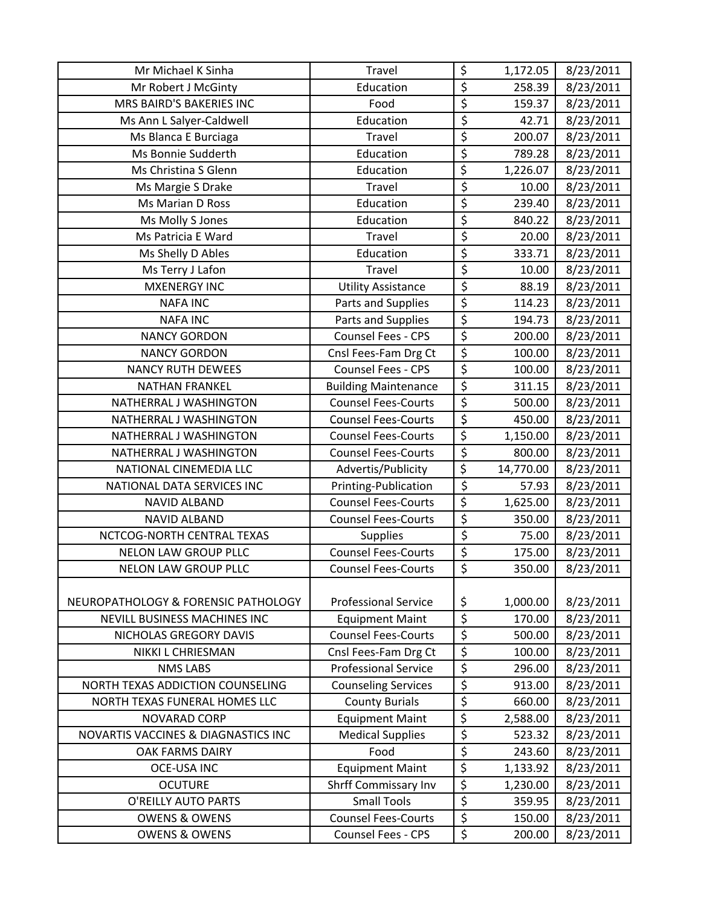| Mr Michael K Sinha | Travel | $ | 1,172.05 | 8/23/2011 |
|---|---|---|---|---|
| Mr Robert J McGinty | Education | $ | 258.39 | 8/23/2011 |
| MRS BAIRD'S BAKERIES INC | Food | $ | 159.37 | 8/23/2011 |
| Ms Ann L Salyer-Caldwell | Education | $ | 42.71 | 8/23/2011 |
| Ms Blanca E Burciaga | Travel | $ | 200.07 | 8/23/2011 |
| Ms Bonnie Sudderth | Education | $ | 789.28 | 8/23/2011 |
| Ms Christina S Glenn | Education | $ | 1,226.07 | 8/23/2011 |
| Ms Margie S Drake | Travel | $ | 10.00 | 8/23/2011 |
| Ms Marian D Ross | Education | $ | 239.40 | 8/23/2011 |
| Ms Molly S Jones | Education | $ | 840.22 | 8/23/2011 |
| Ms Patricia E Ward | Travel | $ | 20.00 | 8/23/2011 |
| Ms Shelly D Ables | Education | $ | 333.71 | 8/23/2011 |
| Ms Terry J Lafon | Travel | $ | 10.00 | 8/23/2011 |
| MXENERGY INC | Utility Assistance | $ | 88.19 | 8/23/2011 |
| NAFA INC | Parts and Supplies | $ | 114.23 | 8/23/2011 |
| NAFA INC | Parts and Supplies | $ | 194.73 | 8/23/2011 |
| NANCY GORDON | Counsel Fees - CPS | $ | 200.00 | 8/23/2011 |
| NANCY GORDON | Cnsl Fees-Fam Drg Ct | $ | 100.00 | 8/23/2011 |
| NANCY RUTH DEWEES | Counsel Fees - CPS | $ | 100.00 | 8/23/2011 |
| NATHAN FRANKEL | Building Maintenance | $ | 311.15 | 8/23/2011 |
| NATHERRAL J WASHINGTON | Counsel Fees-Courts | $ | 500.00 | 8/23/2011 |
| NATHERRAL J WASHINGTON | Counsel Fees-Courts | $ | 450.00 | 8/23/2011 |
| NATHERRAL J WASHINGTON | Counsel Fees-Courts | $ | 1,150.00 | 8/23/2011 |
| NATHERRAL J WASHINGTON | Counsel Fees-Courts | $ | 800.00 | 8/23/2011 |
| NATIONAL CINEMEDIA LLC | Advertis/Publicity | $ | 14,770.00 | 8/23/2011 |
| NATIONAL DATA SERVICES INC | Printing-Publication | $ | 57.93 | 8/23/2011 |
| NAVID ALBAND | Counsel Fees-Courts | $ | 1,625.00 | 8/23/2011 |
| NAVID ALBAND | Counsel Fees-Courts | $ | 350.00 | 8/23/2011 |
| NCTCOG-NORTH CENTRAL TEXAS | Supplies | $ | 75.00 | 8/23/2011 |
| NELON LAW GROUP PLLC | Counsel Fees-Courts | $ | 175.00 | 8/23/2011 |
| NELON LAW GROUP PLLC | Counsel Fees-Courts | $ | 350.00 | 8/23/2011 |
| NEUROPATHOLOGY & FORENSIC PATHOLOGY | Professional Service | $ | 1,000.00 | 8/23/2011 |
| NEVILL BUSINESS MACHINES INC | Equipment Maint | $ | 170.00 | 8/23/2011 |
| NICHOLAS GREGORY DAVIS | Counsel Fees-Courts | $ | 500.00 | 8/23/2011 |
| NIKKI L CHRIESMAN | Cnsl Fees-Fam Drg Ct | $ | 100.00 | 8/23/2011 |
| NMS LABS | Professional Service | $ | 296.00 | 8/23/2011 |
| NORTH TEXAS ADDICTION COUNSELING | Counseling Services | $ | 913.00 | 8/23/2011 |
| NORTH TEXAS FUNERAL HOMES LLC | County Burials | $ | 660.00 | 8/23/2011 |
| NOVARAD CORP | Equipment Maint | $ | 2,588.00 | 8/23/2011 |
| NOVARTIS VACCINES & DIAGNASTICS INC | Medical Supplies | $ | 523.32 | 8/23/2011 |
| OAK FARMS DAIRY | Food | $ | 243.60 | 8/23/2011 |
| OCE-USA INC | Equipment Maint | $ | 1,133.92 | 8/23/2011 |
| OCUTURE | Shrff Commissary Inv | $ | 1,230.00 | 8/23/2011 |
| O'REILLY AUTO PARTS | Small Tools | $ | 359.95 | 8/23/2011 |
| OWENS & OWENS | Counsel Fees-Courts | $ | 150.00 | 8/23/2011 |
| OWENS & OWENS | Counsel Fees - CPS | $ | 200.00 | 8/23/2011 |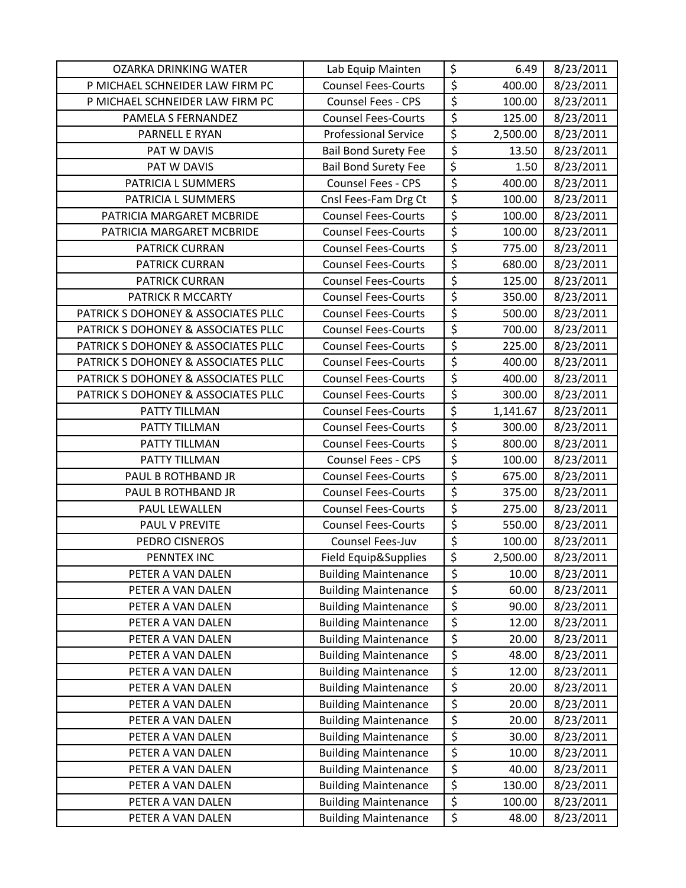| | | | | |
|---|---|---|---|---|
| OZARKA DRINKING WATER | Lab Equip Mainten | $ | 6.49 | 8/23/2011 |
| P MICHAEL SCHNEIDER LAW FIRM PC | Counsel Fees-Courts | $ | 400.00 | 8/23/2011 |
| P MICHAEL SCHNEIDER LAW FIRM PC | Counsel Fees - CPS | $ | 100.00 | 8/23/2011 |
| PAMELA S FERNANDEZ | Counsel Fees-Courts | $ | 125.00 | 8/23/2011 |
| PARNELL E RYAN | Professional Service | $ | 2,500.00 | 8/23/2011 |
| PAT W DAVIS | Bail Bond Surety Fee | $ | 13.50 | 8/23/2011 |
| PAT W DAVIS | Bail Bond Surety Fee | $ | 1.50 | 8/23/2011 |
| PATRICIA L SUMMERS | Counsel Fees - CPS | $ | 400.00 | 8/23/2011 |
| PATRICIA L SUMMERS | Cnsl Fees-Fam Drg Ct | $ | 100.00 | 8/23/2011 |
| PATRICIA MARGARET MCBRIDE | Counsel Fees-Courts | $ | 100.00 | 8/23/2011 |
| PATRICIA MARGARET MCBRIDE | Counsel Fees-Courts | $ | 100.00 | 8/23/2011 |
| PATRICK CURRAN | Counsel Fees-Courts | $ | 775.00 | 8/23/2011 |
| PATRICK CURRAN | Counsel Fees-Courts | $ | 680.00 | 8/23/2011 |
| PATRICK CURRAN | Counsel Fees-Courts | $ | 125.00 | 8/23/2011 |
| PATRICK R MCCARTY | Counsel Fees-Courts | $ | 350.00 | 8/23/2011 |
| PATRICK S DOHONEY & ASSOCIATES PLLC | Counsel Fees-Courts | $ | 500.00 | 8/23/2011 |
| PATRICK S DOHONEY & ASSOCIATES PLLC | Counsel Fees-Courts | $ | 700.00 | 8/23/2011 |
| PATRICK S DOHONEY & ASSOCIATES PLLC | Counsel Fees-Courts | $ | 225.00 | 8/23/2011 |
| PATRICK S DOHONEY & ASSOCIATES PLLC | Counsel Fees-Courts | $ | 400.00 | 8/23/2011 |
| PATRICK S DOHONEY & ASSOCIATES PLLC | Counsel Fees-Courts | $ | 400.00 | 8/23/2011 |
| PATRICK S DOHONEY & ASSOCIATES PLLC | Counsel Fees-Courts | $ | 300.00 | 8/23/2011 |
| PATTY TILLMAN | Counsel Fees-Courts | $ | 1,141.67 | 8/23/2011 |
| PATTY TILLMAN | Counsel Fees-Courts | $ | 300.00 | 8/23/2011 |
| PATTY TILLMAN | Counsel Fees-Courts | $ | 800.00 | 8/23/2011 |
| PATTY TILLMAN | Counsel Fees - CPS | $ | 100.00 | 8/23/2011 |
| PAUL B ROTHBAND JR | Counsel Fees-Courts | $ | 675.00 | 8/23/2011 |
| PAUL B ROTHBAND JR | Counsel Fees-Courts | $ | 375.00 | 8/23/2011 |
| PAUL LEWALLEN | Counsel Fees-Courts | $ | 275.00 | 8/23/2011 |
| PAUL V PREVITE | Counsel Fees-Courts | $ | 550.00 | 8/23/2011 |
| PEDRO CISNEROS | Counsel Fees-Juv | $ | 100.00 | 8/23/2011 |
| PENNTEX INC | Field Equip&Supplies | $ | 2,500.00 | 8/23/2011 |
| PETER A VAN DALEN | Building Maintenance | $ | 10.00 | 8/23/2011 |
| PETER A VAN DALEN | Building Maintenance | $ | 60.00 | 8/23/2011 |
| PETER A VAN DALEN | Building Maintenance | $ | 90.00 | 8/23/2011 |
| PETER A VAN DALEN | Building Maintenance | $ | 12.00 | 8/23/2011 |
| PETER A VAN DALEN | Building Maintenance | $ | 20.00 | 8/23/2011 |
| PETER A VAN DALEN | Building Maintenance | $ | 48.00 | 8/23/2011 |
| PETER A VAN DALEN | Building Maintenance | $ | 12.00 | 8/23/2011 |
| PETER A VAN DALEN | Building Maintenance | $ | 20.00 | 8/23/2011 |
| PETER A VAN DALEN | Building Maintenance | $ | 20.00 | 8/23/2011 |
| PETER A VAN DALEN | Building Maintenance | $ | 20.00 | 8/23/2011 |
| PETER A VAN DALEN | Building Maintenance | $ | 30.00 | 8/23/2011 |
| PETER A VAN DALEN | Building Maintenance | $ | 10.00 | 8/23/2011 |
| PETER A VAN DALEN | Building Maintenance | $ | 40.00 | 8/23/2011 |
| PETER A VAN DALEN | Building Maintenance | $ | 130.00 | 8/23/2011 |
| PETER A VAN DALEN | Building Maintenance | $ | 100.00 | 8/23/2011 |
| PETER A VAN DALEN | Building Maintenance | $ | 48.00 | 8/23/2011 |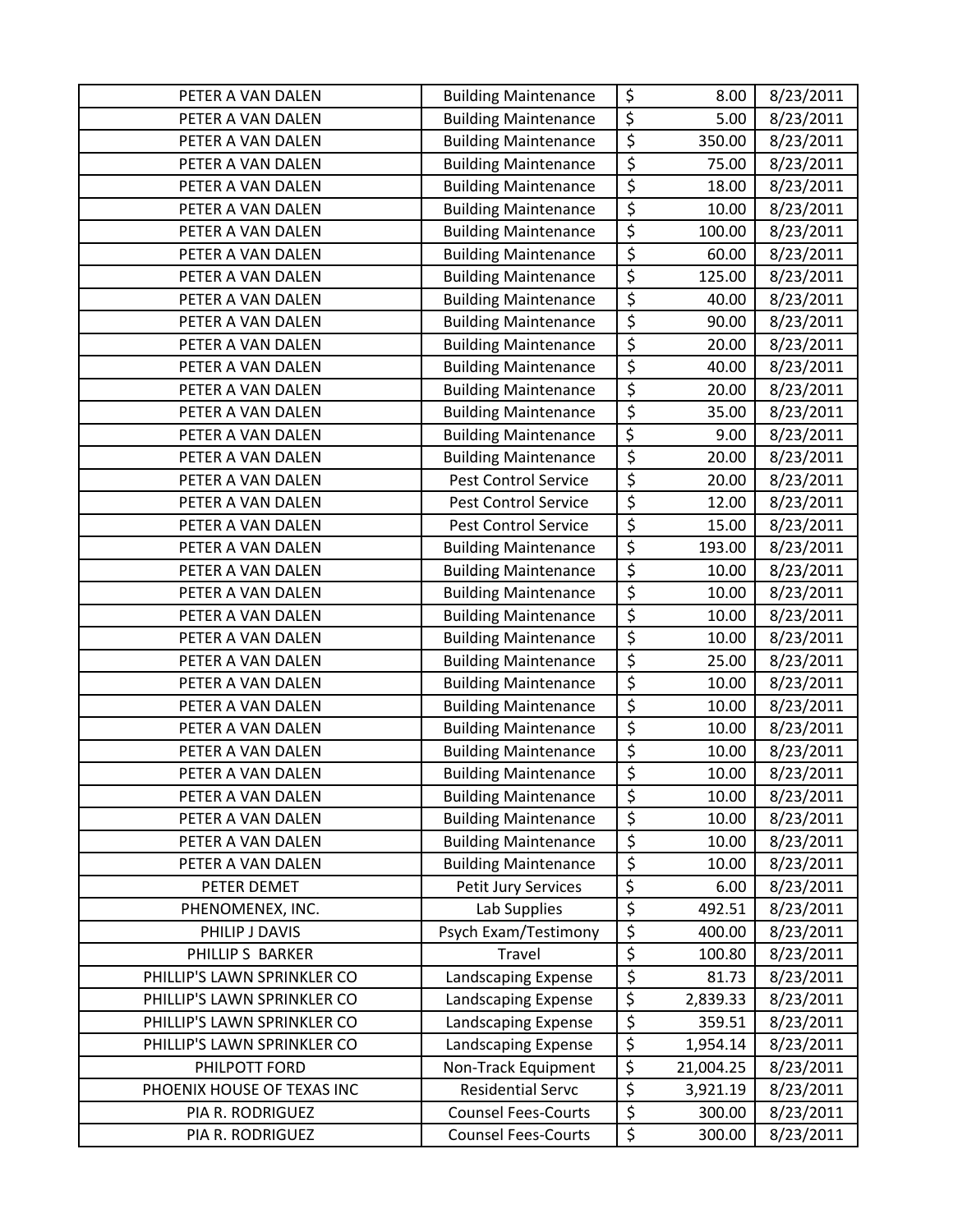| PETER A VAN DALEN | Building Maintenance | $ | 8.00 | 8/23/2011 |
|---|---|---|---|---|
| PETER A VAN DALEN | Building Maintenance | $ | 5.00 | 8/23/2011 |
| PETER A VAN DALEN | Building Maintenance | $ | 350.00 | 8/23/2011 |
| PETER A VAN DALEN | Building Maintenance | $ | 75.00 | 8/23/2011 |
| PETER A VAN DALEN | Building Maintenance | $ | 18.00 | 8/23/2011 |
| PETER A VAN DALEN | Building Maintenance | $ | 10.00 | 8/23/2011 |
| PETER A VAN DALEN | Building Maintenance | $ | 100.00 | 8/23/2011 |
| PETER A VAN DALEN | Building Maintenance | $ | 60.00 | 8/23/2011 |
| PETER A VAN DALEN | Building Maintenance | $ | 125.00 | 8/23/2011 |
| PETER A VAN DALEN | Building Maintenance | $ | 40.00 | 8/23/2011 |
| PETER A VAN DALEN | Building Maintenance | $ | 90.00 | 8/23/2011 |
| PETER A VAN DALEN | Building Maintenance | $ | 20.00 | 8/23/2011 |
| PETER A VAN DALEN | Building Maintenance | $ | 40.00 | 8/23/2011 |
| PETER A VAN DALEN | Building Maintenance | $ | 20.00 | 8/23/2011 |
| PETER A VAN DALEN | Building Maintenance | $ | 35.00 | 8/23/2011 |
| PETER A VAN DALEN | Building Maintenance | $ | 9.00 | 8/23/2011 |
| PETER A VAN DALEN | Building Maintenance | $ | 20.00 | 8/23/2011 |
| PETER A VAN DALEN | Pest Control Service | $ | 20.00 | 8/23/2011 |
| PETER A VAN DALEN | Pest Control Service | $ | 12.00 | 8/23/2011 |
| PETER A VAN DALEN | Pest Control Service | $ | 15.00 | 8/23/2011 |
| PETER A VAN DALEN | Building Maintenance | $ | 193.00 | 8/23/2011 |
| PETER A VAN DALEN | Building Maintenance | $ | 10.00 | 8/23/2011 |
| PETER A VAN DALEN | Building Maintenance | $ | 10.00 | 8/23/2011 |
| PETER A VAN DALEN | Building Maintenance | $ | 10.00 | 8/23/2011 |
| PETER A VAN DALEN | Building Maintenance | $ | 10.00 | 8/23/2011 |
| PETER A VAN DALEN | Building Maintenance | $ | 25.00 | 8/23/2011 |
| PETER A VAN DALEN | Building Maintenance | $ | 10.00 | 8/23/2011 |
| PETER A VAN DALEN | Building Maintenance | $ | 10.00 | 8/23/2011 |
| PETER A VAN DALEN | Building Maintenance | $ | 10.00 | 8/23/2011 |
| PETER A VAN DALEN | Building Maintenance | $ | 10.00 | 8/23/2011 |
| PETER A VAN DALEN | Building Maintenance | $ | 10.00 | 8/23/2011 |
| PETER A VAN DALEN | Building Maintenance | $ | 10.00 | 8/23/2011 |
| PETER A VAN DALEN | Building Maintenance | $ | 10.00 | 8/23/2011 |
| PETER A VAN DALEN | Building Maintenance | $ | 10.00 | 8/23/2011 |
| PETER A VAN DALEN | Building Maintenance | $ | 10.00 | 8/23/2011 |
| PETER DEMET | Petit Jury Services | $ | 6.00 | 8/23/2011 |
| PHENOMENEX, INC. | Lab Supplies | $ | 492.51 | 8/23/2011 |
| PHILIP J DAVIS | Psych Exam/Testimony | $ | 400.00 | 8/23/2011 |
| PHILLIP S BARKER | Travel | $ | 100.80 | 8/23/2011 |
| PHILLIP'S LAWN SPRINKLER CO | Landscaping Expense | $ | 81.73 | 8/23/2011 |
| PHILLIP'S LAWN SPRINKLER CO | Landscaping Expense | $ | 2,839.33 | 8/23/2011 |
| PHILLIP'S LAWN SPRINKLER CO | Landscaping Expense | $ | 359.51 | 8/23/2011 |
| PHILLIP'S LAWN SPRINKLER CO | Landscaping Expense | $ | 1,954.14 | 8/23/2011 |
| PHILPOTT FORD | Non-Track Equipment | $ | 21,004.25 | 8/23/2011 |
| PHOENIX HOUSE OF TEXAS INC | Residential Servc | $ | 3,921.19 | 8/23/2011 |
| PIA R. RODRIGUEZ | Counsel Fees-Courts | $ | 300.00 | 8/23/2011 |
| PIA R. RODRIGUEZ | Counsel Fees-Courts | $ | 300.00 | 8/23/2011 |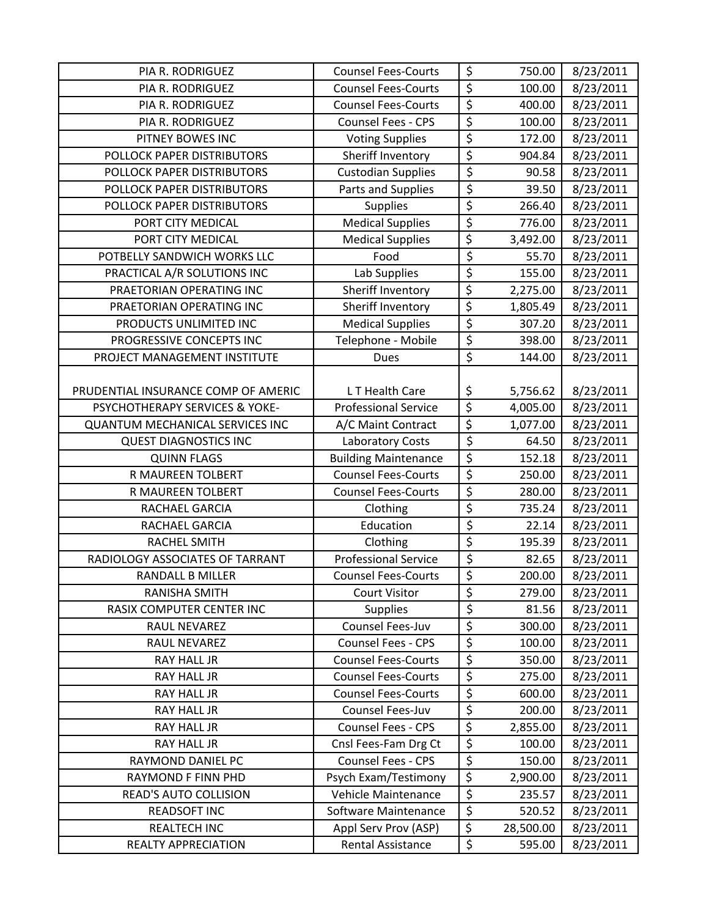| PIA R. RODRIGUEZ | Counsel Fees-Courts | $ | 750.00 | 8/23/2011 |
|---|---|---|---|---|
| PIA R. RODRIGUEZ | Counsel Fees-Courts | $ | 100.00 | 8/23/2011 |
| PIA R. RODRIGUEZ | Counsel Fees-Courts | $ | 400.00 | 8/23/2011 |
| PIA R. RODRIGUEZ | Counsel Fees - CPS | $ | 100.00 | 8/23/2011 |
| PITNEY BOWES INC | Voting Supplies | $ | 172.00 | 8/23/2011 |
| POLLOCK PAPER DISTRIBUTORS | Sheriff Inventory | $ | 904.84 | 8/23/2011 |
| POLLOCK PAPER DISTRIBUTORS | Custodian Supplies | $ | 90.58 | 8/23/2011 |
| POLLOCK PAPER DISTRIBUTORS | Parts and Supplies | $ | 39.50 | 8/23/2011 |
| POLLOCK PAPER DISTRIBUTORS | Supplies | $ | 266.40 | 8/23/2011 |
| PORT CITY MEDICAL | Medical Supplies | $ | 776.00 | 8/23/2011 |
| PORT CITY MEDICAL | Medical Supplies | $ | 3,492.00 | 8/23/2011 |
| POTBELLY SANDWICH WORKS LLC | Food | $ | 55.70 | 8/23/2011 |
| PRACTICAL A/R SOLUTIONS INC | Lab Supplies | $ | 155.00 | 8/23/2011 |
| PRAETORIAN OPERATING INC | Sheriff Inventory | $ | 2,275.00 | 8/23/2011 |
| PRAETORIAN OPERATING INC | Sheriff Inventory | $ | 1,805.49 | 8/23/2011 |
| PRODUCTS UNLIMITED INC | Medical Supplies | $ | 307.20 | 8/23/2011 |
| PROGRESSIVE CONCEPTS INC | Telephone - Mobile | $ | 398.00 | 8/23/2011 |
| PROJECT MANAGEMENT INSTITUTE | Dues | $ | 144.00 | 8/23/2011 |
| PRUDENTIAL INSURANCE COMP OF AMERIC | L T Health Care | $ | 5,756.62 | 8/23/2011 |
| PSYCHOTHERAPY SERVICES & YOKE- | Professional Service | $ | 4,005.00 | 8/23/2011 |
| QUANTUM MECHANICAL SERVICES INC | A/C Maint Contract | $ | 1,077.00 | 8/23/2011 |
| QUEST DIAGNOSTICS INC | Laboratory Costs | $ | 64.50 | 8/23/2011 |
| QUINN FLAGS | Building Maintenance | $ | 152.18 | 8/23/2011 |
| R MAUREEN TOLBERT | Counsel Fees-Courts | $ | 250.00 | 8/23/2011 |
| R MAUREEN TOLBERT | Counsel Fees-Courts | $ | 280.00 | 8/23/2011 |
| RACHAEL GARCIA | Clothing | $ | 735.24 | 8/23/2011 |
| RACHAEL GARCIA | Education | $ | 22.14 | 8/23/2011 |
| RACHEL SMITH | Clothing | $ | 195.39 | 8/23/2011 |
| RADIOLOGY ASSOCIATES OF TARRANT | Professional Service | $ | 82.65 | 8/23/2011 |
| RANDALL B MILLER | Counsel Fees-Courts | $ | 200.00 | 8/23/2011 |
| RANISHA SMITH | Court Visitor | $ | 279.00 | 8/23/2011 |
| RASIX COMPUTER CENTER INC | Supplies | $ | 81.56 | 8/23/2011 |
| RAUL NEVAREZ | Counsel Fees-Juv | $ | 300.00 | 8/23/2011 |
| RAUL NEVAREZ | Counsel Fees - CPS | $ | 100.00 | 8/23/2011 |
| RAY HALL JR | Counsel Fees-Courts | $ | 350.00 | 8/23/2011 |
| RAY HALL JR | Counsel Fees-Courts | $ | 275.00 | 8/23/2011 |
| RAY HALL JR | Counsel Fees-Courts | $ | 600.00 | 8/23/2011 |
| RAY HALL JR | Counsel Fees-Juv | $ | 200.00 | 8/23/2011 |
| RAY HALL JR | Counsel Fees - CPS | $ | 2,855.00 | 8/23/2011 |
| RAY HALL JR | Cnsl Fees-Fam Drg Ct | $ | 100.00 | 8/23/2011 |
| RAYMOND DANIEL PC | Counsel Fees - CPS | $ | 150.00 | 8/23/2011 |
| RAYMOND F FINN PHD | Psych Exam/Testimony | $ | 2,900.00 | 8/23/2011 |
| READ'S AUTO COLLISION | Vehicle Maintenance | $ | 235.57 | 8/23/2011 |
| READSOFT INC | Software Maintenance | $ | 520.52 | 8/23/2011 |
| REALTECH INC | Appl Serv Prov (ASP) | $ | 28,500.00 | 8/23/2011 |
| REALTY APPRECIATION | Rental Assistance | $ | 595.00 | 8/23/2011 |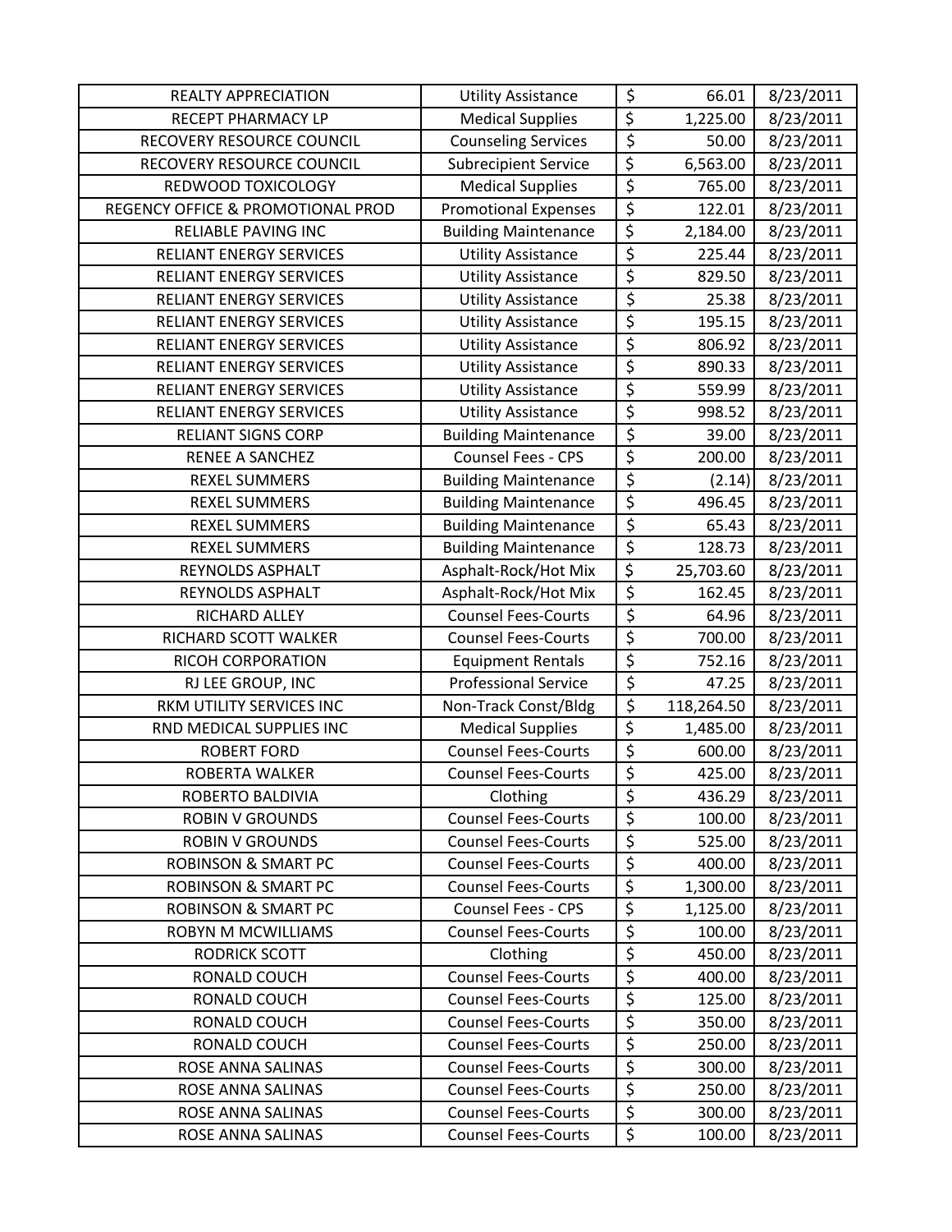| REALTY APPRECIATION | Utility Assistance | $ | 66.01 | 8/23/2011 |
|---|---|---|---|---|
| RECEPT PHARMACY LP | Medical Supplies | $ | 1,225.00 | 8/23/2011 |
| RECOVERY RESOURCE COUNCIL | Counseling Services | $ | 50.00 | 8/23/2011 |
| RECOVERY RESOURCE COUNCIL | Subrecipient Service | $ | 6,563.00 | 8/23/2011 |
| REDWOOD TOXICOLOGY | Medical Supplies | $ | 765.00 | 8/23/2011 |
| REGENCY OFFICE & PROMOTIONAL PROD | Promotional Expenses | $ | 122.01 | 8/23/2011 |
| RELIABLE PAVING INC | Building Maintenance | $ | 2,184.00 | 8/23/2011 |
| RELIANT ENERGY SERVICES | Utility Assistance | $ | 225.44 | 8/23/2011 |
| RELIANT ENERGY SERVICES | Utility Assistance | $ | 829.50 | 8/23/2011 |
| RELIANT ENERGY SERVICES | Utility Assistance | $ | 25.38 | 8/23/2011 |
| RELIANT ENERGY SERVICES | Utility Assistance | $ | 195.15 | 8/23/2011 |
| RELIANT ENERGY SERVICES | Utility Assistance | $ | 806.92 | 8/23/2011 |
| RELIANT ENERGY SERVICES | Utility Assistance | $ | 890.33 | 8/23/2011 |
| RELIANT ENERGY SERVICES | Utility Assistance | $ | 559.99 | 8/23/2011 |
| RELIANT ENERGY SERVICES | Utility Assistance | $ | 998.52 | 8/23/2011 |
| RELIANT SIGNS CORP | Building Maintenance | $ | 39.00 | 8/23/2011 |
| RENEE A SANCHEZ | Counsel Fees - CPS | $ | 200.00 | 8/23/2011 |
| REXEL SUMMERS | Building Maintenance | $ | (2.14) | 8/23/2011 |
| REXEL SUMMERS | Building Maintenance | $ | 496.45 | 8/23/2011 |
| REXEL SUMMERS | Building Maintenance | $ | 65.43 | 8/23/2011 |
| REXEL SUMMERS | Building Maintenance | $ | 128.73 | 8/23/2011 |
| REYNOLDS ASPHALT | Asphalt-Rock/Hot Mix | $ | 25,703.60 | 8/23/2011 |
| REYNOLDS ASPHALT | Asphalt-Rock/Hot Mix | $ | 162.45 | 8/23/2011 |
| RICHARD ALLEY | Counsel Fees-Courts | $ | 64.96 | 8/23/2011 |
| RICHARD SCOTT WALKER | Counsel Fees-Courts | $ | 700.00 | 8/23/2011 |
| RICOH CORPORATION | Equipment Rentals | $ | 752.16 | 8/23/2011 |
| RJ LEE GROUP, INC | Professional Service | $ | 47.25 | 8/23/2011 |
| RKM UTILITY SERVICES INC | Non-Track Const/Bldg | $ | 118,264.50 | 8/23/2011 |
| RND MEDICAL SUPPLIES INC | Medical Supplies | $ | 1,485.00 | 8/23/2011 |
| ROBERT FORD | Counsel Fees-Courts | $ | 600.00 | 8/23/2011 |
| ROBERTA WALKER | Counsel Fees-Courts | $ | 425.00 | 8/23/2011 |
| ROBERTO BALDIVIA | Clothing | $ | 436.29 | 8/23/2011 |
| ROBIN V GROUNDS | Counsel Fees-Courts | $ | 100.00 | 8/23/2011 |
| ROBIN V GROUNDS | Counsel Fees-Courts | $ | 525.00 | 8/23/2011 |
| ROBINSON & SMART PC | Counsel Fees-Courts | $ | 400.00 | 8/23/2011 |
| ROBINSON & SMART PC | Counsel Fees-Courts | $ | 1,300.00 | 8/23/2011 |
| ROBINSON & SMART PC | Counsel Fees - CPS | $ | 1,125.00 | 8/23/2011 |
| ROBYN M MCWILLIAMS | Counsel Fees-Courts | $ | 100.00 | 8/23/2011 |
| RODRICK SCOTT | Clothing | $ | 450.00 | 8/23/2011 |
| RONALD COUCH | Counsel Fees-Courts | $ | 400.00 | 8/23/2011 |
| RONALD COUCH | Counsel Fees-Courts | $ | 125.00 | 8/23/2011 |
| RONALD COUCH | Counsel Fees-Courts | $ | 350.00 | 8/23/2011 |
| RONALD COUCH | Counsel Fees-Courts | $ | 250.00 | 8/23/2011 |
| ROSE ANNA SALINAS | Counsel Fees-Courts | $ | 300.00 | 8/23/2011 |
| ROSE ANNA SALINAS | Counsel Fees-Courts | $ | 250.00 | 8/23/2011 |
| ROSE ANNA SALINAS | Counsel Fees-Courts | $ | 300.00 | 8/23/2011 |
| ROSE ANNA SALINAS | Counsel Fees-Courts | $ | 100.00 | 8/23/2011 |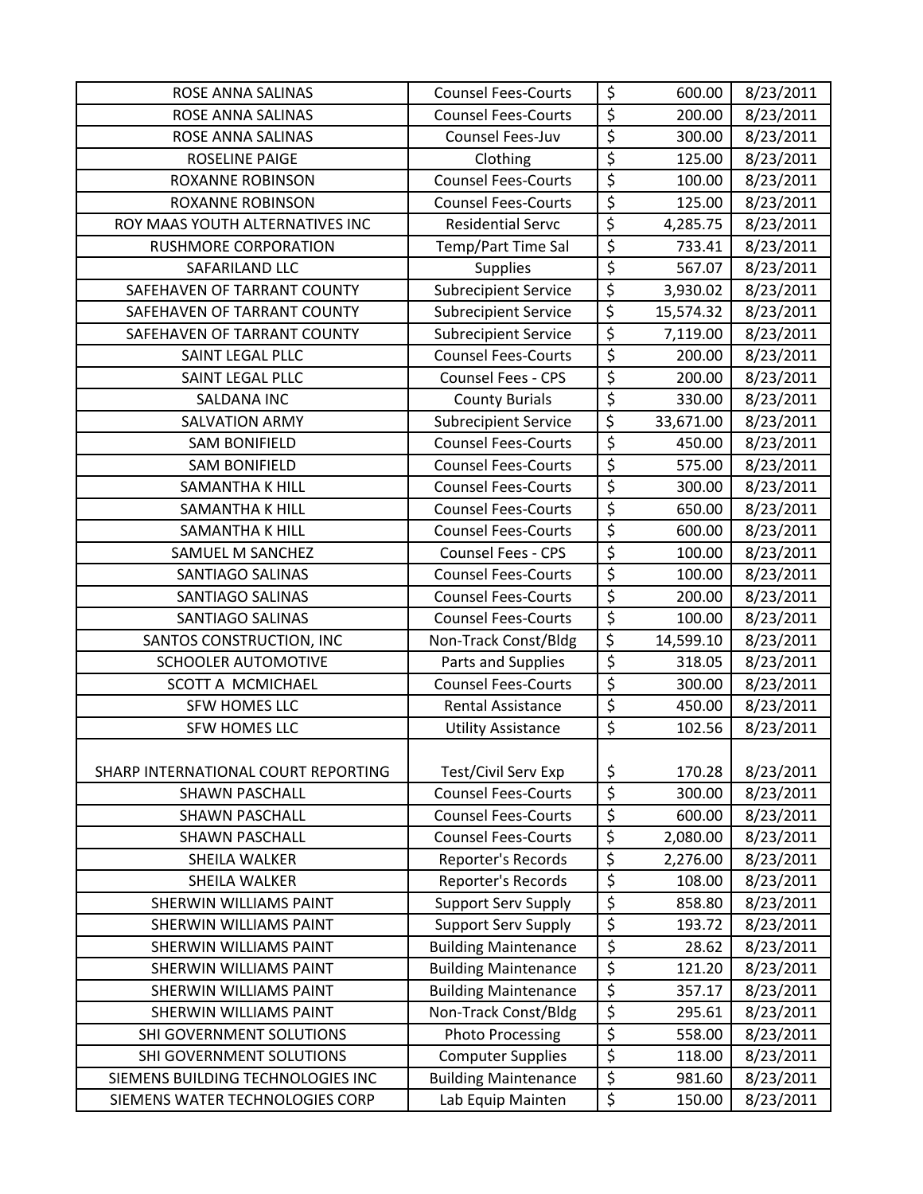| | | | | |
|---|---|---|---|---|
| ROSE ANNA SALINAS | Counsel Fees-Courts | $ | 600.00 | 8/23/2011 |
| ROSE ANNA SALINAS | Counsel Fees-Courts | $ | 200.00 | 8/23/2011 |
| ROSE ANNA SALINAS | Counsel Fees-Juv | $ | 300.00 | 8/23/2011 |
| ROSELINE PAIGE | Clothing | $ | 125.00 | 8/23/2011 |
| ROXANNE ROBINSON | Counsel Fees-Courts | $ | 100.00 | 8/23/2011 |
| ROXANNE ROBINSON | Counsel Fees-Courts | $ | 125.00 | 8/23/2011 |
| ROY MAAS YOUTH ALTERNATIVES INC | Residential Servc | $ | 4,285.75 | 8/23/2011 |
| RUSHMORE CORPORATION | Temp/Part Time Sal | $ | 733.41 | 8/23/2011 |
| SAFARILAND LLC | Supplies | $ | 567.07 | 8/23/2011 |
| SAFEHAVEN OF TARRANT COUNTY | Subrecipient Service | $ | 3,930.02 | 8/23/2011 |
| SAFEHAVEN OF TARRANT COUNTY | Subrecipient Service | $ | 15,574.32 | 8/23/2011 |
| SAFEHAVEN OF TARRANT COUNTY | Subrecipient Service | $ | 7,119.00 | 8/23/2011 |
| SAINT LEGAL PLLC | Counsel Fees-Courts | $ | 200.00 | 8/23/2011 |
| SAINT LEGAL PLLC | Counsel Fees - CPS | $ | 200.00 | 8/23/2011 |
| SALDANA INC | County Burials | $ | 330.00 | 8/23/2011 |
| SALVATION ARMY | Subrecipient Service | $ | 33,671.00 | 8/23/2011 |
| SAM BONIFIELD | Counsel Fees-Courts | $ | 450.00 | 8/23/2011 |
| SAM BONIFIELD | Counsel Fees-Courts | $ | 575.00 | 8/23/2011 |
| SAMANTHA K HILL | Counsel Fees-Courts | $ | 300.00 | 8/23/2011 |
| SAMANTHA K HILL | Counsel Fees-Courts | $ | 650.00 | 8/23/2011 |
| SAMANTHA K HILL | Counsel Fees-Courts | $ | 600.00 | 8/23/2011 |
| SAMUEL M SANCHEZ | Counsel Fees - CPS | $ | 100.00 | 8/23/2011 |
| SANTIAGO SALINAS | Counsel Fees-Courts | $ | 100.00 | 8/23/2011 |
| SANTIAGO SALINAS | Counsel Fees-Courts | $ | 200.00 | 8/23/2011 |
| SANTIAGO SALINAS | Counsel Fees-Courts | $ | 100.00 | 8/23/2011 |
| SANTOS CONSTRUCTION, INC | Non-Track Const/Bldg | $ | 14,599.10 | 8/23/2011 |
| SCHOOLER AUTOMOTIVE | Parts and Supplies | $ | 318.05 | 8/23/2011 |
| SCOTT A MCMICHAEL | Counsel Fees-Courts | $ | 300.00 | 8/23/2011 |
| SFW HOMES LLC | Rental Assistance | $ | 450.00 | 8/23/2011 |
| SFW HOMES LLC | Utility Assistance | $ | 102.56 | 8/23/2011 |
| SHARP INTERNATIONAL COURT REPORTING | Test/Civil Serv Exp | $ | 170.28 | 8/23/2011 |
| SHAWN PASCHALL | Counsel Fees-Courts | $ | 300.00 | 8/23/2011 |
| SHAWN PASCHALL | Counsel Fees-Courts | $ | 600.00 | 8/23/2011 |
| SHAWN PASCHALL | Counsel Fees-Courts | $ | 2,080.00 | 8/23/2011 |
| SHEILA WALKER | Reporter's Records | $ | 2,276.00 | 8/23/2011 |
| SHEILA WALKER | Reporter's Records | $ | 108.00 | 8/23/2011 |
| SHERWIN WILLIAMS PAINT | Support Serv Supply | $ | 858.80 | 8/23/2011 |
| SHERWIN WILLIAMS PAINT | Support Serv Supply | $ | 193.72 | 8/23/2011 |
| SHERWIN WILLIAMS PAINT | Building Maintenance | $ | 28.62 | 8/23/2011 |
| SHERWIN WILLIAMS PAINT | Building Maintenance | $ | 121.20 | 8/23/2011 |
| SHERWIN WILLIAMS PAINT | Building Maintenance | $ | 357.17 | 8/23/2011 |
| SHERWIN WILLIAMS PAINT | Non-Track Const/Bldg | $ | 295.61 | 8/23/2011 |
| SHI GOVERNMENT SOLUTIONS | Photo Processing | $ | 558.00 | 8/23/2011 |
| SHI GOVERNMENT SOLUTIONS | Computer Supplies | $ | 118.00 | 8/23/2011 |
| SIEMENS BUILDING TECHNOLOGIES INC | Building Maintenance | $ | 981.60 | 8/23/2011 |
| SIEMENS WATER TECHNOLOGIES CORP | Lab Equip Mainten | $ | 150.00 | 8/23/2011 |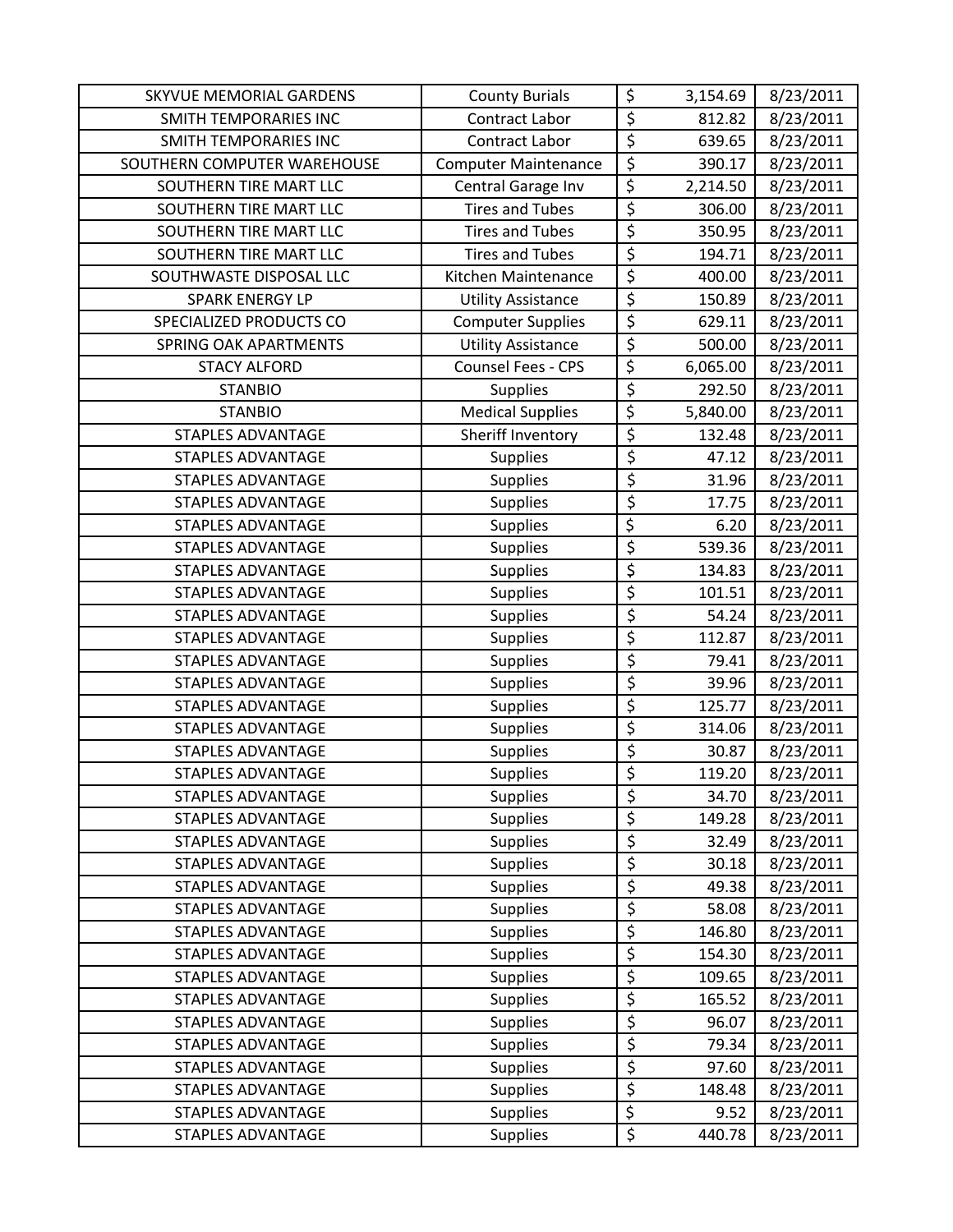| SKYVUE MEMORIAL GARDENS | County Burials | $ | 3,154.69 | 8/23/2011 |
|---|---|---|---|---|
| SMITH TEMPORARIES INC | Contract Labor | $ | 812.82 | 8/23/2011 |
| SMITH TEMPORARIES INC | Contract Labor | $ | 639.65 | 8/23/2011 |
| SOUTHERN COMPUTER WAREHOUSE | Computer Maintenance | $ | 390.17 | 8/23/2011 |
| SOUTHERN TIRE MART LLC | Central Garage Inv | $ | 2,214.50 | 8/23/2011 |
| SOUTHERN TIRE MART LLC | Tires and Tubes | $ | 306.00 | 8/23/2011 |
| SOUTHERN TIRE MART LLC | Tires and Tubes | $ | 350.95 | 8/23/2011 |
| SOUTHERN TIRE MART LLC | Tires and Tubes | $ | 194.71 | 8/23/2011 |
| SOUTHWASTE DISPOSAL LLC | Kitchen Maintenance | $ | 400.00 | 8/23/2011 |
| SPARK ENERGY LP | Utility Assistance | $ | 150.89 | 8/23/2011 |
| SPECIALIZED PRODUCTS CO | Computer Supplies | $ | 629.11 | 8/23/2011 |
| SPRING OAK APARTMENTS | Utility Assistance | $ | 500.00 | 8/23/2011 |
| STACY ALFORD | Counsel Fees - CPS | $ | 6,065.00 | 8/23/2011 |
| STANBIO | Supplies | $ | 292.50 | 8/23/2011 |
| STANBIO | Medical Supplies | $ | 5,840.00 | 8/23/2011 |
| STAPLES ADVANTAGE | Sheriff Inventory | $ | 132.48 | 8/23/2011 |
| STAPLES ADVANTAGE | Supplies | $ | 47.12 | 8/23/2011 |
| STAPLES ADVANTAGE | Supplies | $ | 31.96 | 8/23/2011 |
| STAPLES ADVANTAGE | Supplies | $ | 17.75 | 8/23/2011 |
| STAPLES ADVANTAGE | Supplies | $ | 6.20 | 8/23/2011 |
| STAPLES ADVANTAGE | Supplies | $ | 539.36 | 8/23/2011 |
| STAPLES ADVANTAGE | Supplies | $ | 134.83 | 8/23/2011 |
| STAPLES ADVANTAGE | Supplies | $ | 101.51 | 8/23/2011 |
| STAPLES ADVANTAGE | Supplies | $ | 54.24 | 8/23/2011 |
| STAPLES ADVANTAGE | Supplies | $ | 112.87 | 8/23/2011 |
| STAPLES ADVANTAGE | Supplies | $ | 79.41 | 8/23/2011 |
| STAPLES ADVANTAGE | Supplies | $ | 39.96 | 8/23/2011 |
| STAPLES ADVANTAGE | Supplies | $ | 125.77 | 8/23/2011 |
| STAPLES ADVANTAGE | Supplies | $ | 314.06 | 8/23/2011 |
| STAPLES ADVANTAGE | Supplies | $ | 30.87 | 8/23/2011 |
| STAPLES ADVANTAGE | Supplies | $ | 119.20 | 8/23/2011 |
| STAPLES ADVANTAGE | Supplies | $ | 34.70 | 8/23/2011 |
| STAPLES ADVANTAGE | Supplies | $ | 149.28 | 8/23/2011 |
| STAPLES ADVANTAGE | Supplies | $ | 32.49 | 8/23/2011 |
| STAPLES ADVANTAGE | Supplies | $ | 30.18 | 8/23/2011 |
| STAPLES ADVANTAGE | Supplies | $ | 49.38 | 8/23/2011 |
| STAPLES ADVANTAGE | Supplies | $ | 58.08 | 8/23/2011 |
| STAPLES ADVANTAGE | Supplies | $ | 146.80 | 8/23/2011 |
| STAPLES ADVANTAGE | Supplies | $ | 154.30 | 8/23/2011 |
| STAPLES ADVANTAGE | Supplies | $ | 109.65 | 8/23/2011 |
| STAPLES ADVANTAGE | Supplies | $ | 165.52 | 8/23/2011 |
| STAPLES ADVANTAGE | Supplies | $ | 96.07 | 8/23/2011 |
| STAPLES ADVANTAGE | Supplies | $ | 79.34 | 8/23/2011 |
| STAPLES ADVANTAGE | Supplies | $ | 97.60 | 8/23/2011 |
| STAPLES ADVANTAGE | Supplies | $ | 148.48 | 8/23/2011 |
| STAPLES ADVANTAGE | Supplies | $ | 9.52 | 8/23/2011 |
| STAPLES ADVANTAGE | Supplies | $ | 440.78 | 8/23/2011 |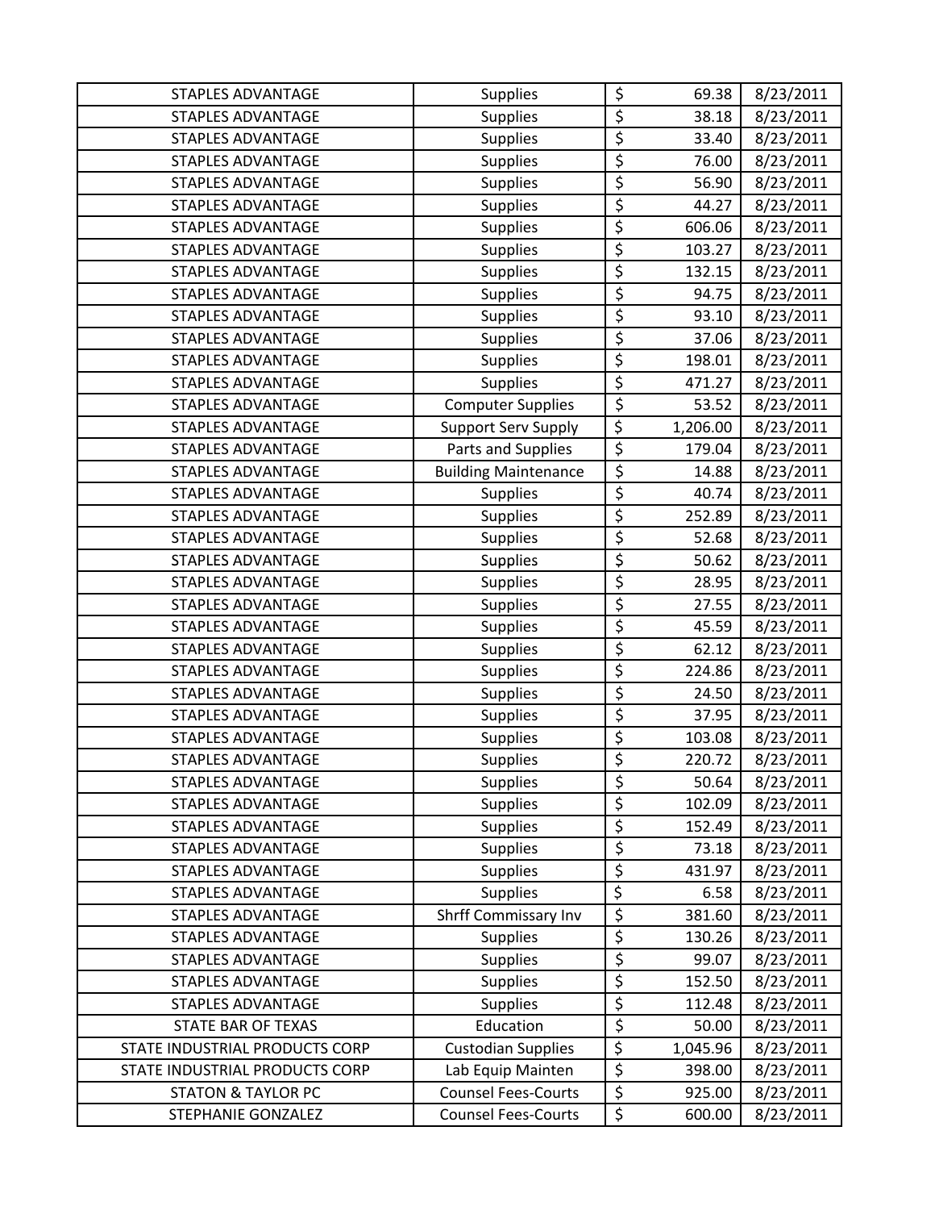| | | | | |
|---|---|---|---|---|
| STAPLES ADVANTAGE | Supplies | $ | 69.38 | 8/23/2011 |
| STAPLES ADVANTAGE | Supplies | $ | 38.18 | 8/23/2011 |
| STAPLES ADVANTAGE | Supplies | $ | 33.40 | 8/23/2011 |
| STAPLES ADVANTAGE | Supplies | $ | 76.00 | 8/23/2011 |
| STAPLES ADVANTAGE | Supplies | $ | 56.90 | 8/23/2011 |
| STAPLES ADVANTAGE | Supplies | $ | 44.27 | 8/23/2011 |
| STAPLES ADVANTAGE | Supplies | $ | 606.06 | 8/23/2011 |
| STAPLES ADVANTAGE | Supplies | $ | 103.27 | 8/23/2011 |
| STAPLES ADVANTAGE | Supplies | $ | 132.15 | 8/23/2011 |
| STAPLES ADVANTAGE | Supplies | $ | 94.75 | 8/23/2011 |
| STAPLES ADVANTAGE | Supplies | $ | 93.10 | 8/23/2011 |
| STAPLES ADVANTAGE | Supplies | $ | 37.06 | 8/23/2011 |
| STAPLES ADVANTAGE | Supplies | $ | 198.01 | 8/23/2011 |
| STAPLES ADVANTAGE | Supplies | $ | 471.27 | 8/23/2011 |
| STAPLES ADVANTAGE | Computer Supplies | $ | 53.52 | 8/23/2011 |
| STAPLES ADVANTAGE | Support Serv Supply | $ | 1,206.00 | 8/23/2011 |
| STAPLES ADVANTAGE | Parts and Supplies | $ | 179.04 | 8/23/2011 |
| STAPLES ADVANTAGE | Building Maintenance | $ | 14.88 | 8/23/2011 |
| STAPLES ADVANTAGE | Supplies | $ | 40.74 | 8/23/2011 |
| STAPLES ADVANTAGE | Supplies | $ | 252.89 | 8/23/2011 |
| STAPLES ADVANTAGE | Supplies | $ | 52.68 | 8/23/2011 |
| STAPLES ADVANTAGE | Supplies | $ | 50.62 | 8/23/2011 |
| STAPLES ADVANTAGE | Supplies | $ | 28.95 | 8/23/2011 |
| STAPLES ADVANTAGE | Supplies | $ | 27.55 | 8/23/2011 |
| STAPLES ADVANTAGE | Supplies | $ | 45.59 | 8/23/2011 |
| STAPLES ADVANTAGE | Supplies | $ | 62.12 | 8/23/2011 |
| STAPLES ADVANTAGE | Supplies | $ | 224.86 | 8/23/2011 |
| STAPLES ADVANTAGE | Supplies | $ | 24.50 | 8/23/2011 |
| STAPLES ADVANTAGE | Supplies | $ | 37.95 | 8/23/2011 |
| STAPLES ADVANTAGE | Supplies | $ | 103.08 | 8/23/2011 |
| STAPLES ADVANTAGE | Supplies | $ | 220.72 | 8/23/2011 |
| STAPLES ADVANTAGE | Supplies | $ | 50.64 | 8/23/2011 |
| STAPLES ADVANTAGE | Supplies | $ | 102.09 | 8/23/2011 |
| STAPLES ADVANTAGE | Supplies | $ | 152.49 | 8/23/2011 |
| STAPLES ADVANTAGE | Supplies | $ | 73.18 | 8/23/2011 |
| STAPLES ADVANTAGE | Supplies | $ | 431.97 | 8/23/2011 |
| STAPLES ADVANTAGE | Supplies | $ | 6.58 | 8/23/2011 |
| STAPLES ADVANTAGE | Shrff Commissary Inv | $ | 381.60 | 8/23/2011 |
| STAPLES ADVANTAGE | Supplies | $ | 130.26 | 8/23/2011 |
| STAPLES ADVANTAGE | Supplies | $ | 99.07 | 8/23/2011 |
| STAPLES ADVANTAGE | Supplies | $ | 152.50 | 8/23/2011 |
| STAPLES ADVANTAGE | Supplies | $ | 112.48 | 8/23/2011 |
| STATE BAR OF TEXAS | Education | $ | 50.00 | 8/23/2011 |
| STATE INDUSTRIAL PRODUCTS CORP | Custodian Supplies | $ | 1,045.96 | 8/23/2011 |
| STATE INDUSTRIAL PRODUCTS CORP | Lab Equip Mainten | $ | 398.00 | 8/23/2011 |
| STATON & TAYLOR PC | Counsel Fees-Courts | $ | 925.00 | 8/23/2011 |
| STEPHANIE GONZALEZ | Counsel Fees-Courts | $ | 600.00 | 8/23/2011 |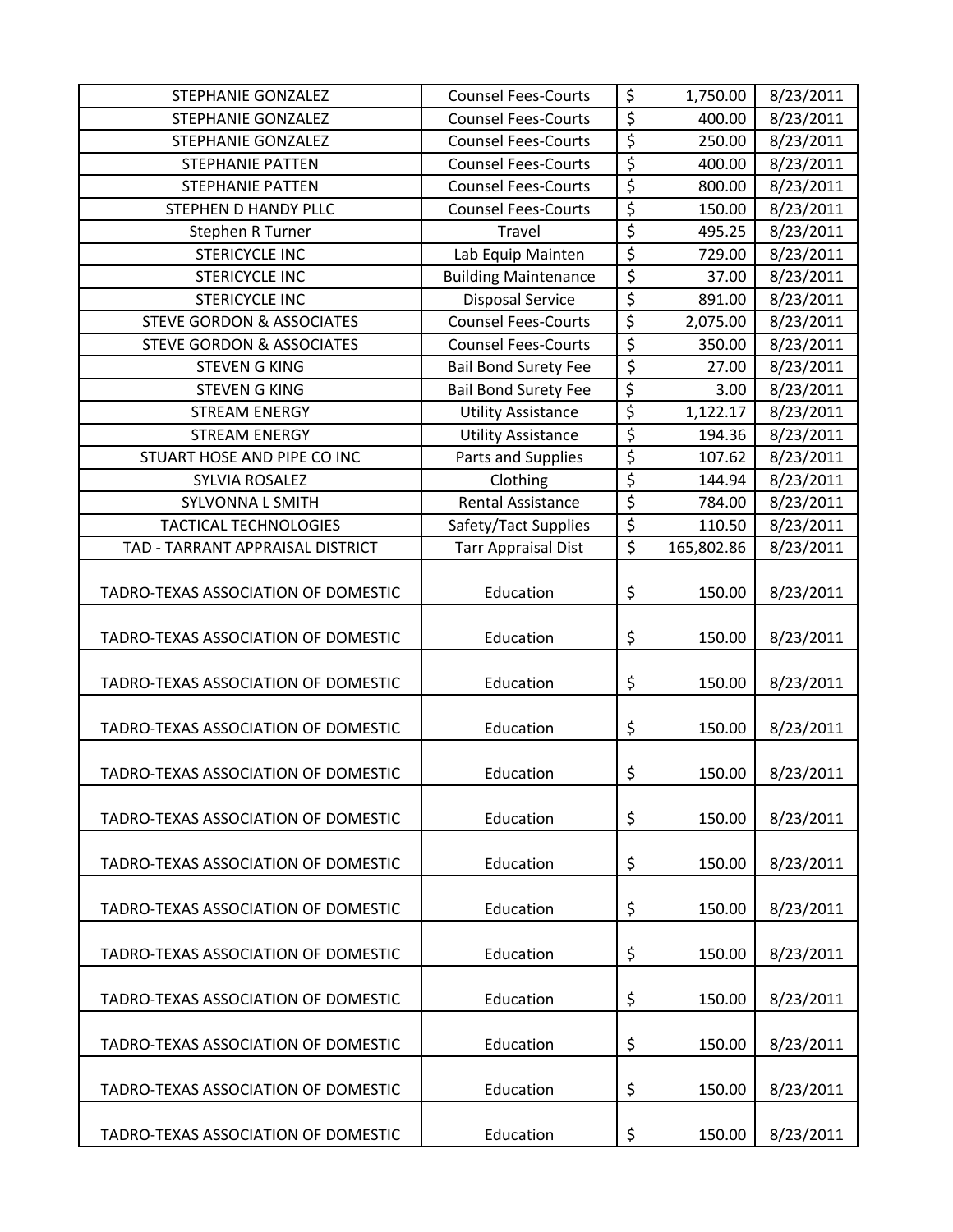| | | | | |
|---|---|---|---|---|
| STEPHANIE GONZALEZ | Counsel Fees-Courts | $ | 1,750.00 | 8/23/2011 |
| STEPHANIE GONZALEZ | Counsel Fees-Courts | $ | 400.00 | 8/23/2011 |
| STEPHANIE GONZALEZ | Counsel Fees-Courts | $ | 250.00 | 8/23/2011 |
| STEPHANIE PATTEN | Counsel Fees-Courts | $ | 400.00 | 8/23/2011 |
| STEPHANIE PATTEN | Counsel Fees-Courts | $ | 800.00 | 8/23/2011 |
| STEPHEN D HANDY PLLC | Counsel Fees-Courts | $ | 150.00 | 8/23/2011 |
| Stephen R Turner | Travel | $ | 495.25 | 8/23/2011 |
| STERICYCLE INC | Lab Equip Mainten | $ | 729.00 | 8/23/2011 |
| STERICYCLE INC | Building Maintenance | $ | 37.00 | 8/23/2011 |
| STERICYCLE INC | Disposal Service | $ | 891.00 | 8/23/2011 |
| STEVE GORDON & ASSOCIATES | Counsel Fees-Courts | $ | 2,075.00 | 8/23/2011 |
| STEVE GORDON & ASSOCIATES | Counsel Fees-Courts | $ | 350.00 | 8/23/2011 |
| STEVEN G KING | Bail Bond Surety Fee | $ | 27.00 | 8/23/2011 |
| STEVEN G KING | Bail Bond Surety Fee | $ | 3.00 | 8/23/2011 |
| STREAM ENERGY | Utility Assistance | $ | 1,122.17 | 8/23/2011 |
| STREAM ENERGY | Utility Assistance | $ | 194.36 | 8/23/2011 |
| STUART HOSE AND PIPE CO INC | Parts and Supplies | $ | 107.62 | 8/23/2011 |
| SYLVIA ROSALEZ | Clothing | $ | 144.94 | 8/23/2011 |
| SYLVONNA L SMITH | Rental Assistance | $ | 784.00 | 8/23/2011 |
| TACTICAL TECHNOLOGIES | Safety/Tact Supplies | $ | 110.50 | 8/23/2011 |
| TAD - TARRANT APPRAISAL DISTRICT | Tarr Appraisal Dist | $ | 165,802.86 | 8/23/2011 |
| TADRO-TEXAS ASSOCIATION OF DOMESTIC | Education | $ | 150.00 | 8/23/2011 |
| TADRO-TEXAS ASSOCIATION OF DOMESTIC | Education | $ | 150.00 | 8/23/2011 |
| TADRO-TEXAS ASSOCIATION OF DOMESTIC | Education | $ | 150.00 | 8/23/2011 |
| TADRO-TEXAS ASSOCIATION OF DOMESTIC | Education | $ | 150.00 | 8/23/2011 |
| TADRO-TEXAS ASSOCIATION OF DOMESTIC | Education | $ | 150.00 | 8/23/2011 |
| TADRO-TEXAS ASSOCIATION OF DOMESTIC | Education | $ | 150.00 | 8/23/2011 |
| TADRO-TEXAS ASSOCIATION OF DOMESTIC | Education | $ | 150.00 | 8/23/2011 |
| TADRO-TEXAS ASSOCIATION OF DOMESTIC | Education | $ | 150.00 | 8/23/2011 |
| TADRO-TEXAS ASSOCIATION OF DOMESTIC | Education | $ | 150.00 | 8/23/2011 |
| TADRO-TEXAS ASSOCIATION OF DOMESTIC | Education | $ | 150.00 | 8/23/2011 |
| TADRO-TEXAS ASSOCIATION OF DOMESTIC | Education | $ | 150.00 | 8/23/2011 |
| TADRO-TEXAS ASSOCIATION OF DOMESTIC | Education | $ | 150.00 | 8/23/2011 |
| TADRO-TEXAS ASSOCIATION OF DOMESTIC | Education | $ | 150.00 | 8/23/2011 |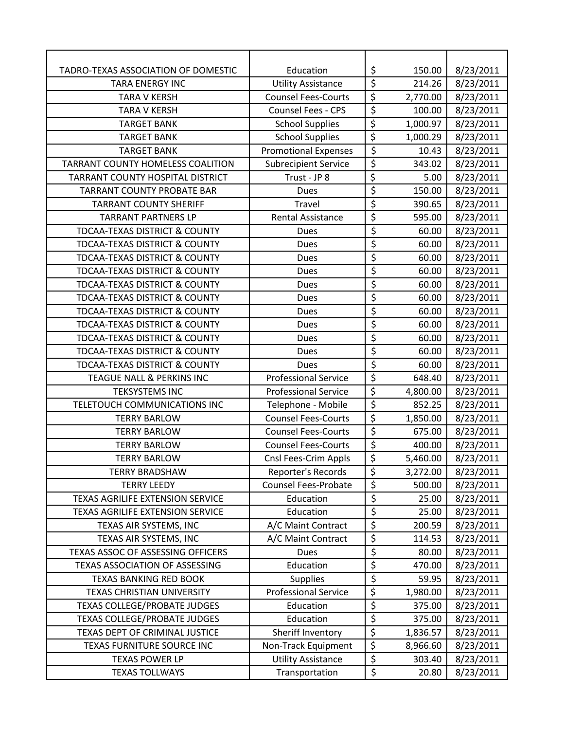| | | | | |
|---|---|---|---|---|
| TADRO-TEXAS ASSOCIATION OF DOMESTIC | Education | $ | 150.00 | 8/23/2011 |
| TARA ENERGY INC | Utility Assistance | $ | 214.26 | 8/23/2011 |
| TARA V KERSH | Counsel Fees-Courts | $ | 2,770.00 | 8/23/2011 |
| TARA V KERSH | Counsel Fees - CPS | $ | 100.00 | 8/23/2011 |
| TARGET BANK | School Supplies | $ | 1,000.97 | 8/23/2011 |
| TARGET BANK | School Supplies | $ | 1,000.29 | 8/23/2011 |
| TARGET BANK | Promotional Expenses | $ | 10.43 | 8/23/2011 |
| TARRANT COUNTY HOMELESS COALITION | Subrecipient Service | $ | 343.02 | 8/23/2011 |
| TARRANT COUNTY HOSPITAL DISTRICT | Trust - JP 8 | $ | 5.00 | 8/23/2011 |
| TARRANT COUNTY PROBATE BAR | Dues | $ | 150.00 | 8/23/2011 |
| TARRANT COUNTY SHERIFF | Travel | $ | 390.65 | 8/23/2011 |
| TARRANT PARTNERS LP | Rental Assistance | $ | 595.00 | 8/23/2011 |
| TDCAA-TEXAS DISTRICT & COUNTY | Dues | $ | 60.00 | 8/23/2011 |
| TDCAA-TEXAS DISTRICT & COUNTY | Dues | $ | 60.00 | 8/23/2011 |
| TDCAA-TEXAS DISTRICT & COUNTY | Dues | $ | 60.00 | 8/23/2011 |
| TDCAA-TEXAS DISTRICT & COUNTY | Dues | $ | 60.00 | 8/23/2011 |
| TDCAA-TEXAS DISTRICT & COUNTY | Dues | $ | 60.00 | 8/23/2011 |
| TDCAA-TEXAS DISTRICT & COUNTY | Dues | $ | 60.00 | 8/23/2011 |
| TDCAA-TEXAS DISTRICT & COUNTY | Dues | $ | 60.00 | 8/23/2011 |
| TDCAA-TEXAS DISTRICT & COUNTY | Dues | $ | 60.00 | 8/23/2011 |
| TDCAA-TEXAS DISTRICT & COUNTY | Dues | $ | 60.00 | 8/23/2011 |
| TDCAA-TEXAS DISTRICT & COUNTY | Dues | $ | 60.00 | 8/23/2011 |
| TDCAA-TEXAS DISTRICT & COUNTY | Dues | $ | 60.00 | 8/23/2011 |
| TEAGUE NALL & PERKINS INC | Professional Service | $ | 648.40 | 8/23/2011 |
| TEKSYSTEMS INC | Professional Service | $ | 4,800.00 | 8/23/2011 |
| TELETOUCH COMMUNICATIONS INC | Telephone - Mobile | $ | 852.25 | 8/23/2011 |
| TERRY BARLOW | Counsel Fees-Courts | $ | 1,850.00 | 8/23/2011 |
| TERRY BARLOW | Counsel Fees-Courts | $ | 675.00 | 8/23/2011 |
| TERRY BARLOW | Counsel Fees-Courts | $ | 400.00 | 8/23/2011 |
| TERRY BARLOW | Cnsl Fees-Crim Appls | $ | 5,460.00 | 8/23/2011 |
| TERRY BRADSHAW | Reporter's Records | $ | 3,272.00 | 8/23/2011 |
| TERRY LEEDY | Counsel Fees-Probate | $ | 500.00 | 8/23/2011 |
| TEXAS AGRILIFE EXTENSION SERVICE | Education | $ | 25.00 | 8/23/2011 |
| TEXAS AGRILIFE EXTENSION SERVICE | Education | $ | 25.00 | 8/23/2011 |
| TEXAS AIR SYSTEMS, INC | A/C Maint Contract | $ | 200.59 | 8/23/2011 |
| TEXAS AIR SYSTEMS, INC | A/C Maint Contract | $ | 114.53 | 8/23/2011 |
| TEXAS ASSOC OF ASSESSING OFFICERS | Dues | $ | 80.00 | 8/23/2011 |
| TEXAS ASSOCIATION OF ASSESSING | Education | $ | 470.00 | 8/23/2011 |
| TEXAS BANKING RED BOOK | Supplies | $ | 59.95 | 8/23/2011 |
| TEXAS CHRISTIAN UNIVERSITY | Professional Service | $ | 1,980.00 | 8/23/2011 |
| TEXAS COLLEGE/PROBATE JUDGES | Education | $ | 375.00 | 8/23/2011 |
| TEXAS COLLEGE/PROBATE JUDGES | Education | $ | 375.00 | 8/23/2011 |
| TEXAS DEPT OF CRIMINAL JUSTICE | Sheriff Inventory | $ | 1,836.57 | 8/23/2011 |
| TEXAS FURNITURE SOURCE INC | Non-Track Equipment | $ | 8,966.60 | 8/23/2011 |
| TEXAS POWER LP | Utility Assistance | $ | 303.40 | 8/23/2011 |
| TEXAS TOLLWAYS | Transportation | $ | 20.80 | 8/23/2011 |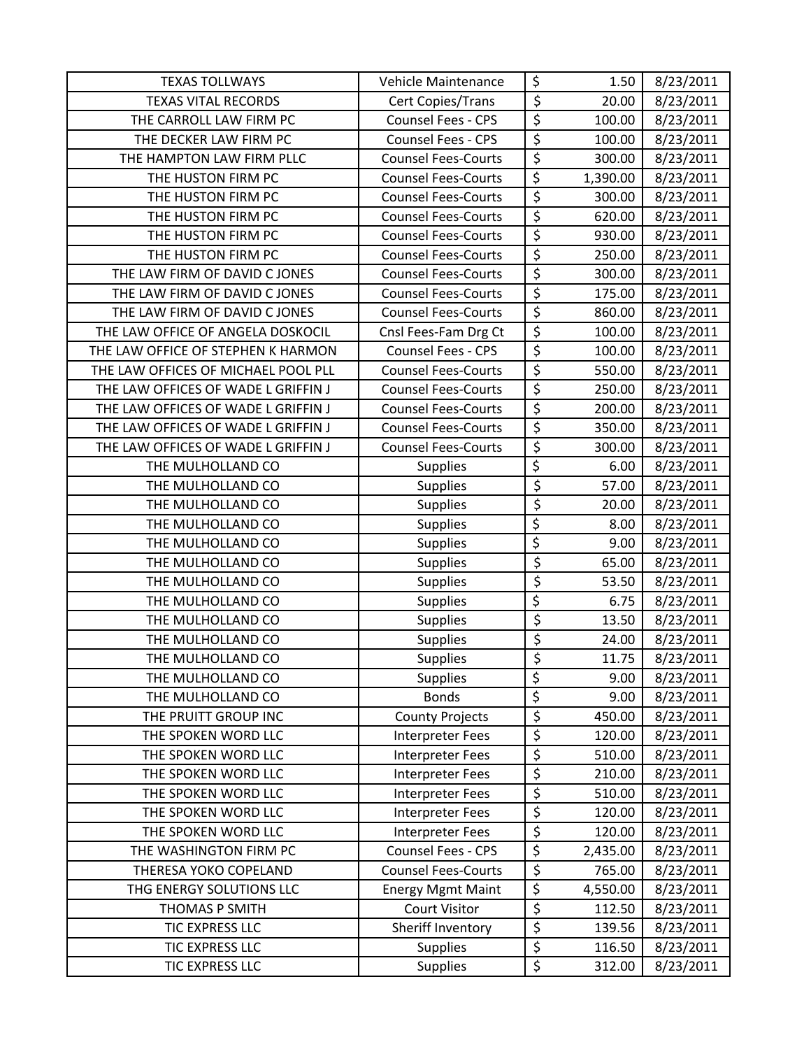| TEXAS TOLLWAYS | Vehicle Maintenance | $ | 1.50 | 8/23/2011 |
|---|---|---|---|---|
| TEXAS VITAL RECORDS | Cert Copies/Trans | $ | 20.00 | 8/23/2011 |
| THE CARROLL LAW FIRM PC | Counsel Fees - CPS | $ | 100.00 | 8/23/2011 |
| THE DECKER LAW FIRM PC | Counsel Fees - CPS | $ | 100.00 | 8/23/2011 |
| THE HAMPTON LAW FIRM PLLC | Counsel Fees-Courts | $ | 300.00 | 8/23/2011 |
| THE HUSTON FIRM PC | Counsel Fees-Courts | $ | 1,390.00 | 8/23/2011 |
| THE HUSTON FIRM PC | Counsel Fees-Courts | $ | 300.00 | 8/23/2011 |
| THE HUSTON FIRM PC | Counsel Fees-Courts | $ | 620.00 | 8/23/2011 |
| THE HUSTON FIRM PC | Counsel Fees-Courts | $ | 930.00 | 8/23/2011 |
| THE HUSTON FIRM PC | Counsel Fees-Courts | $ | 250.00 | 8/23/2011 |
| THE LAW FIRM OF DAVID C JONES | Counsel Fees-Courts | $ | 300.00 | 8/23/2011 |
| THE LAW FIRM OF DAVID C JONES | Counsel Fees-Courts | $ | 175.00 | 8/23/2011 |
| THE LAW FIRM OF DAVID C JONES | Counsel Fees-Courts | $ | 860.00 | 8/23/2011 |
| THE LAW OFFICE OF ANGELA DOSKOCIL | Cnsl Fees-Fam Drg Ct | $ | 100.00 | 8/23/2011 |
| THE LAW OFFICE OF STEPHEN K HARMON | Counsel Fees - CPS | $ | 100.00 | 8/23/2011 |
| THE LAW OFFICES OF MICHAEL POOL PLL | Counsel Fees-Courts | $ | 550.00 | 8/23/2011 |
| THE LAW OFFICES OF WADE L GRIFFIN J | Counsel Fees-Courts | $ | 250.00 | 8/23/2011 |
| THE LAW OFFICES OF WADE L GRIFFIN J | Counsel Fees-Courts | $ | 200.00 | 8/23/2011 |
| THE LAW OFFICES OF WADE L GRIFFIN J | Counsel Fees-Courts | $ | 350.00 | 8/23/2011 |
| THE LAW OFFICES OF WADE L GRIFFIN J | Counsel Fees-Courts | $ | 300.00 | 8/23/2011 |
| THE MULHOLLAND CO | Supplies | $ | 6.00 | 8/23/2011 |
| THE MULHOLLAND CO | Supplies | $ | 57.00 | 8/23/2011 |
| THE MULHOLLAND CO | Supplies | $ | 20.00 | 8/23/2011 |
| THE MULHOLLAND CO | Supplies | $ | 8.00 | 8/23/2011 |
| THE MULHOLLAND CO | Supplies | $ | 9.00 | 8/23/2011 |
| THE MULHOLLAND CO | Supplies | $ | 65.00 | 8/23/2011 |
| THE MULHOLLAND CO | Supplies | $ | 53.50 | 8/23/2011 |
| THE MULHOLLAND CO | Supplies | $ | 6.75 | 8/23/2011 |
| THE MULHOLLAND CO | Supplies | $ | 13.50 | 8/23/2011 |
| THE MULHOLLAND CO | Supplies | $ | 24.00 | 8/23/2011 |
| THE MULHOLLAND CO | Supplies | $ | 11.75 | 8/23/2011 |
| THE MULHOLLAND CO | Supplies | $ | 9.00 | 8/23/2011 |
| THE MULHOLLAND CO | Bonds | $ | 9.00 | 8/23/2011 |
| THE PRUITT GROUP INC | County Projects | $ | 450.00 | 8/23/2011 |
| THE SPOKEN WORD LLC | Interpreter Fees | $ | 120.00 | 8/23/2011 |
| THE SPOKEN WORD LLC | Interpreter Fees | $ | 510.00 | 8/23/2011 |
| THE SPOKEN WORD LLC | Interpreter Fees | $ | 210.00 | 8/23/2011 |
| THE SPOKEN WORD LLC | Interpreter Fees | $ | 510.00 | 8/23/2011 |
| THE SPOKEN WORD LLC | Interpreter Fees | $ | 120.00 | 8/23/2011 |
| THE SPOKEN WORD LLC | Interpreter Fees | $ | 120.00 | 8/23/2011 |
| THE WASHINGTON FIRM PC | Counsel Fees - CPS | $ | 2,435.00 | 8/23/2011 |
| THERESA YOKO COPELAND | Counsel Fees-Courts | $ | 765.00 | 8/23/2011 |
| THG ENERGY SOLUTIONS LLC | Energy Mgmt Maint | $ | 4,550.00 | 8/23/2011 |
| THOMAS P SMITH | Court Visitor | $ | 112.50 | 8/23/2011 |
| TIC EXPRESS LLC | Sheriff Inventory | $ | 139.56 | 8/23/2011 |
| TIC EXPRESS LLC | Supplies | $ | 116.50 | 8/23/2011 |
| TIC EXPRESS LLC | Supplies | $ | 312.00 | 8/23/2011 |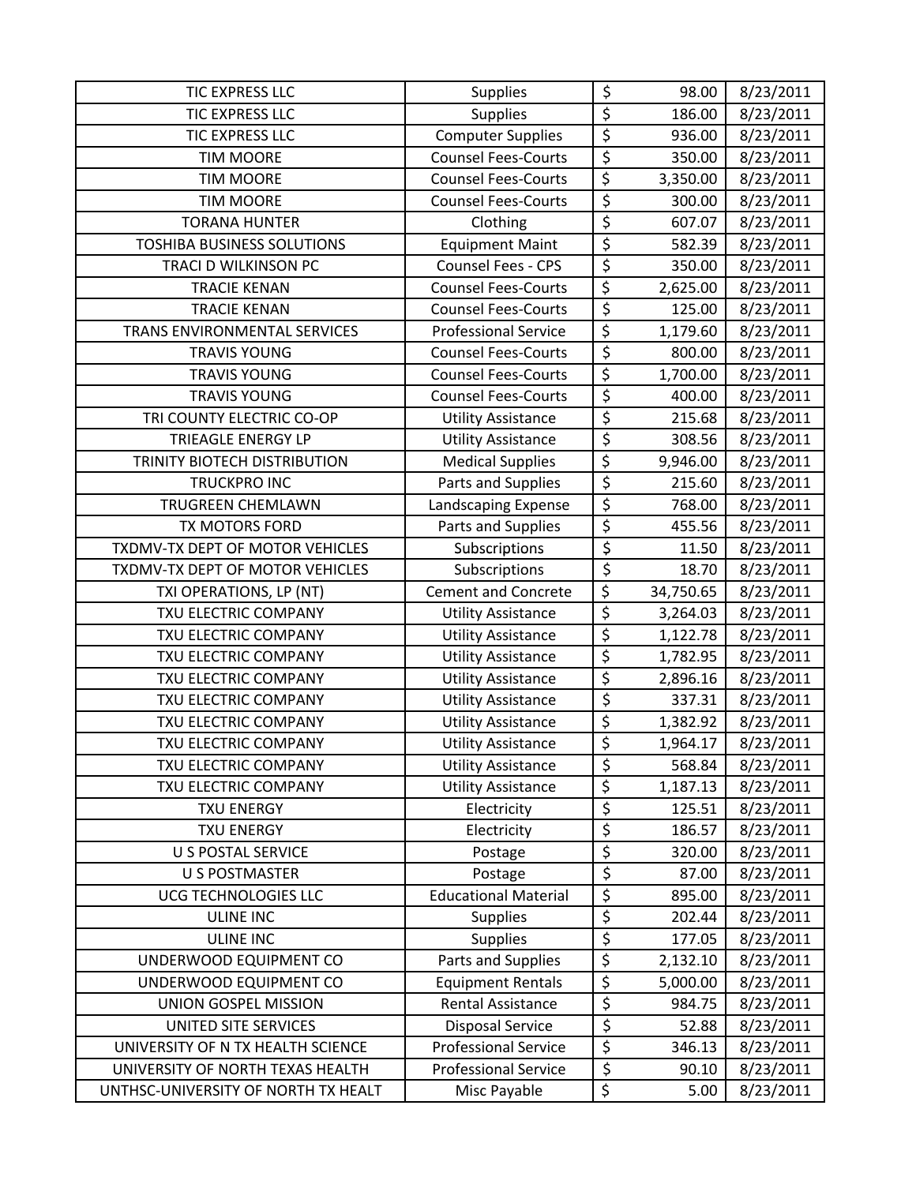| TIC EXPRESS LLC | Supplies | $ | 98.00 | 8/23/2011 |
|---|---|---|---|---|
| TIC EXPRESS LLC | Supplies | $ | 186.00 | 8/23/2011 |
| TIC EXPRESS LLC | Computer Supplies | $ | 936.00 | 8/23/2011 |
| TIM MOORE | Counsel Fees-Courts | $ | 350.00 | 8/23/2011 |
| TIM MOORE | Counsel Fees-Courts | $ | 3,350.00 | 8/23/2011 |
| TIM MOORE | Counsel Fees-Courts | $ | 300.00 | 8/23/2011 |
| TORANA HUNTER | Clothing | $ | 607.07 | 8/23/2011 |
| TOSHIBA BUSINESS SOLUTIONS | Equipment Maint | $ | 582.39 | 8/23/2011 |
| TRACI D WILKINSON PC | Counsel Fees - CPS | $ | 350.00 | 8/23/2011 |
| TRACIE KENAN | Counsel Fees-Courts | $ | 2,625.00 | 8/23/2011 |
| TRACIE KENAN | Counsel Fees-Courts | $ | 125.00 | 8/23/2011 |
| TRANS ENVIRONMENTAL SERVICES | Professional Service | $ | 1,179.60 | 8/23/2011 |
| TRAVIS YOUNG | Counsel Fees-Courts | $ | 800.00 | 8/23/2011 |
| TRAVIS YOUNG | Counsel Fees-Courts | $ | 1,700.00 | 8/23/2011 |
| TRAVIS YOUNG | Counsel Fees-Courts | $ | 400.00 | 8/23/2011 |
| TRI COUNTY ELECTRIC CO-OP | Utility Assistance | $ | 215.68 | 8/23/2011 |
| TRIEAGLE ENERGY LP | Utility Assistance | $ | 308.56 | 8/23/2011 |
| TRINITY BIOTECH DISTRIBUTION | Medical Supplies | $ | 9,946.00 | 8/23/2011 |
| TRUCKPRO INC | Parts and Supplies | $ | 215.60 | 8/23/2011 |
| TRUGREEN CHEMLAWN | Landscaping Expense | $ | 768.00 | 8/23/2011 |
| TX MOTORS FORD | Parts and Supplies | $ | 455.56 | 8/23/2011 |
| TXDMV-TX DEPT OF MOTOR VEHICLES | Subscriptions | $ | 11.50 | 8/23/2011 |
| TXDMV-TX DEPT OF MOTOR VEHICLES | Subscriptions | $ | 18.70 | 8/23/2011 |
| TXI OPERATIONS, LP (NT) | Cement and Concrete | $ | 34,750.65 | 8/23/2011 |
| TXU ELECTRIC COMPANY | Utility Assistance | $ | 3,264.03 | 8/23/2011 |
| TXU ELECTRIC COMPANY | Utility Assistance | $ | 1,122.78 | 8/23/2011 |
| TXU ELECTRIC COMPANY | Utility Assistance | $ | 1,782.95 | 8/23/2011 |
| TXU ELECTRIC COMPANY | Utility Assistance | $ | 2,896.16 | 8/23/2011 |
| TXU ELECTRIC COMPANY | Utility Assistance | $ | 337.31 | 8/23/2011 |
| TXU ELECTRIC COMPANY | Utility Assistance | $ | 1,382.92 | 8/23/2011 |
| TXU ELECTRIC COMPANY | Utility Assistance | $ | 1,964.17 | 8/23/2011 |
| TXU ELECTRIC COMPANY | Utility Assistance | $ | 568.84 | 8/23/2011 |
| TXU ELECTRIC COMPANY | Utility Assistance | $ | 1,187.13 | 8/23/2011 |
| TXU ENERGY | Electricity | $ | 125.51 | 8/23/2011 |
| TXU ENERGY | Electricity | $ | 186.57 | 8/23/2011 |
| U S POSTAL SERVICE | Postage | $ | 320.00 | 8/23/2011 |
| U S POSTMASTER | Postage | $ | 87.00 | 8/23/2011 |
| UCG TECHNOLOGIES LLC | Educational Material | $ | 895.00 | 8/23/2011 |
| ULINE INC | Supplies | $ | 202.44 | 8/23/2011 |
| ULINE INC | Supplies | $ | 177.05 | 8/23/2011 |
| UNDERWOOD EQUIPMENT CO | Parts and Supplies | $ | 2,132.10 | 8/23/2011 |
| UNDERWOOD EQUIPMENT CO | Equipment Rentals | $ | 5,000.00 | 8/23/2011 |
| UNION GOSPEL MISSION | Rental Assistance | $ | 984.75 | 8/23/2011 |
| UNITED SITE SERVICES | Disposal Service | $ | 52.88 | 8/23/2011 |
| UNIVERSITY OF N TX HEALTH SCIENCE | Professional Service | $ | 346.13 | 8/23/2011 |
| UNIVERSITY OF NORTH TEXAS HEALTH | Professional Service | $ | 90.10 | 8/23/2011 |
| UNTHSC-UNIVERSITY OF NORTH TX HEALT | Misc Payable | $ | 5.00 | 8/23/2011 |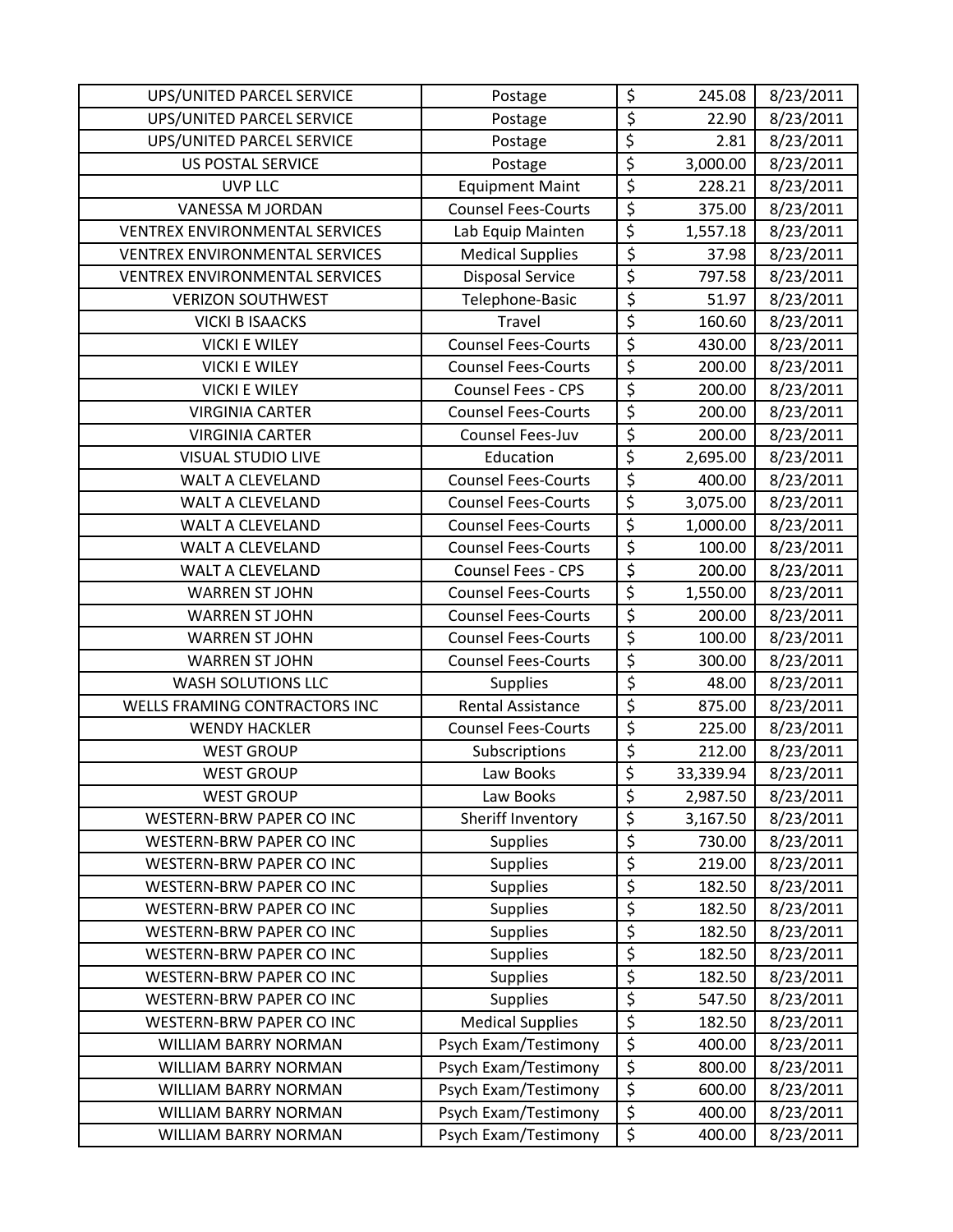| | | | | |
|---|---|---|---|---|
| UPS/UNITED PARCEL SERVICE | Postage | $ | 245.08 | 8/23/2011 |
| UPS/UNITED PARCEL SERVICE | Postage | $ | 22.90 | 8/23/2011 |
| UPS/UNITED PARCEL SERVICE | Postage | $ | 2.81 | 8/23/2011 |
| US POSTAL SERVICE | Postage | $ | 3,000.00 | 8/23/2011 |
| UVP LLC | Equipment Maint | $ | 228.21 | 8/23/2011 |
| VANESSA M JORDAN | Counsel Fees-Courts | $ | 375.00 | 8/23/2011 |
| VENTREX ENVIRONMENTAL SERVICES | Lab Equip Mainten | $ | 1,557.18 | 8/23/2011 |
| VENTREX ENVIRONMENTAL SERVICES | Medical Supplies | $ | 37.98 | 8/23/2011 |
| VENTREX ENVIRONMENTAL SERVICES | Disposal Service | $ | 797.58 | 8/23/2011 |
| VERIZON SOUTHWEST | Telephone-Basic | $ | 51.97 | 8/23/2011 |
| VICKI B ISAACKS | Travel | $ | 160.60 | 8/23/2011 |
| VICKI E WILEY | Counsel Fees-Courts | $ | 430.00 | 8/23/2011 |
| VICKI E WILEY | Counsel Fees-Courts | $ | 200.00 | 8/23/2011 |
| VICKI E WILEY | Counsel Fees - CPS | $ | 200.00 | 8/23/2011 |
| VIRGINIA CARTER | Counsel Fees-Courts | $ | 200.00 | 8/23/2011 |
| VIRGINIA CARTER | Counsel Fees-Juv | $ | 200.00 | 8/23/2011 |
| VISUAL STUDIO LIVE | Education | $ | 2,695.00 | 8/23/2011 |
| WALT A CLEVELAND | Counsel Fees-Courts | $ | 400.00 | 8/23/2011 |
| WALT A CLEVELAND | Counsel Fees-Courts | $ | 3,075.00 | 8/23/2011 |
| WALT A CLEVELAND | Counsel Fees-Courts | $ | 1,000.00 | 8/23/2011 |
| WALT A CLEVELAND | Counsel Fees-Courts | $ | 100.00 | 8/23/2011 |
| WALT A CLEVELAND | Counsel Fees - CPS | $ | 200.00 | 8/23/2011 |
| WARREN ST JOHN | Counsel Fees-Courts | $ | 1,550.00 | 8/23/2011 |
| WARREN ST JOHN | Counsel Fees-Courts | $ | 200.00 | 8/23/2011 |
| WARREN ST JOHN | Counsel Fees-Courts | $ | 100.00 | 8/23/2011 |
| WARREN ST JOHN | Counsel Fees-Courts | $ | 300.00 | 8/23/2011 |
| WASH SOLUTIONS LLC | Supplies | $ | 48.00 | 8/23/2011 |
| WELLS FRAMING CONTRACTORS INC | Rental Assistance | $ | 875.00 | 8/23/2011 |
| WENDY HACKLER | Counsel Fees-Courts | $ | 225.00 | 8/23/2011 |
| WEST GROUP | Subscriptions | $ | 212.00 | 8/23/2011 |
| WEST GROUP | Law Books | $ | 33,339.94 | 8/23/2011 |
| WEST GROUP | Law Books | $ | 2,987.50 | 8/23/2011 |
| WESTERN-BRW PAPER CO INC | Sheriff Inventory | $ | 3,167.50 | 8/23/2011 |
| WESTERN-BRW PAPER CO INC | Supplies | $ | 730.00 | 8/23/2011 |
| WESTERN-BRW PAPER CO INC | Supplies | $ | 219.00 | 8/23/2011 |
| WESTERN-BRW PAPER CO INC | Supplies | $ | 182.50 | 8/23/2011 |
| WESTERN-BRW PAPER CO INC | Supplies | $ | 182.50 | 8/23/2011 |
| WESTERN-BRW PAPER CO INC | Supplies | $ | 182.50 | 8/23/2011 |
| WESTERN-BRW PAPER CO INC | Supplies | $ | 182.50 | 8/23/2011 |
| WESTERN-BRW PAPER CO INC | Supplies | $ | 182.50 | 8/23/2011 |
| WESTERN-BRW PAPER CO INC | Supplies | $ | 547.50 | 8/23/2011 |
| WESTERN-BRW PAPER CO INC | Medical Supplies | $ | 182.50 | 8/23/2011 |
| WILLIAM BARRY NORMAN | Psych Exam/Testimony | $ | 400.00 | 8/23/2011 |
| WILLIAM BARRY NORMAN | Psych Exam/Testimony | $ | 800.00 | 8/23/2011 |
| WILLIAM BARRY NORMAN | Psych Exam/Testimony | $ | 600.00 | 8/23/2011 |
| WILLIAM BARRY NORMAN | Psych Exam/Testimony | $ | 400.00 | 8/23/2011 |
| WILLIAM BARRY NORMAN | Psych Exam/Testimony | $ | 400.00 | 8/23/2011 |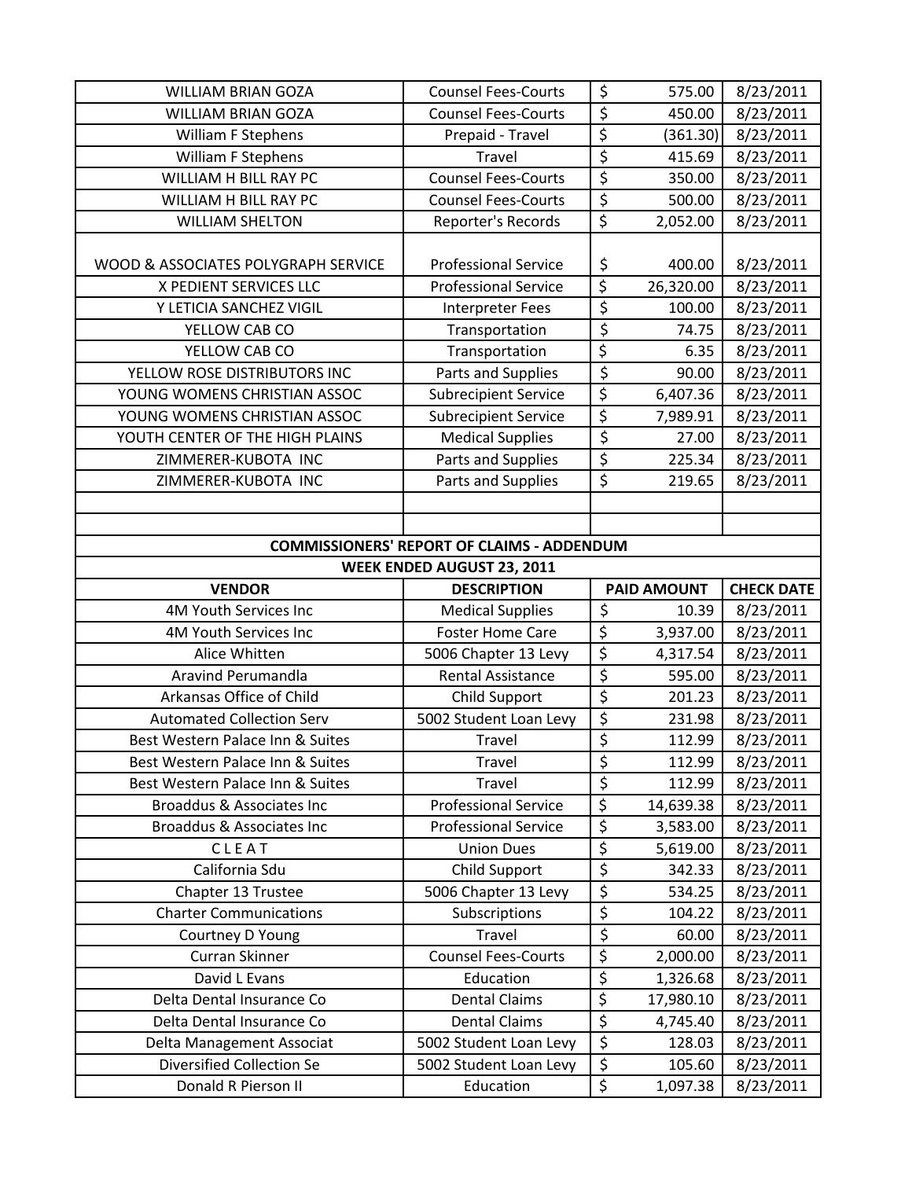| | | | |
|---|---|---|---|
| WILLIAM BRIAN GOZA | Counsel Fees-Courts | $ 575.00 | 8/23/2011 |
| WILLIAM BRIAN GOZA | Counsel Fees-Courts | $ 450.00 | 8/23/2011 |
| William F Stephens | Prepaid - Travel | $ (361.30) | 8/23/2011 |
| William F Stephens | Travel | $ 415.69 | 8/23/2011 |
| WILLIAM H BILL RAY PC | Counsel Fees-Courts | $ 350.00 | 8/23/2011 |
| WILLIAM H BILL RAY PC | Counsel Fees-Courts | $ 500.00 | 8/23/2011 |
| WILLIAM SHELTON | Reporter's Records | $ 2,052.00 | 8/23/2011 |
| WOOD & ASSOCIATES POLYGRAPH SERVICE | Professional Service | $ 400.00 | 8/23/2011 |
| X PEDIENT SERVICES LLC | Professional Service | $ 26,320.00 | 8/23/2011 |
| Y LETICIA SANCHEZ VIGIL | Interpreter Fees | $ 100.00 | 8/23/2011 |
| YELLOW CAB CO | Transportation | $ 74.75 | 8/23/2011 |
| YELLOW CAB CO | Transportation | $ 6.35 | 8/23/2011 |
| YELLOW ROSE DISTRIBUTORS INC | Parts and Supplies | $ 90.00 | 8/23/2011 |
| YOUNG WOMENS CHRISTIAN ASSOC | Subrecipient Service | $ 6,407.36 | 8/23/2011 |
| YOUNG WOMENS CHRISTIAN ASSOC | Subrecipient Service | $ 7,989.91 | 8/23/2011 |
| YOUTH CENTER OF THE HIGH PLAINS | Medical Supplies | $ 27.00 | 8/23/2011 |
| ZIMMERER-KUBOTA INC | Parts and Supplies | $ 225.34 | 8/23/2011 |
| ZIMMERER-KUBOTA INC | Parts and Supplies | $ 219.65 | 8/23/2011 |

**COMMISSIONERS' REPORT OF CLAIMS - ADDENDUM**

**WEEK ENDED AUGUST 23, 2011**

| VENDOR | DESCRIPTION | PAID AMOUNT | CHECK DATE |
|---|---|---|---|
| 4M Youth Services Inc | Medical Supplies | $ 10.39 | 8/23/2011 |
| 4M Youth Services Inc | Foster Home Care | $ 3,937.00 | 8/23/2011 |
| Alice Whitten | 5006 Chapter 13 Levy | $ 4,317.54 | 8/23/2011 |
| Aravind Perumandla | Rental Assistance | $ 595.00 | 8/23/2011 |
| Arkansas Office of Child | Child Support | $ 201.23 | 8/23/2011 |
| Automated Collection Serv | 5002 Student Loan Levy | $ 231.98 | 8/23/2011 |
| Best Western Palace Inn & Suites | Travel | $ 112.99 | 8/23/2011 |
| Best Western Palace Inn & Suites | Travel | $ 112.99 | 8/23/2011 |
| Best Western Palace Inn & Suites | Travel | $ 112.99 | 8/23/2011 |
| Broaddus & Associates Inc | Professional Service | $ 14,639.38 | 8/23/2011 |
| Broaddus & Associates Inc | Professional Service | $ 3,583.00 | 8/23/2011 |
| C L E A T | Union Dues | $ 5,619.00 | 8/23/2011 |
| California Sdu | Child Support | $ 342.33 | 8/23/2011 |
| Chapter 13 Trustee | 5006 Chapter 13 Levy | $ 534.25 | 8/23/2011 |
| Charter Communications | Subscriptions | $ 104.22 | 8/23/2011 |
| Courtney D Young | Travel | $ 60.00 | 8/23/2011 |
| Curran Skinner | Counsel Fees-Courts | $ 2,000.00 | 8/23/2011 |
| David L Evans | Education | $ 1,326.68 | 8/23/2011 |
| Delta Dental Insurance Co | Dental Claims | $ 17,980.10 | 8/23/2011 |
| Delta Dental Insurance Co | Dental Claims | $ 4,745.40 | 8/23/2011 |
| Delta Management Associat | 5002 Student Loan Levy | $ 128.03 | 8/23/2011 |
| Diversified Collection Se | 5002 Student Loan Levy | $ 105.60 | 8/23/2011 |
| Donald R Pierson II | Education | $ 1,097.38 | 8/23/2011 |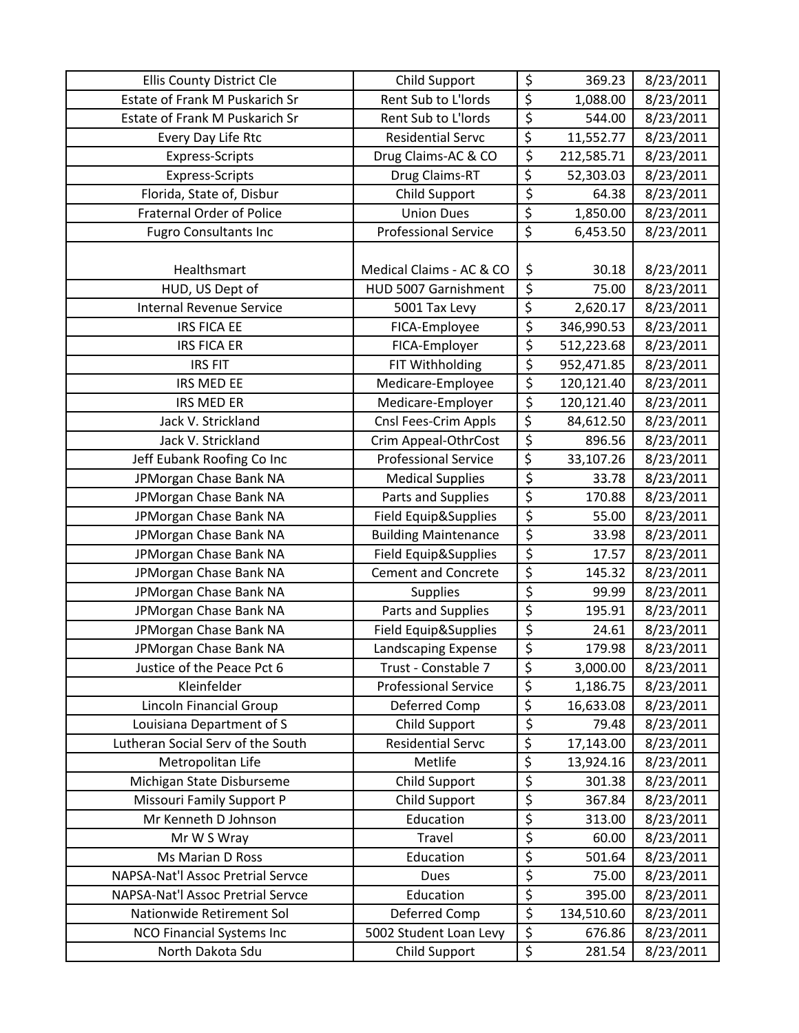| Ellis County District Cle | Child Support | $ | 369.23 | 8/23/2011 |
|---|---|---|---|---|
| Estate of Frank M Puskarich Sr | Rent Sub to L'lords | $ | 1,088.00 | 8/23/2011 |
| Estate of Frank M Puskarich Sr | Rent Sub to L'lords | $ | 544.00 | 8/23/2011 |
| Every Day Life Rtc | Residential Servc | $ | 11,552.77 | 8/23/2011 |
| Express-Scripts | Drug Claims-AC & CO | $ | 212,585.71 | 8/23/2011 |
| Express-Scripts | Drug Claims-RT | $ | 52,303.03 | 8/23/2011 |
| Florida, State of, Disbur | Child Support | $ | 64.38 | 8/23/2011 |
| Fraternal Order of Police | Union Dues | $ | 1,850.00 | 8/23/2011 |
| Fugro Consultants Inc | Professional Service | $ | 6,453.50 | 8/23/2011 |
| Healthsmart | Medical Claims - AC & CO | $ | 30.18 | 8/23/2011 |
| HUD, US Dept of | HUD 5007 Garnishment | $ | 75.00 | 8/23/2011 |
| Internal Revenue Service | 5001 Tax Levy | $ | 2,620.17 | 8/23/2011 |
| IRS FICA EE | FICA-Employee | $ | 346,990.53 | 8/23/2011 |
| IRS FICA ER | FICA-Employer | $ | 512,223.68 | 8/23/2011 |
| IRS FIT | FIT Withholding | $ | 952,471.85 | 8/23/2011 |
| IRS MED EE | Medicare-Employee | $ | 120,121.40 | 8/23/2011 |
| IRS MED ER | Medicare-Employer | $ | 120,121.40 | 8/23/2011 |
| Jack V. Strickland | Cnsl Fees-Crim Appls | $ | 84,612.50 | 8/23/2011 |
| Jack V. Strickland | Crim Appeal-OthrCost | $ | 896.56 | 8/23/2011 |
| Jeff Eubank Roofing Co Inc | Professional Service | $ | 33,107.26 | 8/23/2011 |
| JPMorgan Chase Bank NA | Medical Supplies | $ | 33.78 | 8/23/2011 |
| JPMorgan Chase Bank NA | Parts and Supplies | $ | 170.88 | 8/23/2011 |
| JPMorgan Chase Bank NA | Field Equip&Supplies | $ | 55.00 | 8/23/2011 |
| JPMorgan Chase Bank NA | Building Maintenance | $ | 33.98 | 8/23/2011 |
| JPMorgan Chase Bank NA | Field Equip&Supplies | $ | 17.57 | 8/23/2011 |
| JPMorgan Chase Bank NA | Cement and Concrete | $ | 145.32 | 8/23/2011 |
| JPMorgan Chase Bank NA | Supplies | $ | 99.99 | 8/23/2011 |
| JPMorgan Chase Bank NA | Parts and Supplies | $ | 195.91 | 8/23/2011 |
| JPMorgan Chase Bank NA | Field Equip&Supplies | $ | 24.61 | 8/23/2011 |
| JPMorgan Chase Bank NA | Landscaping Expense | $ | 179.98 | 8/23/2011 |
| Justice of the Peace Pct 6 | Trust - Constable 7 | $ | 3,000.00 | 8/23/2011 |
| Kleinfelder | Professional Service | $ | 1,186.75 | 8/23/2011 |
| Lincoln Financial Group | Deferred Comp | $ | 16,633.08 | 8/23/2011 |
| Louisiana Department of S | Child Support | $ | 79.48 | 8/23/2011 |
| Lutheran Social Serv of the South | Residential Servc | $ | 17,143.00 | 8/23/2011 |
| Metropolitan Life | Metlife | $ | 13,924.16 | 8/23/2011 |
| Michigan State Disburseme | Child Support | $ | 301.38 | 8/23/2011 |
| Missouri Family Support P | Child Support | $ | 367.84 | 8/23/2011 |
| Mr Kenneth D Johnson | Education | $ | 313.00 | 8/23/2011 |
| Mr W S Wray | Travel | $ | 60.00 | 8/23/2011 |
| Ms Marian D Ross | Education | $ | 501.64 | 8/23/2011 |
| NAPSA-Nat'l Assoc Pretrial Servce | Dues | $ | 75.00 | 8/23/2011 |
| NAPSA-Nat'l Assoc Pretrial Servce | Education | $ | 395.00 | 8/23/2011 |
| Nationwide Retirement Sol | Deferred Comp | $ | 134,510.60 | 8/23/2011 |
| NCO Financial Systems Inc | 5002 Student Loan Levy | $ | 676.86 | 8/23/2011 |
| North Dakota Sdu | Child Support | $ | 281.54 | 8/23/2011 |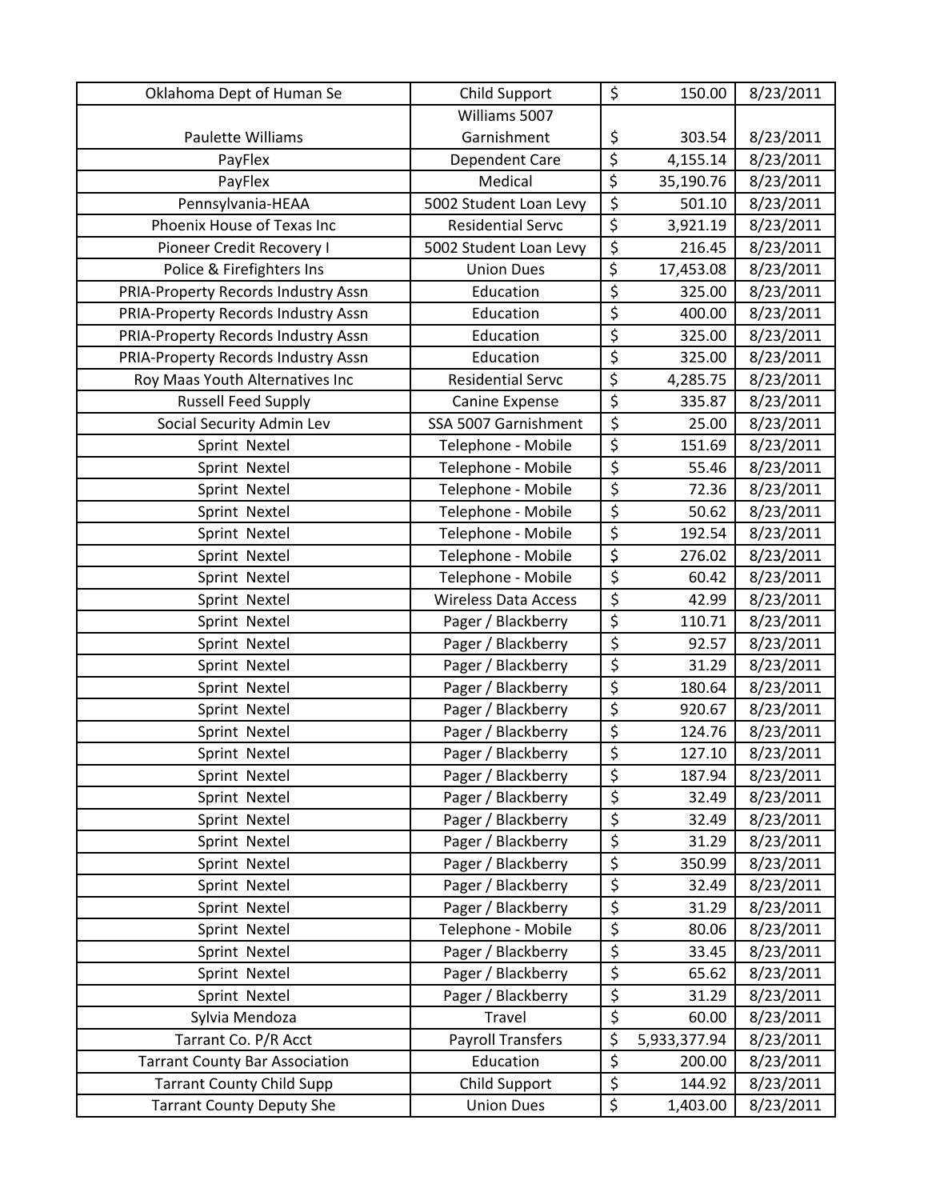| | | | |
|---|---|---|---|
| Oklahoma Dept of Human Se | Child Support | $ 150.00 | 8/23/2011 |
| Paulette Williams | Williams 5007 Garnishment | $ 303.54 | 8/23/2011 |
| PayFlex | Dependent Care | $ 4,155.14 | 8/23/2011 |
| PayFlex | Medical | $ 35,190.76 | 8/23/2011 |
| Pennsylvania-HEAA | 5002 Student Loan Levy | $ 501.10 | 8/23/2011 |
| Phoenix House of Texas Inc | Residential Servc | $ 3,921.19 | 8/23/2011 |
| Pioneer Credit Recovery I | 5002 Student Loan Levy | $ 216.45 | 8/23/2011 |
| Police & Firefighters Ins | Union Dues | $ 17,453.08 | 8/23/2011 |
| PRIA-Property Records Industry Assn | Education | $ 325.00 | 8/23/2011 |
| PRIA-Property Records Industry Assn | Education | $ 400.00 | 8/23/2011 |
| PRIA-Property Records Industry Assn | Education | $ 325.00 | 8/23/2011 |
| PRIA-Property Records Industry Assn | Education | $ 325.00 | 8/23/2011 |
| Roy Maas Youth Alternatives Inc | Residential Servc | $ 4,285.75 | 8/23/2011 |
| Russell Feed Supply | Canine Expense | $ 335.87 | 8/23/2011 |
| Social Security Admin Lev | SSA 5007 Garnishment | $ 25.00 | 8/23/2011 |
| Sprint Nextel | Telephone - Mobile | $ 151.69 | 8/23/2011 |
| Sprint Nextel | Telephone - Mobile | $ 55.46 | 8/23/2011 |
| Sprint Nextel | Telephone - Mobile | $ 72.36 | 8/23/2011 |
| Sprint Nextel | Telephone - Mobile | $ 50.62 | 8/23/2011 |
| Sprint Nextel | Telephone - Mobile | $ 192.54 | 8/23/2011 |
| Sprint Nextel | Telephone - Mobile | $ 276.02 | 8/23/2011 |
| Sprint Nextel | Telephone - Mobile | $ 60.42 | 8/23/2011 |
| Sprint Nextel | Wireless Data Access | $ 42.99 | 8/23/2011 |
| Sprint Nextel | Pager / Blackberry | $ 110.71 | 8/23/2011 |
| Sprint Nextel | Pager / Blackberry | $ 92.57 | 8/23/2011 |
| Sprint Nextel | Pager / Blackberry | $ 31.29 | 8/23/2011 |
| Sprint Nextel | Pager / Blackberry | $ 180.64 | 8/23/2011 |
| Sprint Nextel | Pager / Blackberry | $ 920.67 | 8/23/2011 |
| Sprint Nextel | Pager / Blackberry | $ 124.76 | 8/23/2011 |
| Sprint Nextel | Pager / Blackberry | $ 127.10 | 8/23/2011 |
| Sprint Nextel | Pager / Blackberry | $ 187.94 | 8/23/2011 |
| Sprint Nextel | Pager / Blackberry | $ 32.49 | 8/23/2011 |
| Sprint Nextel | Pager / Blackberry | $ 32.49 | 8/23/2011 |
| Sprint Nextel | Pager / Blackberry | $ 31.29 | 8/23/2011 |
| Sprint Nextel | Pager / Blackberry | $ 350.99 | 8/23/2011 |
| Sprint Nextel | Pager / Blackberry | $ 32.49 | 8/23/2011 |
| Sprint Nextel | Pager / Blackberry | $ 31.29 | 8/23/2011 |
| Sprint Nextel | Telephone - Mobile | $ 80.06 | 8/23/2011 |
| Sprint Nextel | Pager / Blackberry | $ 33.45 | 8/23/2011 |
| Sprint Nextel | Pager / Blackberry | $ 65.62 | 8/23/2011 |
| Sprint Nextel | Pager / Blackberry | $ 31.29 | 8/23/2011 |
| Sylvia Mendoza | Travel | $ 60.00 | 8/23/2011 |
| Tarrant Co. P/R Acct | Payroll Transfers | $ 5,933,377.94 | 8/23/2011 |
| Tarrant County Bar Association | Education | $ 200.00 | 8/23/2011 |
| Tarrant County Child Supp | Child Support | $ 144.92 | 8/23/2011 |
| Tarrant County Deputy She | Union Dues | $ 1,403.00 | 8/23/2011 |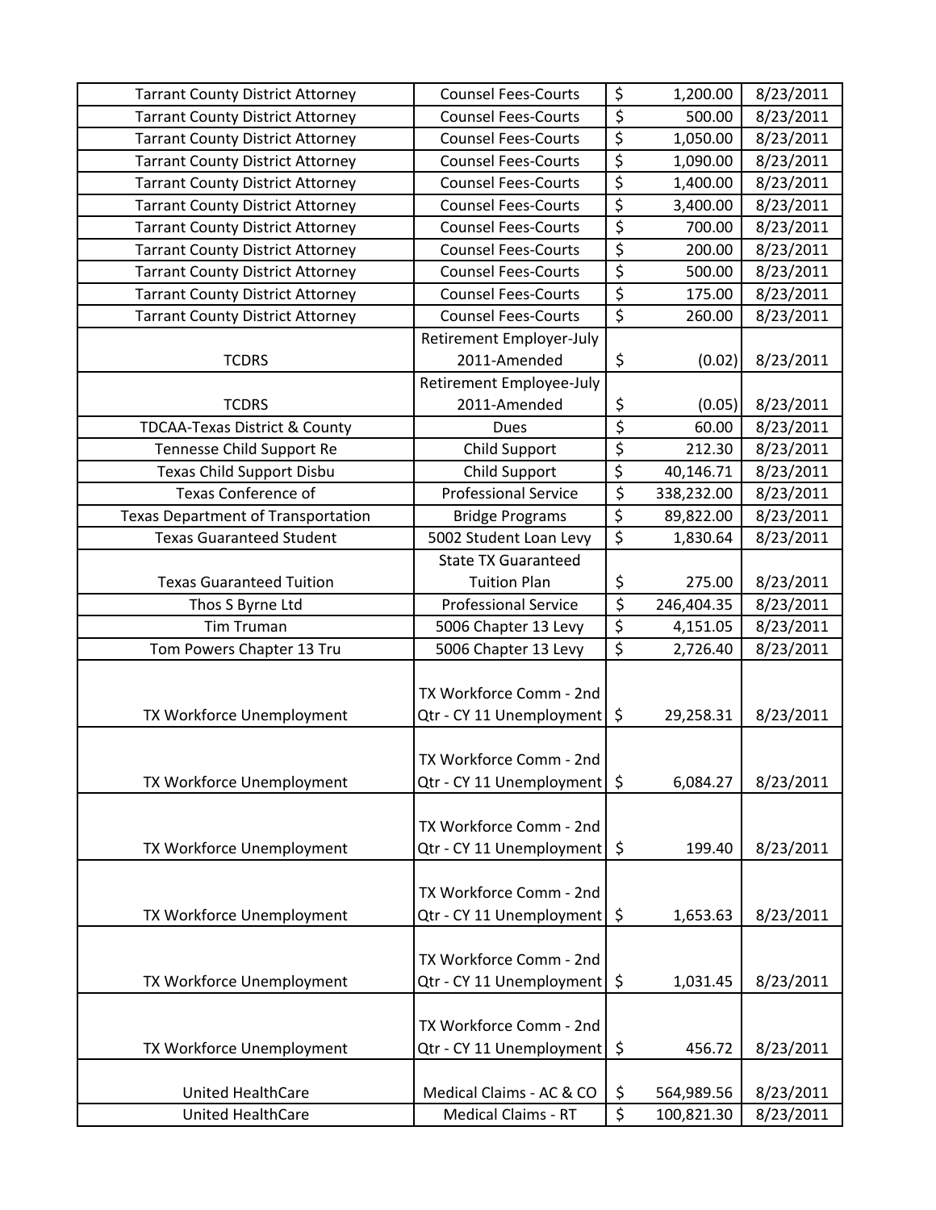| | | | | |
|---|---|---|---|---|
| Tarrant County District Attorney | Counsel Fees-Courts | $ | 1,200.00 | 8/23/2011 |
| Tarrant County District Attorney | Counsel Fees-Courts | $ | 500.00 | 8/23/2011 |
| Tarrant County District Attorney | Counsel Fees-Courts | $ | 1,050.00 | 8/23/2011 |
| Tarrant County District Attorney | Counsel Fees-Courts | $ | 1,090.00 | 8/23/2011 |
| Tarrant County District Attorney | Counsel Fees-Courts | $ | 1,400.00 | 8/23/2011 |
| Tarrant County District Attorney | Counsel Fees-Courts | $ | 3,400.00 | 8/23/2011 |
| Tarrant County District Attorney | Counsel Fees-Courts | $ | 700.00 | 8/23/2011 |
| Tarrant County District Attorney | Counsel Fees-Courts | $ | 200.00 | 8/23/2011 |
| Tarrant County District Attorney | Counsel Fees-Courts | $ | 500.00 | 8/23/2011 |
| Tarrant County District Attorney | Counsel Fees-Courts | $ | 175.00 | 8/23/2011 |
| Tarrant County District Attorney | Counsel Fees-Courts | $ | 260.00 | 8/23/2011 |
| TCDRS | Retirement Employer-July 2011-Amended | $ | (0.02) | 8/23/2011 |
| TCDRS | Retirement Employee-July 2011-Amended | $ | (0.05) | 8/23/2011 |
| TDCAA-Texas District & County | Dues | $ | 60.00 | 8/23/2011 |
| Tennesse Child Support Re | Child Support | $ | 212.30 | 8/23/2011 |
| Texas Child Support Disbu | Child Support | $ | 40,146.71 | 8/23/2011 |
| Texas Conference of | Professional Service | $ | 338,232.00 | 8/23/2011 |
| Texas Department of Transportation | Bridge Programs | $ | 89,822.00 | 8/23/2011 |
| Texas Guaranteed Student | 5002 Student Loan Levy | $ | 1,830.64 | 8/23/2011 |
| Texas Guaranteed Tuition | State TX Guaranteed Tuition Plan | $ | 275.00 | 8/23/2011 |
| Thos S Byrne Ltd | Professional Service | $ | 246,404.35 | 8/23/2011 |
| Tim Truman | 5006 Chapter 13 Levy | $ | 4,151.05 | 8/23/2011 |
| Tom Powers Chapter 13 Tru | 5006 Chapter 13 Levy | $ | 2,726.40 | 8/23/2011 |
| TX Workforce Unemployment | TX Workforce Comm - 2nd Qtr - CY 11 Unemployment | $ | 29,258.31 | 8/23/2011 |
| TX Workforce Unemployment | TX Workforce Comm - 2nd Qtr - CY 11 Unemployment | $ | 6,084.27 | 8/23/2011 |
| TX Workforce Unemployment | TX Workforce Comm - 2nd Qtr - CY 11 Unemployment | $ | 199.40 | 8/23/2011 |
| TX Workforce Unemployment | TX Workforce Comm - 2nd Qtr - CY 11 Unemployment | $ | 1,653.63 | 8/23/2011 |
| TX Workforce Unemployment | TX Workforce Comm - 2nd Qtr - CY 11 Unemployment | $ | 1,031.45 | 8/23/2011 |
| TX Workforce Unemployment | TX Workforce Comm - 2nd Qtr - CY 11 Unemployment | $ | 456.72 | 8/23/2011 |
| United HealthCare | Medical Claims - AC & CO | $ | 564,989.56 | 8/23/2011 |
| United HealthCare | Medical Claims - RT | $ | 100,821.30 | 8/23/2011 |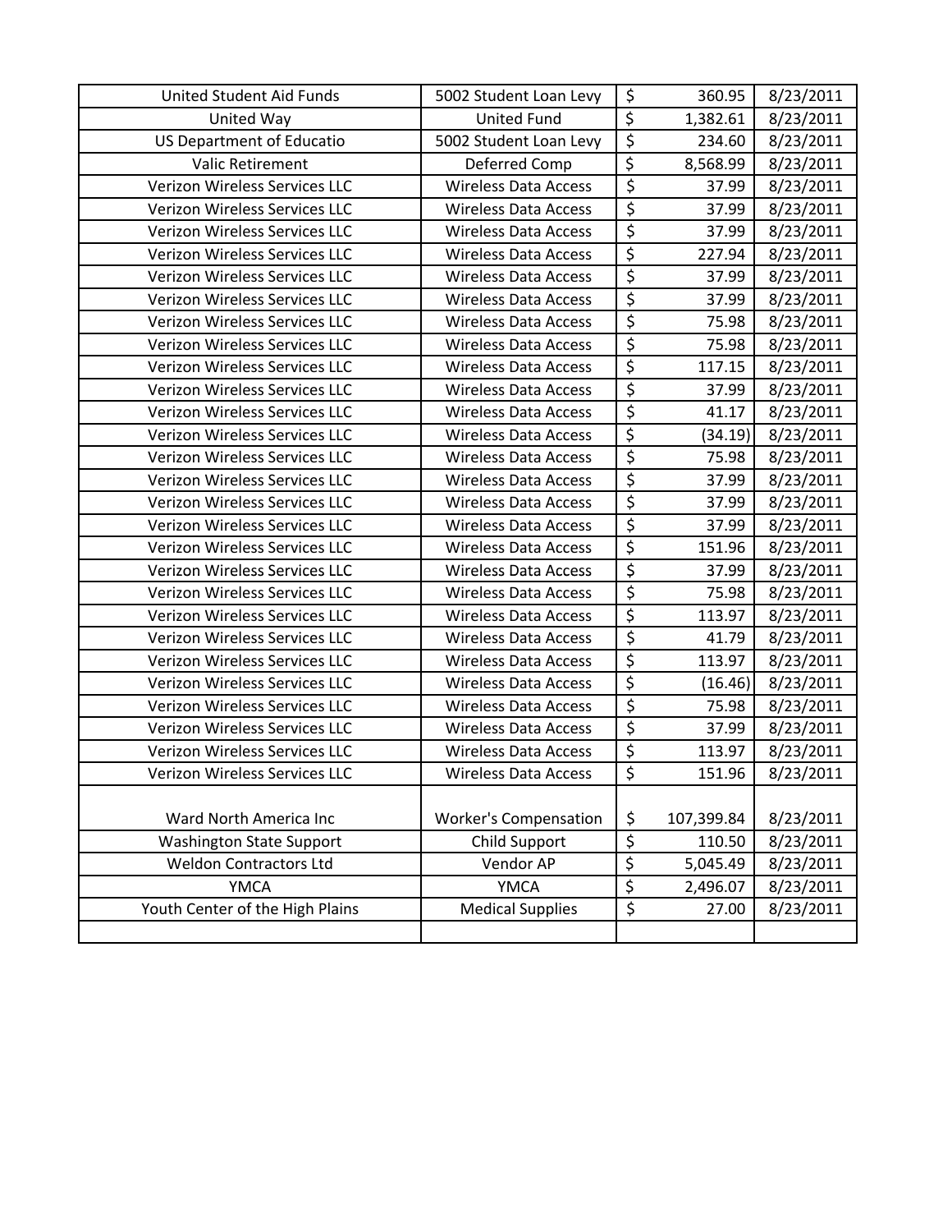| | | | | |
|---|---|---|---|---|
| United Student Aid Funds | 5002 Student Loan Levy | $ | 360.95 | 8/23/2011 |
| United Way | United Fund | $ | 1,382.61 | 8/23/2011 |
| US Department of Educatio | 5002 Student Loan Levy | $ | 234.60 | 8/23/2011 |
| Valic Retirement | Deferred Comp | $ | 8,568.99 | 8/23/2011 |
| Verizon Wireless Services LLC | Wireless Data Access | $ | 37.99 | 8/23/2011 |
| Verizon Wireless Services LLC | Wireless Data Access | $ | 37.99 | 8/23/2011 |
| Verizon Wireless Services LLC | Wireless Data Access | $ | 37.99 | 8/23/2011 |
| Verizon Wireless Services LLC | Wireless Data Access | $ | 227.94 | 8/23/2011 |
| Verizon Wireless Services LLC | Wireless Data Access | $ | 37.99 | 8/23/2011 |
| Verizon Wireless Services LLC | Wireless Data Access | $ | 37.99 | 8/23/2011 |
| Verizon Wireless Services LLC | Wireless Data Access | $ | 75.98 | 8/23/2011 |
| Verizon Wireless Services LLC | Wireless Data Access | $ | 75.98 | 8/23/2011 |
| Verizon Wireless Services LLC | Wireless Data Access | $ | 117.15 | 8/23/2011 |
| Verizon Wireless Services LLC | Wireless Data Access | $ | 37.99 | 8/23/2011 |
| Verizon Wireless Services LLC | Wireless Data Access | $ | 41.17 | 8/23/2011 |
| Verizon Wireless Services LLC | Wireless Data Access | $ | (34.19) | 8/23/2011 |
| Verizon Wireless Services LLC | Wireless Data Access | $ | 75.98 | 8/23/2011 |
| Verizon Wireless Services LLC | Wireless Data Access | $ | 37.99 | 8/23/2011 |
| Verizon Wireless Services LLC | Wireless Data Access | $ | 37.99 | 8/23/2011 |
| Verizon Wireless Services LLC | Wireless Data Access | $ | 37.99 | 8/23/2011 |
| Verizon Wireless Services LLC | Wireless Data Access | $ | 151.96 | 8/23/2011 |
| Verizon Wireless Services LLC | Wireless Data Access | $ | 37.99 | 8/23/2011 |
| Verizon Wireless Services LLC | Wireless Data Access | $ | 75.98 | 8/23/2011 |
| Verizon Wireless Services LLC | Wireless Data Access | $ | 113.97 | 8/23/2011 |
| Verizon Wireless Services LLC | Wireless Data Access | $ | 41.79 | 8/23/2011 |
| Verizon Wireless Services LLC | Wireless Data Access | $ | 113.97 | 8/23/2011 |
| Verizon Wireless Services LLC | Wireless Data Access | $ | (16.46) | 8/23/2011 |
| Verizon Wireless Services LLC | Wireless Data Access | $ | 75.98 | 8/23/2011 |
| Verizon Wireless Services LLC | Wireless Data Access | $ | 37.99 | 8/23/2011 |
| Verizon Wireless Services LLC | Wireless Data Access | $ | 113.97 | 8/23/2011 |
| Verizon Wireless Services LLC | Wireless Data Access | $ | 151.96 | 8/23/2011 |
| Ward North America Inc | Worker's Compensation | $ | 107,399.84 | 8/23/2011 |
| Washington State Support | Child Support | $ | 110.50 | 8/23/2011 |
| Weldon Contractors Ltd | Vendor AP | $ | 5,045.49 | 8/23/2011 |
| YMCA | YMCA | $ | 2,496.07 | 8/23/2011 |
| Youth Center of the High Plains | Medical Supplies | $ | 27.00 | 8/23/2011 |
| | | | | |